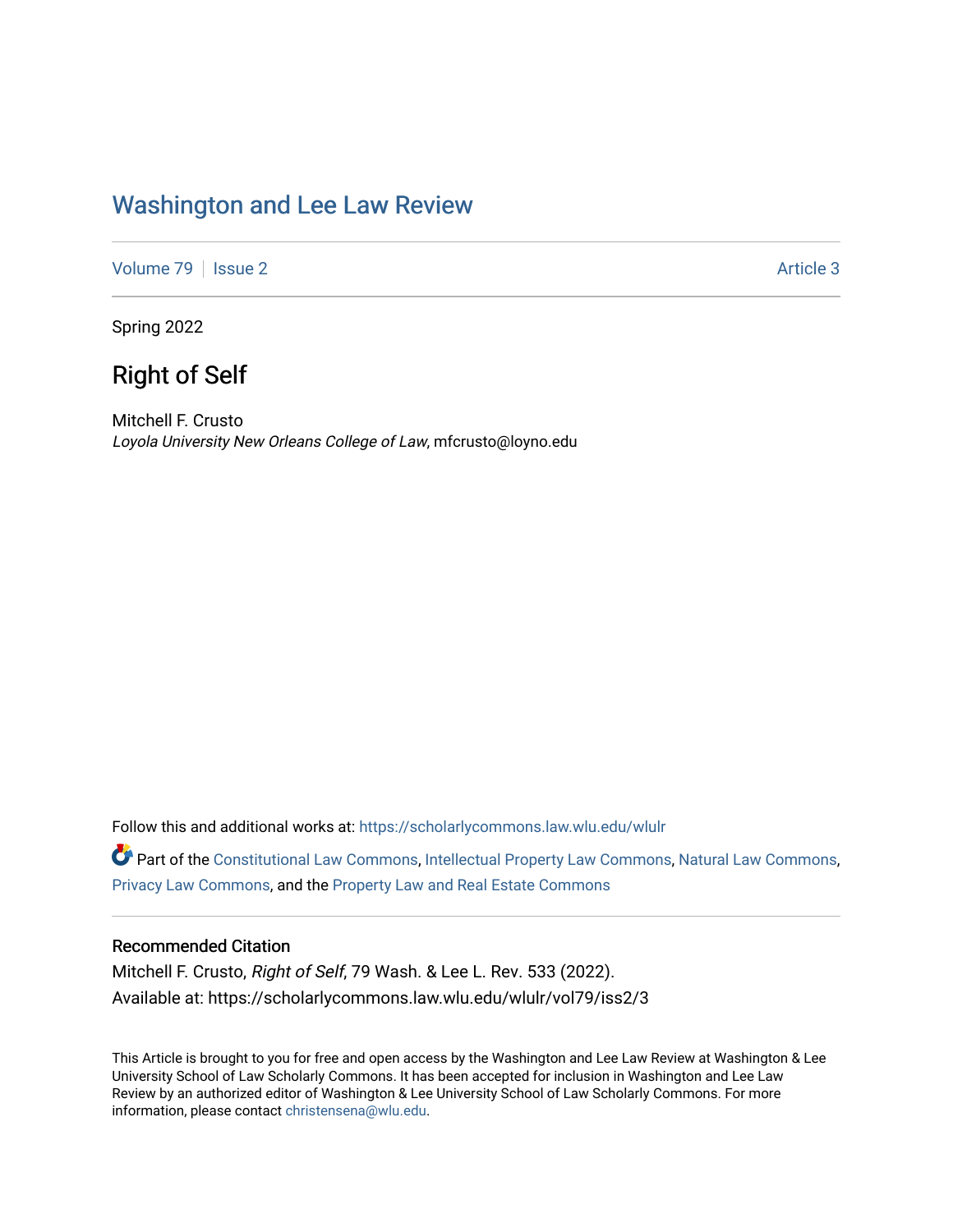# Washington and Lee Law Review

Volume 79 | Issue 2 | Article 3

Spring 2022

## Right of Self

Mitchell F. Crusto
*Loyola University New Orleans College of Law*, mfcrusto@loyno.edu

Follow this and additional works at: https://scholarlycommons.law.wlu.edu/wlulr

Part of the Constitutional Law Commons, Intellectual Property Law Commons, Natural Law Commons, Privacy Law Commons, and the Property Law and Real Estate Commons

### Recommended Citation

Mitchell F. Crusto, *Right of Self*, 79 Wash. & Lee L. Rev. 533 (2022).
Available at: https://scholarlycommons.law.wlu.edu/wlulr/vol79/iss2/3

This Article is brought to you for free and open access by the Washington and Lee Law Review at Washington & Lee University School of Law Scholarly Commons. It has been accepted for inclusion in Washington and Lee Law Review by an authorized editor of Washington & Lee University School of Law Scholarly Commons. For more information, please contact christensena@wlu.edu.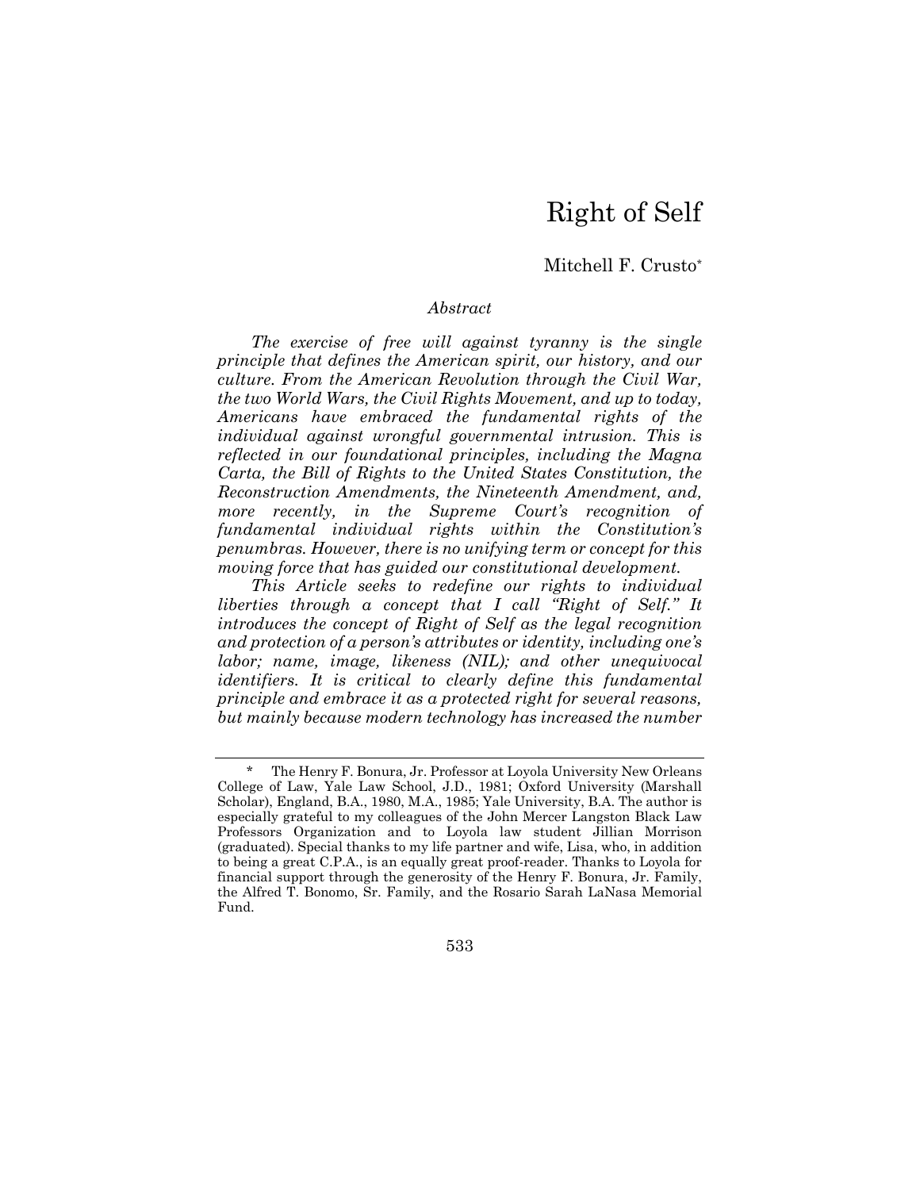# Right of Self

Mitchell F. Crusto*

*Abstract*

*The exercise of free will against tyranny is the single principle that defines the American spirit, our history, and our culture. From the American Revolution through the Civil War, the two World Wars, the Civil Rights Movement, and up to today, Americans have embraced the fundamental rights of the individual against wrongful governmental intrusion. This is reflected in our foundational principles, including the Magna Carta, the Bill of Rights to the United States Constitution, the Reconstruction Amendments, the Nineteenth Amendment, and, more recently, in the Supreme Court's recognition of fundamental individual rights within the Constitution's penumbras. However, there is no unifying term or concept for this moving force that has guided our constitutional development.*

*This Article seeks to redefine our rights to individual liberties through a concept that I call "Right of Self." It introduces the concept of Right of Self as the legal recognition and protection of a person's attributes or identity, including one's labor; name, image, likeness (NIL); and other unequivocal identifiers. It is critical to clearly define this fundamental principle and embrace it as a protected right for several reasons, but mainly because modern technology has increased the number*

---

\* The Henry F. Bonura, Jr. Professor at Loyola University New Orleans College of Law, Yale Law School, J.D., 1981; Oxford University (Marshall Scholar), England, B.A., 1980, M.A., 1985; Yale University, B.A. The author is especially grateful to my colleagues of the John Mercer Langston Black Law Professors Organization and to Loyola law student Jillian Morrison (graduated). Special thanks to my life partner and wife, Lisa, who, in addition to being a great C.P.A., is an equally great proof-reader. Thanks to Loyola for financial support through the generosity of the Henry F. Bonura, Jr. Family, the Alfred T. Bonomo, Sr. Family, and the Rosario Sarah LaNasa Memorial Fund.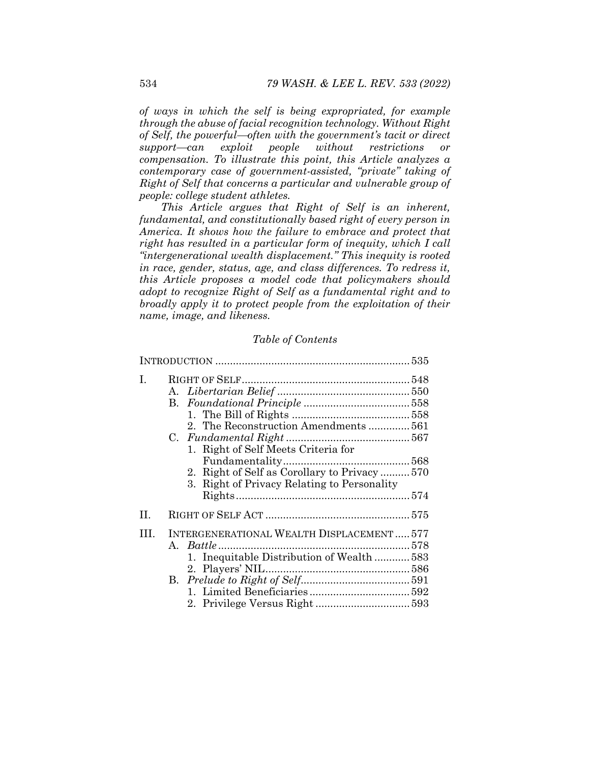*of ways in which the self is being expropriated, for example through the abuse of facial recognition technology. Without Right of Self, the powerful—often with the government's tacit or direct support—can exploit people without restrictions or compensation. To illustrate this point, this Article analyzes a contemporary case of government-assisted, "private" taking of Right of Self that concerns a particular and vulnerable group of people: college student athletes.*

*This Article argues that Right of Self is an inherent, fundamental, and constitutionally based right of every person in America. It shows how the failure to embrace and protect that right has resulted in a particular form of inequity, which I call "intergenerational wealth displacement." This inequity is rooted in race, gender, status, age, and class differences. To redress it, this Article proposes a model code that policymakers should adopt to recognize Right of Self as a fundamental right and to broadly apply it to protect people from the exploitation of their name, image, and likeness.*

*Table of Contents*

INTRODUCTION .................................................................. 535

I. RIGHT OF SELF ......................................................... 548
   - A. *Libertarian Belief* ............................................. 550
   - B. *Foundational Principle* .................................... 558
     1. The Bill of Rights ........................................ 558
     2. The Reconstruction Amendments .............. 561
   - C. *Fundamental Right* .......................................... 567
     1. Right of Self Meets Criteria for Fundamentality ........................................... 568
     2. Right of Self as Corollary to Privacy .......... 570
     3. Right of Privacy Relating to Personality Rights ........................................................... 574

II. RIGHT OF SELF ACT ................................................ 575

III. INTERGENERATIONAL WEALTH DISPLACEMENT ..... 577
   - A. *Battle* ................................................................ 578
     1. Inequitable Distribution of Wealth ............ 583
     2. Players' NIL ................................................. 586
   - B. *Prelude to Right of Self* ..................................... 591
     1. Limited Beneficiaries .................................. 592
     2. Privilege Versus Right ................................ 593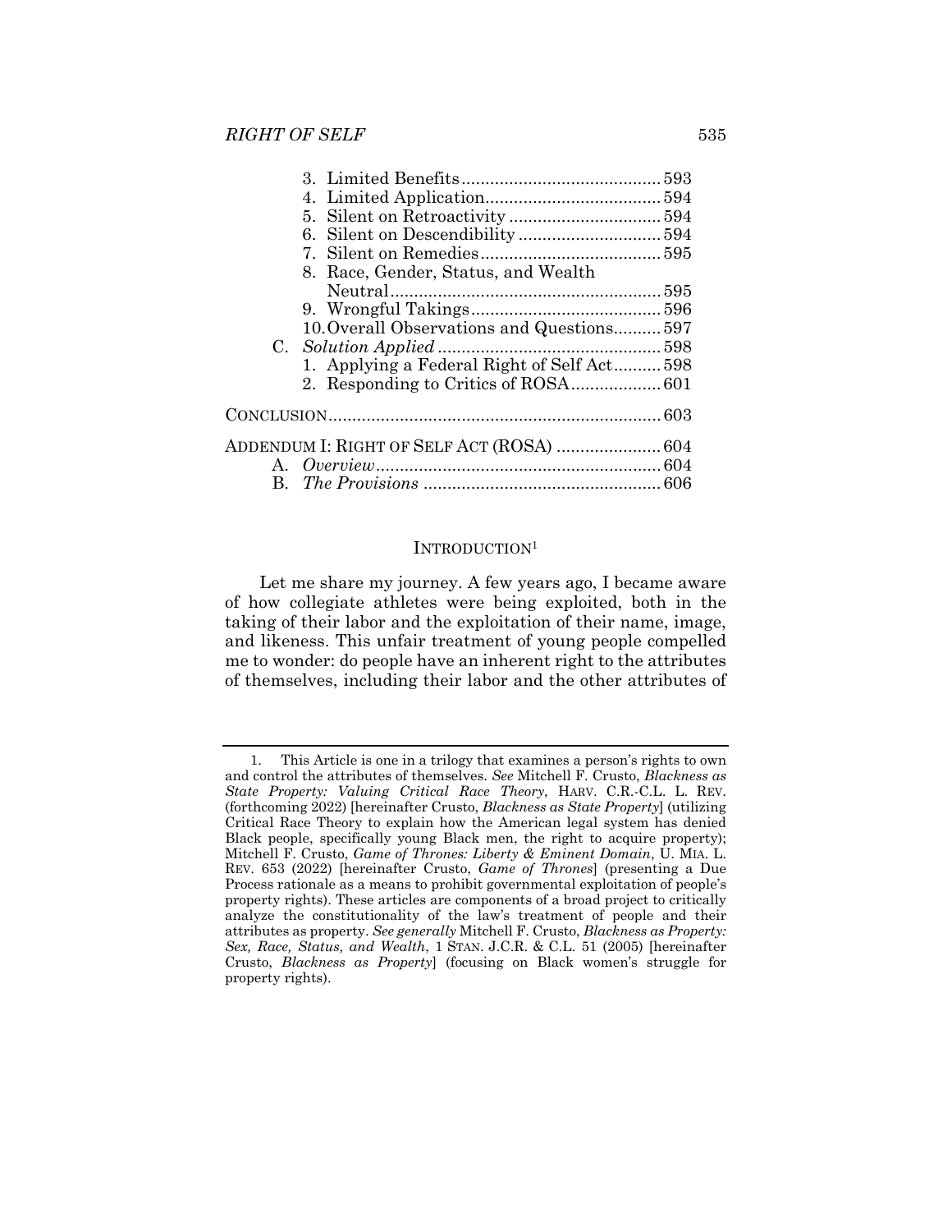3. Limited Benefits .......................................... 593
4. Limited Application..................................... 594
5. Silent on Retroactivity ................................ 594
6. Silent on Descendibility .............................. 594
7. Silent on Remedies...................................... 595
8. Race, Gender, Status, and Wealth Neutral......................................................... 595
9. Wrongful Takings........................................ 596
10. Overall Observations and Questions.......... 597

C. *Solution Applied* ............................................... 598
1. Applying a Federal Right of Self Act.......... 598
2. Responding to Critics of ROSA................... 601

CONCLUSION...................................................................... 603

ADDENDUM I: RIGHT OF SELF ACT (ROSA) ...................... 604
A. *Overview*............................................................ 604
B. *The Provisions* .................................................. 606

## INTRODUCTION[1]

Let me share my journey. A few years ago, I became aware of how collegiate athletes were being exploited, both in the taking of their labor and the exploitation of their name, image, and likeness. This unfair treatment of young people compelled me to wonder: do people have an inherent right to the attributes of themselves, including their labor and the other attributes of

---

1. This Article is one in a trilogy that examines a person's rights to own and control the attributes of themselves. *See* Mitchell F. Crusto, *Blackness as State Property: Valuing Critical Race Theory*, HARV. C.R.-C.L. L. REV. (forthcoming 2022) [hereinafter Crusto, *Blackness as State Property*] (utilizing Critical Race Theory to explain how the American legal system has denied Black people, specifically young Black men, the right to acquire property); Mitchell F. Crusto, *Game of Thrones: Liberty & Eminent Domain*, U. MIA. L. REV. 653 (2022) [hereinafter Crusto, *Game of Thrones*] (presenting a Due Process rationale as a means to prohibit governmental exploitation of people's property rights). These articles are components of a broad project to critically analyze the constitutionality of the law's treatment of people and their attributes as property. *See generally* Mitchell F. Crusto, *Blackness as Property: Sex, Race, Status, and Wealth*, 1 STAN. J.C.R. & C.L. 51 (2005) [hereinafter Crusto, *Blackness as Property*] (focusing on Black women's struggle for property rights).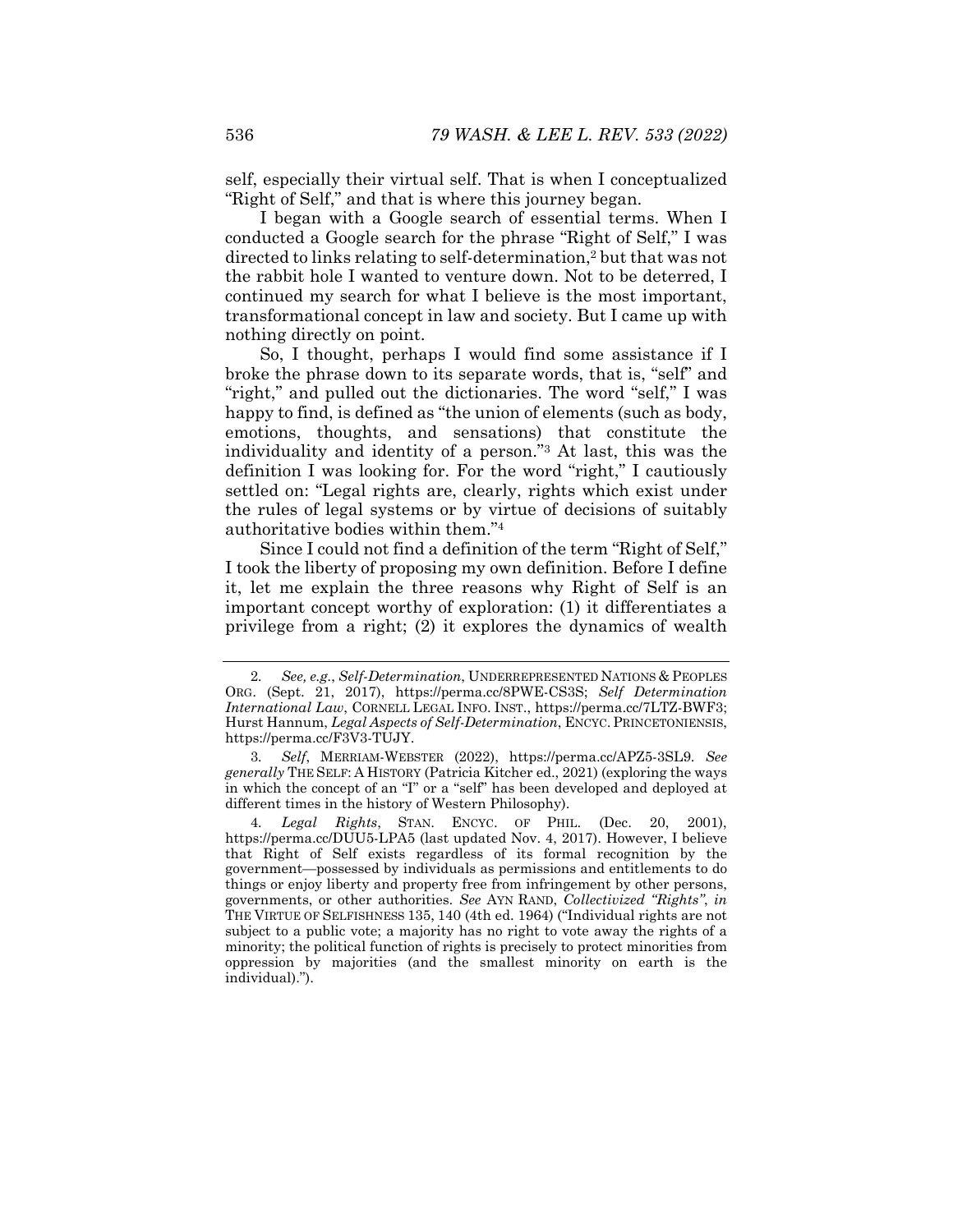self, especially their virtual self. That is when I conceptualized "Right of Self," and that is where this journey began.

I began with a Google search of essential terms. When I conducted a Google search for the phrase "Right of Self," I was directed to links relating to self-determination,[2] but that was not the rabbit hole I wanted to venture down. Not to be deterred, I continued my search for what I believe is the most important, transformational concept in law and society. But I came up with nothing directly on point.

So, I thought, perhaps I would find some assistance if I broke the phrase down to its separate words, that is, "self" and "right," and pulled out the dictionaries. The word "self," I was happy to find, is defined as "the union of elements (such as body, emotions, thoughts, and sensations) that constitute the individuality and identity of a person."[3] At last, this was the definition I was looking for. For the word "right," I cautiously settled on: "Legal rights are, clearly, rights which exist under the rules of legal systems or by virtue of decisions of suitably authoritative bodies within them."[4]

Since I could not find a definition of the term "Right of Self," I took the liberty of proposing my own definition. Before I define it, let me explain the three reasons why Right of Self is an important concept worthy of exploration: (1) it differentiates a privilege from a right; (2) it explores the dynamics of wealth

---

2. *See, e.g.*, *Self-Determination*, UNDERREPRESENTED NATIONS & PEOPLES ORG. (Sept. 21, 2017), https://perma.cc/8PWE-CS3S; *Self Determination International Law*, CORNELL LEGAL INFO. INST., https://perma.cc/7LTZ-BWF3; Hurst Hannum, *Legal Aspects of Self-Determination*, ENCYC. PRINCETONIENSIS, https://perma.cc/F3V3-TUJY.

3. *Self*, MERRIAM-WEBSTER (2022), https://perma.cc/APZ5-3SL9. *See generally* THE SELF: A HISTORY (Patricia Kitcher ed., 2021) (exploring the ways in which the concept of an "I" or a "self" has been developed and deployed at different times in the history of Western Philosophy).

4. *Legal Rights*, STAN. ENCYC. OF PHIL. (Dec. 20, 2001), https://perma.cc/DUU5-LPA5 (last updated Nov. 4, 2017). However, I believe that Right of Self exists regardless of its formal recognition by the government—possessed by individuals as permissions and entitlements to do things or enjoy liberty and property free from infringement by other persons, governments, or other authorities. *See* AYN RAND, *Collectivized "Rights"*, *in* THE VIRTUE OF SELFISHNESS 135, 140 (4th ed. 1964) ("Individual rights are not subject to a public vote; a majority has no right to vote away the rights of a minority; the political function of rights is precisely to protect minorities from oppression by majorities (and the smallest minority on earth is the individual).").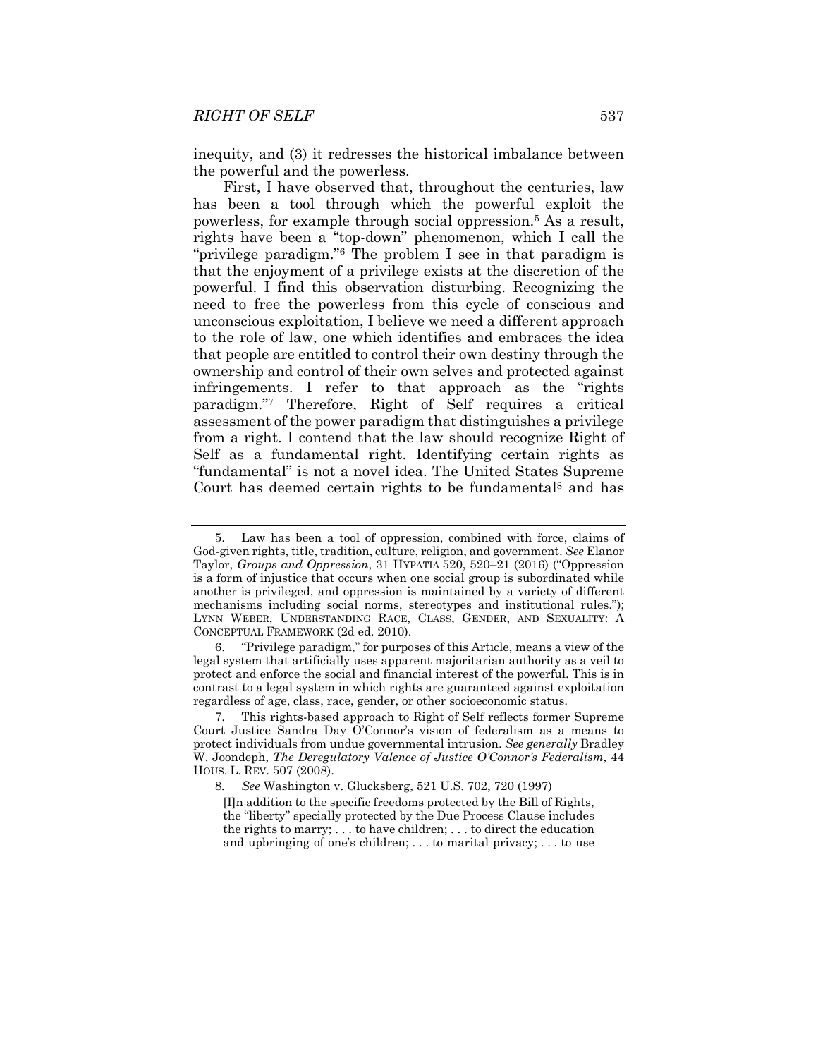inequity, and (3) it redresses the historical imbalance between the powerful and the powerless.

First, I have observed that, throughout the centuries, law has been a tool through which the powerful exploit the powerless, for example through social oppression.[5] As a result, rights have been a "top-down" phenomenon, which I call the "privilege paradigm."[6] The problem I see in that paradigm is that the enjoyment of a privilege exists at the discretion of the powerful. I find this observation disturbing. Recognizing the need to free the powerless from this cycle of conscious and unconscious exploitation, I believe we need a different approach to the role of law, one which identifies and embraces the idea that people are entitled to control their own destiny through the ownership and control of their own selves and protected against infringements. I refer to that approach as the "rights paradigm."[7] Therefore, Right of Self requires a critical assessment of the power paradigm that distinguishes a privilege from a right. I contend that the law should recognize Right of Self as a fundamental right. Identifying certain rights as "fundamental" is not a novel idea. The United States Supreme Court has deemed certain rights to be fundamental[8] and has

---

5. Law has been a tool of oppression, combined with force, claims of God-given rights, title, tradition, culture, religion, and government. *See* Elanor Taylor, *Groups and Oppression*, 31 HYPATIA 520, 520–21 (2016) ("Oppression is a form of injustice that occurs when one social group is subordinated while another is privileged, and oppression is maintained by a variety of different mechanisms including social norms, stereotypes and institutional rules."); LYNN WEBER, UNDERSTANDING RACE, CLASS, GENDER, AND SEXUALITY: A CONCEPTUAL FRAMEWORK (2d ed. 2010).

6. "Privilege paradigm," for purposes of this Article, means a view of the legal system that artificially uses apparent majoritarian authority as a veil to protect and enforce the social and financial interest of the powerful. This is in contrast to a legal system in which rights are guaranteed against exploitation regardless of age, class, race, gender, or other socioeconomic status.

7. This rights-based approach to Right of Self reflects former Supreme Court Justice Sandra Day O'Connor's vision of federalism as a means to protect individuals from undue governmental intrusion. *See generally* Bradley W. Joondeph, *The Deregulatory Valence of Justice O'Connor's Federalism*, 44 HOUS. L. REV. 507 (2008).

8. *See* Washington v. Glucksberg, 521 U.S. 702, 720 (1997)

> [I]n addition to the specific freedoms protected by the Bill of Rights, the "liberty" specially protected by the Due Process Clause includes the rights to marry; . . . to have children; . . . to direct the education and upbringing of one's children; . . . to marital privacy; . . . to use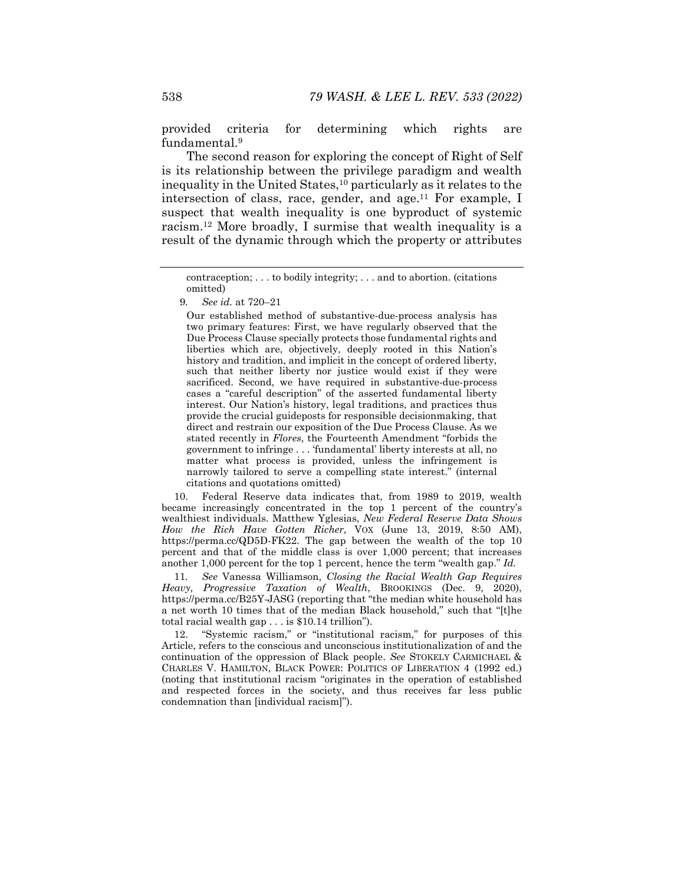provided criteria for determining which rights are fundamental.[9]

The second reason for exploring the concept of Right of Self is its relationship between the privilege paradigm and wealth inequality in the United States,[10] particularly as it relates to the intersection of class, race, gender, and age.[11] For example, I suspect that wealth inequality is one byproduct of systemic racism.[12] More broadly, I surmise that wealth inequality is a result of the dynamic through which the property or attributes

---

contraception; . . . to bodily integrity; . . . and to abortion. (citations omitted)

9. *See id.* at 720–21

> Our established method of substantive-due-process analysis has two primary features: First, we have regularly observed that the Due Process Clause specially protects those fundamental rights and liberties which are, objectively, deeply rooted in this Nation's history and tradition, and implicit in the concept of ordered liberty, such that neither liberty nor justice would exist if they were sacrificed. Second, we have required in substantive-due-process cases a "careful description" of the asserted fundamental liberty interest. Our Nation's history, legal traditions, and practices thus provide the crucial guideposts for responsible decisionmaking, that direct and restrain our exposition of the Due Process Clause. As we stated recently in *Flores*, the Fourteenth Amendment "forbids the government to infringe . . . 'fundamental' liberty interests at all, no matter what process is provided, unless the infringement is narrowly tailored to serve a compelling state interest." (internal citations and quotations omitted)

10. Federal Reserve data indicates that, from 1989 to 2019, wealth became increasingly concentrated in the top 1 percent of the country's wealthiest individuals. Matthew Yglesias, *New Federal Reserve Data Shows How the Rich Have Gotten Richer*, VOX (June 13, 2019, 8:50 AM), https://perma.cc/QD5D-FK22. The gap between the wealth of the top 10 percent and that of the middle class is over 1,000 percent; that increases another 1,000 percent for the top 1 percent, hence the term "wealth gap." *Id.*

11. *See* Vanessa Williamson, *Closing the Racial Wealth Gap Requires Heavy, Progressive Taxation of Wealth*, BROOKINGS (Dec. 9, 2020), https://perma.cc/B25Y-JASG (reporting that "the median white household has a net worth 10 times that of the median Black household," such that "[t]he total racial wealth gap . . . is $10.14 trillion").

12. "Systemic racism," or "institutional racism," for purposes of this Article, refers to the conscious and unconscious institutionalization of and the continuation of the oppression of Black people. *See* STOKELY CARMICHAEL & CHARLES V. HAMILTON, BLACK POWER: POLITICS OF LIBERATION 4 (1992 ed.) (noting that institutional racism "originates in the operation of established and respected forces in the society, and thus receives far less public condemnation than [individual racism]").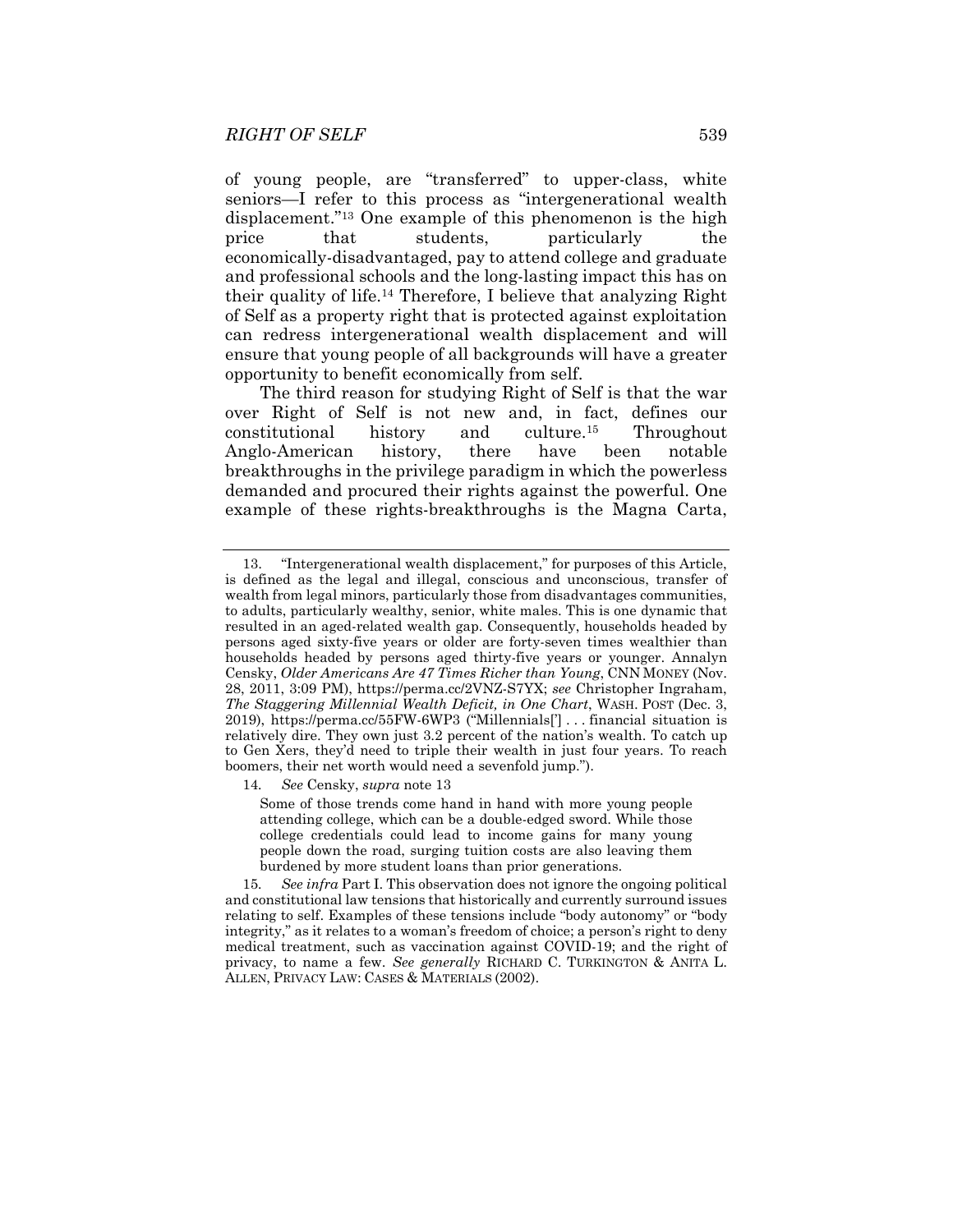of young people, are "transferred" to upper-class, white seniors—I refer to this process as "intergenerational wealth displacement."[13] One example of this phenomenon is the high price that students, particularly the economically-disadvantaged, pay to attend college and graduate and professional schools and the long-lasting impact this has on their quality of life.[14] Therefore, I believe that analyzing Right of Self as a property right that is protected against exploitation can redress intergenerational wealth displacement and will ensure that young people of all backgrounds will have a greater opportunity to benefit economically from self.

The third reason for studying Right of Self is that the war over Right of Self is not new and, in fact, defines our constitutional history and culture.[15] Throughout Anglo-American history, there have been notable breakthroughs in the privilege paradigm in which the powerless demanded and procured their rights against the powerful. One example of these rights-breakthroughs is the Magna Carta,

---

13. "Intergenerational wealth displacement," for purposes of this Article, is defined as the legal and illegal, conscious and unconscious, transfer of wealth from legal minors, particularly those from disadvantages communities, to adults, particularly wealthy, senior, white males. This is one dynamic that resulted in an aged-related wealth gap. Consequently, households headed by persons aged sixty-five years or older are forty-seven times wealthier than households headed by persons aged thirty-five years or younger. Annalyn Censky, *Older Americans Are 47 Times Richer than Young*, CNN MONEY (Nov. 28, 2011, 3:09 PM), https://perma.cc/2VNZ-S7YX; *see* Christopher Ingraham, *The Staggering Millennial Wealth Deficit, in One Chart*, WASH. POST (Dec. 3, 2019), https://perma.cc/55FW-6WP3 ("Millennials['] . . . financial situation is relatively dire. They own just 3.2 percent of the nation's wealth. To catch up to Gen Xers, they'd need to triple their wealth in just four years. To reach boomers, their net worth would need a sevenfold jump.").

14. *See* Censky, *supra* note 13

> Some of those trends come hand in hand with more young people attending college, which can be a double-edged sword. While those college credentials could lead to income gains for many young people down the road, surging tuition costs are also leaving them burdened by more student loans than prior generations.

15. *See infra* Part I. This observation does not ignore the ongoing political and constitutional law tensions that historically and currently surround issues relating to self. Examples of these tensions include "body autonomy" or "body integrity," as it relates to a woman's freedom of choice; a person's right to deny medical treatment, such as vaccination against COVID-19; and the right of privacy, to name a few. *See generally* RICHARD C. TURKINGTON & ANITA L. ALLEN, PRIVACY LAW: CASES & MATERIALS (2002).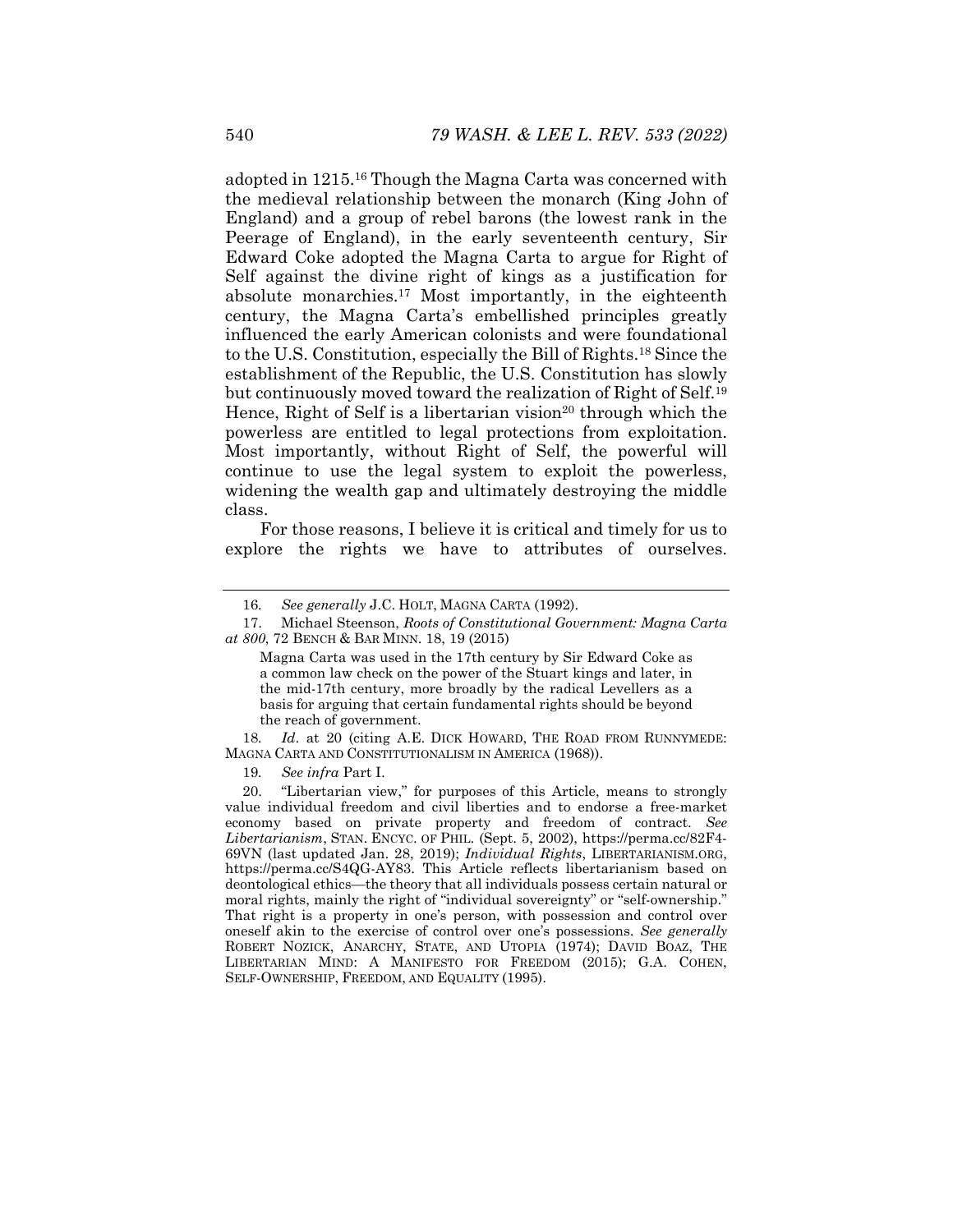adopted in 1215.[16] Though the Magna Carta was concerned with the medieval relationship between the monarch (King John of England) and a group of rebel barons (the lowest rank in the Peerage of England), in the early seventeenth century, Sir Edward Coke adopted the Magna Carta to argue for Right of Self against the divine right of kings as a justification for absolute monarchies.[17] Most importantly, in the eighteenth century, the Magna Carta's embellished principles greatly influenced the early American colonists and were foundational to the U.S. Constitution, especially the Bill of Rights.[18] Since the establishment of the Republic, the U.S. Constitution has slowly but continuously moved toward the realization of Right of Self.[19] Hence, Right of Self is a libertarian vision[20] through which the powerless are entitled to legal protections from exploitation. Most importantly, without Right of Self, the powerful will continue to use the legal system to exploit the powerless, widening the wealth gap and ultimately destroying the middle class.

For those reasons, I believe it is critical and timely for us to explore the rights we have to attributes of ourselves.

---

16. *See generally* J.C. HOLT, MAGNA CARTA (1992).

17. Michael Steenson, *Roots of Constitutional Government: Magna Carta at 800*, 72 BENCH & BAR MINN. 18, 19 (2015)

> Magna Carta was used in the 17th century by Sir Edward Coke as a common law check on the power of the Stuart kings and later, in the mid-17th century, more broadly by the radical Levellers as a basis for arguing that certain fundamental rights should be beyond the reach of government.

18. *Id*. at 20 (citing A.E. DICK HOWARD, THE ROAD FROM RUNNYMEDE: MAGNA CARTA AND CONSTITUTIONALISM IN AMERICA (1968)).

19. *See infra* Part I.

20. "Libertarian view," for purposes of this Article, means to strongly value individual freedom and civil liberties and to endorse a free-market economy based on private property and freedom of contract. *See Libertarianism*, STAN. ENCYC. OF PHIL. (Sept. 5, 2002), https://perma.cc/82F4-69VN (last updated Jan. 28, 2019); *Individual Rights*, LIBERTARIANISM.ORG, https://perma.cc/S4QG-AY83. This Article reflects libertarianism based on deontological ethics—the theory that all individuals possess certain natural or moral rights, mainly the right of "individual sovereignty" or "self-ownership." That right is a property in one's person, with possession and control over oneself akin to the exercise of control over one's possessions. *See generally* ROBERT NOZICK, ANARCHY, STATE, AND UTOPIA (1974); DAVID BOAZ, THE LIBERTARIAN MIND: A MANIFESTO FOR FREEDOM (2015); G.A. COHEN, SELF-OWNERSHIP, FREEDOM, AND EQUALITY (1995).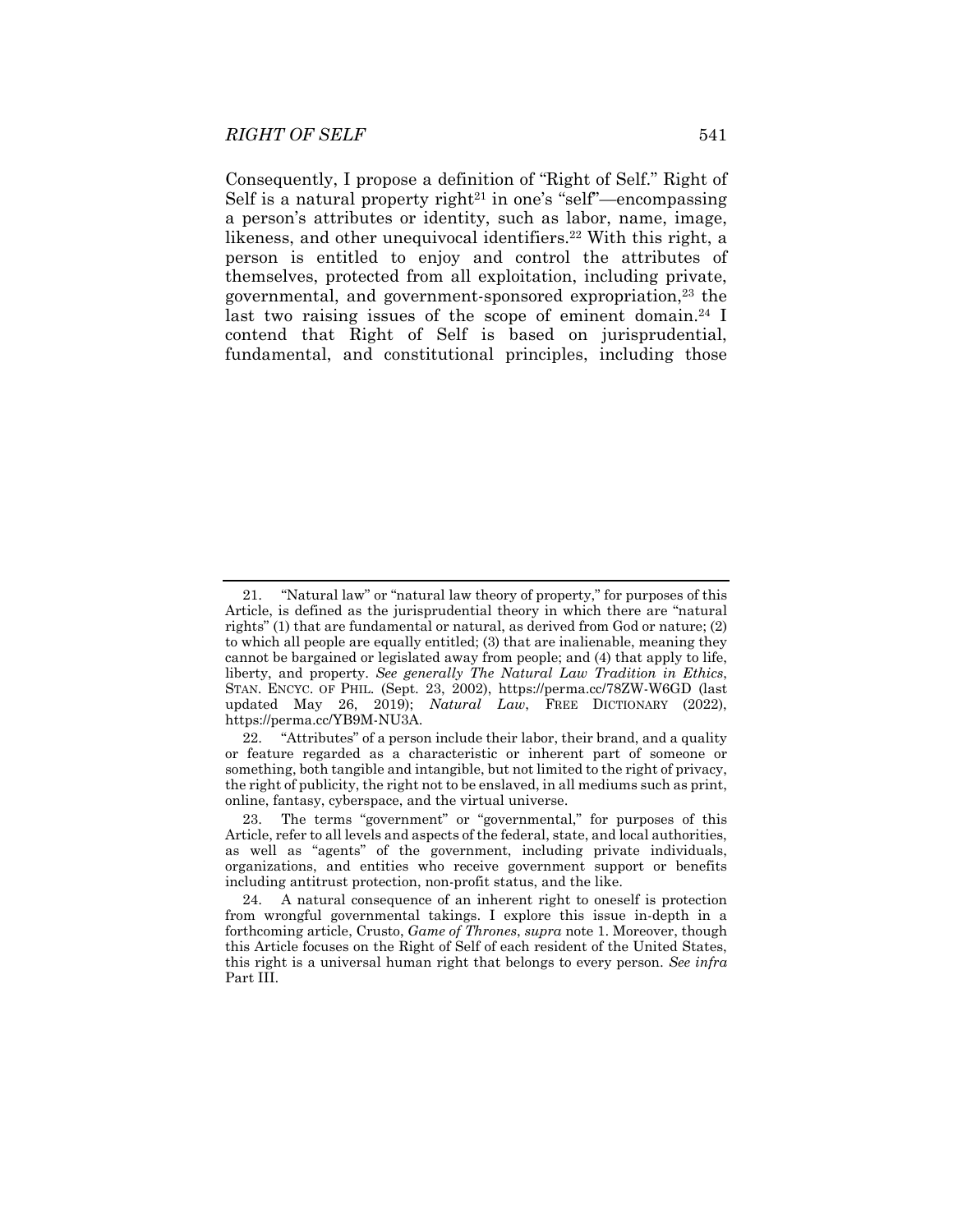Consequently, I propose a definition of "Right of Self." Right of Self is a natural property right[21] in one's "self"—encompassing a person's attributes or identity, such as labor, name, image, likeness, and other unequivocal identifiers.[22] With this right, a person is entitled to enjoy and control the attributes of themselves, protected from all exploitation, including private, governmental, and government-sponsored expropriation,[23] the last two raising issues of the scope of eminent domain.[24] I contend that Right of Self is based on jurisprudential, fundamental, and constitutional principles, including those

---

21. "Natural law" or "natural law theory of property," for purposes of this Article, is defined as the jurisprudential theory in which there are "natural rights" (1) that are fundamental or natural, as derived from God or nature; (2) to which all people are equally entitled; (3) that are inalienable, meaning they cannot be bargained or legislated away from people; and (4) that apply to life, liberty, and property. *See generally The Natural Law Tradition in Ethics*, STAN. ENCYC. OF PHIL. (Sept. 23, 2002), https://perma.cc/78ZW-W6GD (last updated May 26, 2019); *Natural Law*, FREE DICTIONARY (2022), https://perma.cc/YB9M-NU3A.

22. "Attributes" of a person include their labor, their brand, and a quality or feature regarded as a characteristic or inherent part of someone or something, both tangible and intangible, but not limited to the right of privacy, the right of publicity, the right not to be enslaved, in all mediums such as print, online, fantasy, cyberspace, and the virtual universe.

23. The terms "government" or "governmental," for purposes of this Article, refer to all levels and aspects of the federal, state, and local authorities, as well as "agents" of the government, including private individuals, organizations, and entities who receive government support or benefits including antitrust protection, non-profit status, and the like.

24. A natural consequence of an inherent right to oneself is protection from wrongful governmental takings. I explore this issue in-depth in a forthcoming article, Crusto, *Game of Thrones*, *supra* note 1. Moreover, though this Article focuses on the Right of Self of each resident of the United States, this right is a universal human right that belongs to every person. *See infra* Part III.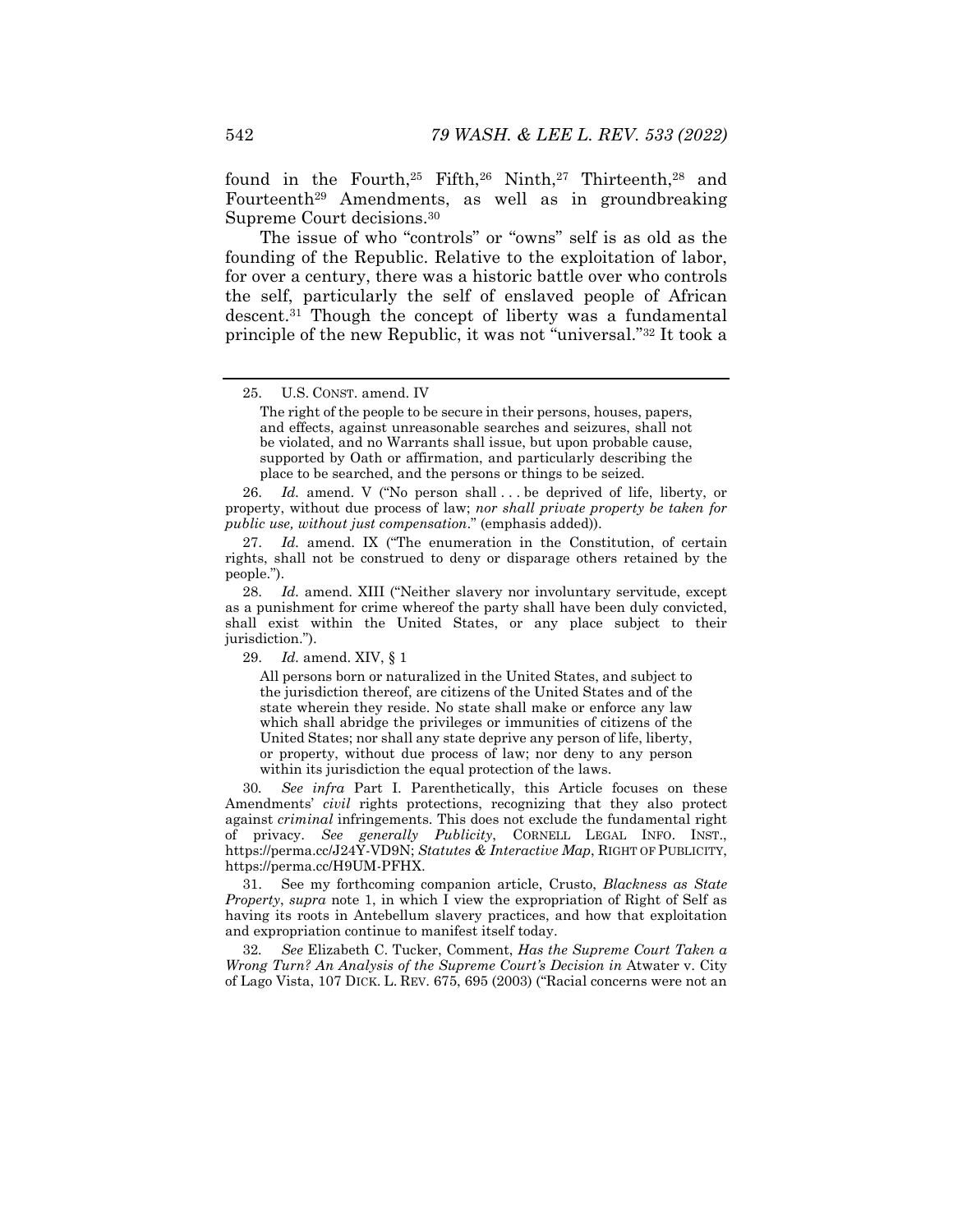found in the Fourth,[25] Fifth,[26] Ninth,[27] Thirteenth,[28] and Fourteenth[29] Amendments, as well as in groundbreaking Supreme Court decisions.[30]

The issue of who "controls" or "owns" self is as old as the founding of the Republic. Relative to the exploitation of labor, for over a century, there was a historic battle over who controls the self, particularly the self of enslaved people of African descent.[31] Though the concept of liberty was a fundamental principle of the new Republic, it was not "universal."[32] It took a

---

25. U.S. CONST. amend. IV

> The right of the people to be secure in their persons, houses, papers, and effects, against unreasonable searches and seizures, shall not be violated, and no Warrants shall issue, but upon probable cause, supported by Oath or affirmation, and particularly describing the place to be searched, and the persons or things to be seized.

26. *Id.* amend. V ("No person shall . . . be deprived of life, liberty, or property, without due process of law; *nor shall private property be taken for public use, without just compensation*." (emphasis added)).

27. *Id.* amend. IX ("The enumeration in the Constitution, of certain rights, shall not be construed to deny or disparage others retained by the people.").

28. *Id.* amend. XIII ("Neither slavery nor involuntary servitude, except as a punishment for crime whereof the party shall have been duly convicted, shall exist within the United States, or any place subject to their jurisdiction.").

29. *Id.* amend. XIV, § 1

> All persons born or naturalized in the United States, and subject to the jurisdiction thereof, are citizens of the United States and of the state wherein they reside. No state shall make or enforce any law which shall abridge the privileges or immunities of citizens of the United States; nor shall any state deprive any person of life, liberty, or property, without due process of law; nor deny to any person within its jurisdiction the equal protection of the laws.

30. *See infra* Part I. Parenthetically, this Article focuses on these Amendments' *civil* rights protections, recognizing that they also protect against *criminal* infringements. This does not exclude the fundamental right of privacy. *See generally Publicity*, CORNELL LEGAL INFO. INST., https://perma.cc/J24Y-VD9N; *Statutes & Interactive Map*, RIGHT OF PUBLICITY, https://perma.cc/H9UM-PFHX.

31. See my forthcoming companion article, Crusto, *Blackness as State Property*, *supra* note 1, in which I view the expropriation of Right of Self as having its roots in Antebellum slavery practices, and how that exploitation and expropriation continue to manifest itself today.

32. *See* Elizabeth C. Tucker, Comment, *Has the Supreme Court Taken a Wrong Turn? An Analysis of the Supreme Court's Decision in* Atwater v. City of Lago Vista, 107 DICK. L. REV. 675, 695 (2003) ("Racial concerns were not an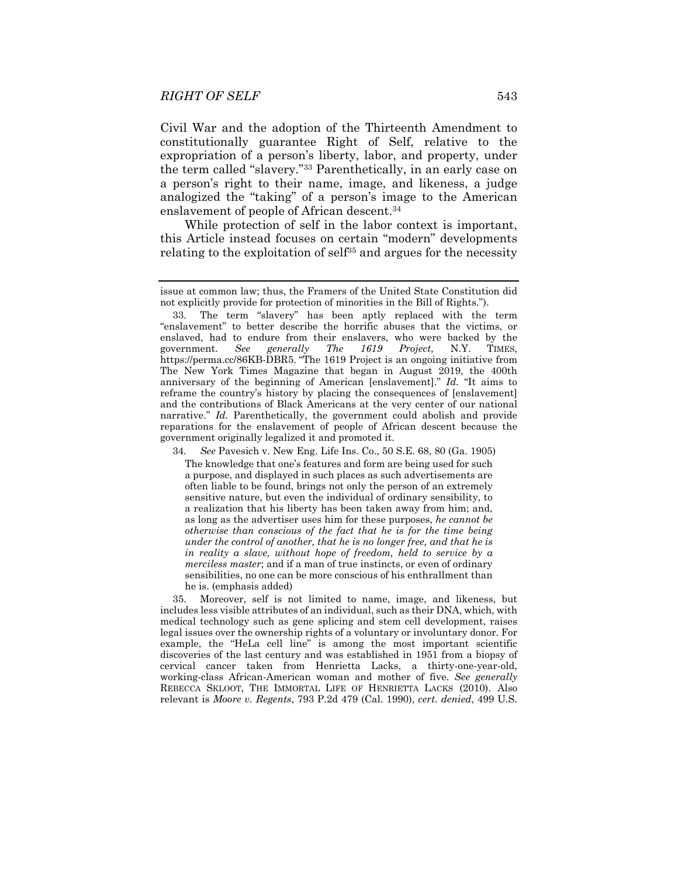Civil War and the adoption of the Thirteenth Amendment to constitutionally guarantee Right of Self, relative to the expropriation of a person's liberty, labor, and property, under the term called "slavery."[33] Parenthetically, in an early case on a person's right to their name, image, and likeness, a judge analogized the "taking" of a person's image to the American enslavement of people of African descent.[34]

While protection of self in the labor context is important, this Article instead focuses on certain "modern" developments relating to the exploitation of self[35] and argues for the necessity

---

issue at common law; thus, the Framers of the United State Constitution did not explicitly provide for protection of minorities in the Bill of Rights.").

33. The term "slavery" has been aptly replaced with the term "enslavement" to better describe the horrific abuses that the victims, or enslaved, had to endure from their enslavers, who were backed by the government. *See generally The 1619 Project*, N.Y. TIMES, https://perma.cc/86KB-DBR5. "The 1619 Project is an ongoing initiative from The New York Times Magazine that began in August 2019, the 400th anniversary of the beginning of American [enslavement]." *Id.* "It aims to reframe the country's history by placing the consequences of [enslavement] and the contributions of Black Americans at the very center of our national narrative." *Id.* Parenthetically, the government could abolish and provide reparations for the enslavement of people of African descent because the government originally legalized it and promoted it.

34. *See* Pavesich v. New Eng. Life Ins. Co., 50 S.E. 68, 80 (Ga. 1905)

> The knowledge that one's features and form are being used for such a purpose, and displayed in such places as such advertisements are often liable to be found, brings not only the person of an extremely sensitive nature, but even the individual of ordinary sensibility, to a realization that his liberty has been taken away from him; and, as long as the advertiser uses him for these purposes, *he cannot be otherwise than conscious of the fact that he is for the time being under the control of another, that he is no longer free, and that he is in reality a slave, without hope of freedom, held to service by a merciless master*; and if a man of true instincts, or even of ordinary sensibilities, no one can be more conscious of his enthrallment than he is. (emphasis added)

35. Moreover, self is not limited to name, image, and likeness, but includes less visible attributes of an individual, such as their DNA, which, with medical technology such as gene splicing and stem cell development, raises legal issues over the ownership rights of a voluntary or involuntary donor. For example, the "HeLa cell line" is among the most important scientific discoveries of the last century and was established in 1951 from a biopsy of cervical cancer taken from Henrietta Lacks, a thirty-one-year-old, working-class African-American woman and mother of five. *See generally* REBECCA SKLOOT, THE IMMORTAL LIFE OF HENRIETTA LACKS (2010). Also relevant is *Moore v. Regents*, 793 P.2d 479 (Cal. 1990), *cert. denied*, 499 U.S.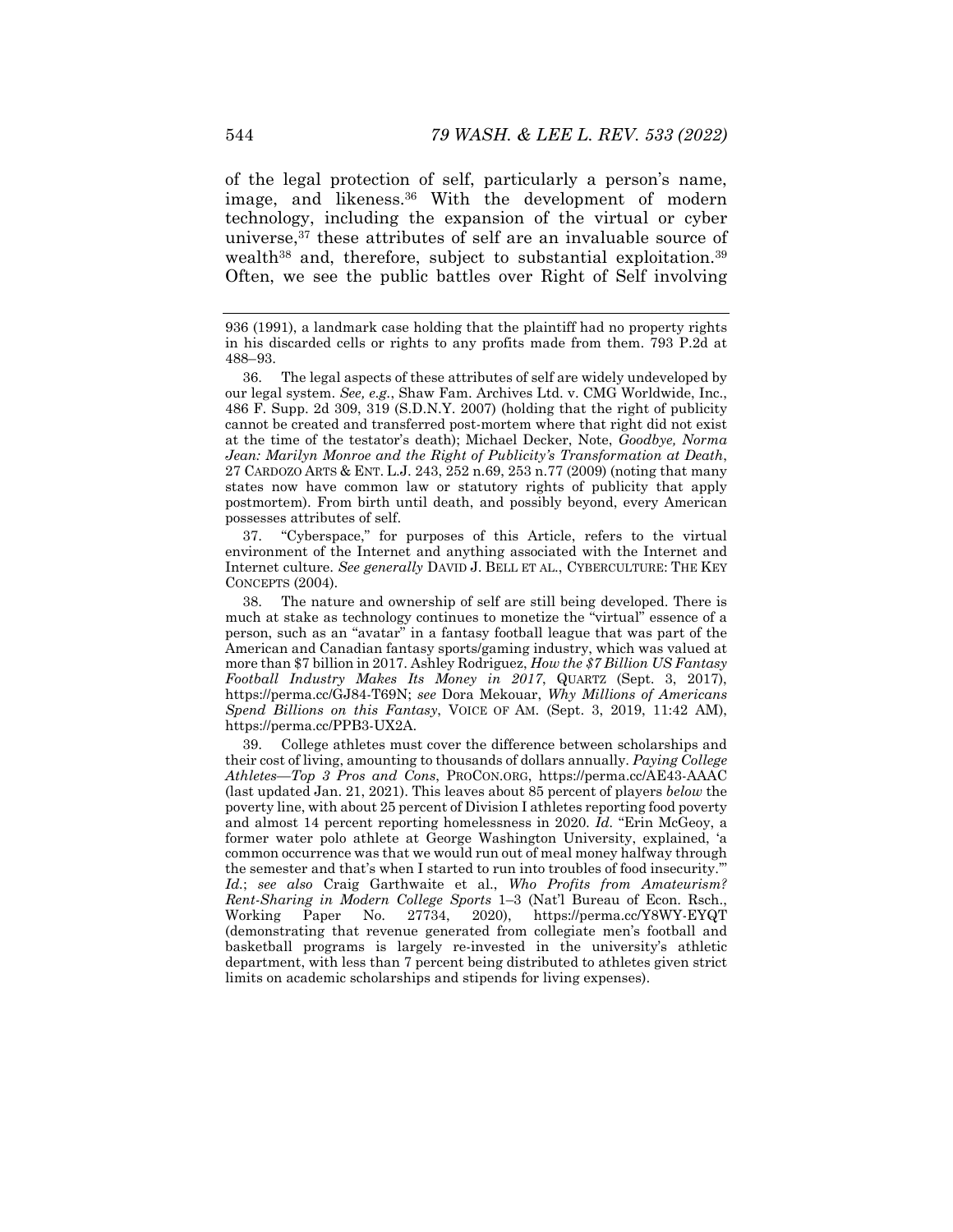of the legal protection of self, particularly a person's name, image, and likeness.[36] With the development of modern technology, including the expansion of the virtual or cyber universe,[37] these attributes of self are an invaluable source of wealth[38] and, therefore, subject to substantial exploitation.[39] Often, we see the public battles over Right of Self involving

---

936 (1991), a landmark case holding that the plaintiff had no property rights in his discarded cells or rights to any profits made from them. 793 P.2d at 488–93.

36. The legal aspects of these attributes of self are widely undeveloped by our legal system. *See, e.g.*, Shaw Fam. Archives Ltd. v. CMG Worldwide, Inc., 486 F. Supp. 2d 309, 319 (S.D.N.Y. 2007) (holding that the right of publicity cannot be created and transferred post-mortem where that right did not exist at the time of the testator's death); Michael Decker, Note, *Goodbye, Norma Jean: Marilyn Monroe and the Right of Publicity's Transformation at Death*, 27 CARDOZO ARTS & ENT. L.J. 243, 252 n.69, 253 n.77 (2009) (noting that many states now have common law or statutory rights of publicity that apply postmortem). From birth until death, and possibly beyond, every American possesses attributes of self.

37. "Cyberspace," for purposes of this Article, refers to the virtual environment of the Internet and anything associated with the Internet and Internet culture. *See generally* DAVID J. BELL ET AL., CYBERCULTURE: THE KEY CONCEPTS (2004).

38. The nature and ownership of self are still being developed. There is much at stake as technology continues to monetize the "virtual" essence of a person, such as an "avatar" in a fantasy football league that was part of the American and Canadian fantasy sports/gaming industry, which was valued at more than $7 billion in 2017. Ashley Rodriguez, *How the $7 Billion US Fantasy Football Industry Makes Its Money in 2017*, QUARTZ (Sept. 3, 2017), https://perma.cc/GJ84-T69N; *see* Dora Mekouar, *Why Millions of Americans Spend Billions on this Fantasy*, VOICE OF AM. (Sept. 3, 2019, 11:42 AM), https://perma.cc/PPB3-UX2A.

39. College athletes must cover the difference between scholarships and their cost of living, amounting to thousands of dollars annually. *Paying College Athletes—Top 3 Pros and Cons*, PROCON.ORG, https://perma.cc/AE43-AAAC (last updated Jan. 21, 2021). This leaves about 85 percent of players *below* the poverty line, with about 25 percent of Division I athletes reporting food poverty and almost 14 percent reporting homelessness in 2020. *Id.* "Erin McGeoy, a former water polo athlete at George Washington University, explained, 'a common occurrence was that we would run out of meal money halfway through the semester and that's when I started to run into troubles of food insecurity.'" *Id.*; *see also* Craig Garthwaite et al., *Who Profits from Amateurism? Rent-Sharing in Modern College Sports* 1–3 (Nat'l Bureau of Econ. Rsch., Working Paper No. 27734, 2020), https://perma.cc/Y8WY-EYQT (demonstrating that revenue generated from collegiate men's football and basketball programs is largely re-invested in the university's athletic department, with less than 7 percent being distributed to athletes given strict limits on academic scholarships and stipends for living expenses).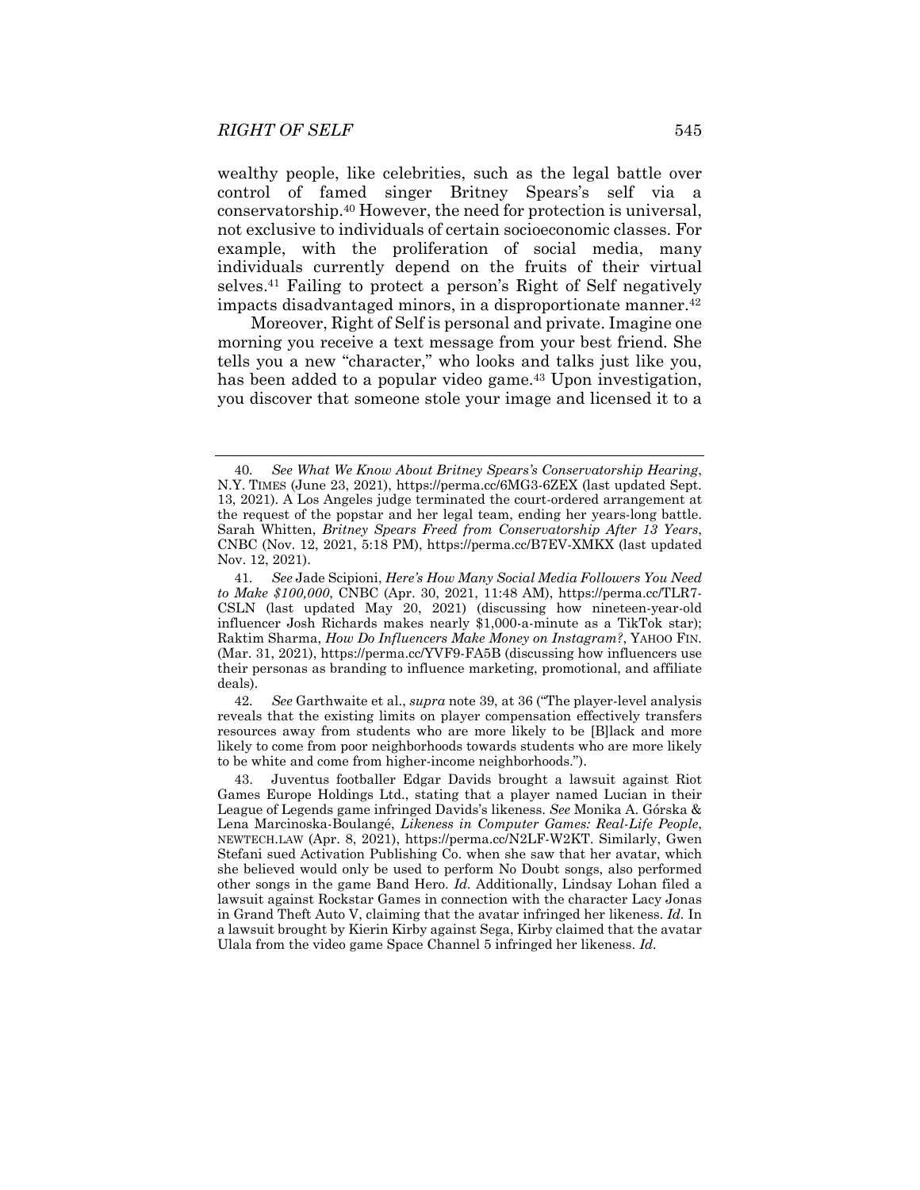wealthy people, like celebrities, such as the legal battle over control of famed singer Britney Spears's self via a conservatorship.[40] However, the need for protection is universal, not exclusive to individuals of certain socioeconomic classes. For example, with the proliferation of social media, many individuals currently depend on the fruits of their virtual selves.[41] Failing to protect a person's Right of Self negatively impacts disadvantaged minors, in a disproportionate manner.[42]

Moreover, Right of Self is personal and private. Imagine one morning you receive a text message from your best friend. She tells you a new "character," who looks and talks just like you, has been added to a popular video game.[43] Upon investigation, you discover that someone stole your image and licensed it to a

---

40. *See What We Know About Britney Spears's Conservatorship Hearing*, N.Y. TIMES (June 23, 2021), https://perma.cc/6MG3-6ZEX (last updated Sept. 13, 2021). A Los Angeles judge terminated the court-ordered arrangement at the request of the popstar and her legal team, ending her years-long battle. Sarah Whitten, *Britney Spears Freed from Conservatorship After 13 Years*, CNBC (Nov. 12, 2021, 5:18 PM), https://perma.cc/B7EV-XMKX (last updated Nov. 12, 2021).

41. *See* Jade Scipioni, *Here's How Many Social Media Followers You Need to Make $100,000*, CNBC (Apr. 30, 2021, 11:48 AM), https://perma.cc/TLR7-CSLN (last updated May 20, 2021) (discussing how nineteen-year-old influencer Josh Richards makes nearly $1,000-a-minute as a TikTok star); Raktim Sharma, *How Do Influencers Make Money on Instagram?*, YAHOO FIN. (Mar. 31, 2021), https://perma.cc/YVF9-FA5B (discussing how influencers use their personas as branding to influence marketing, promotional, and affiliate deals).

42. *See* Garthwaite et al., *supra* note 39, at 36 ("The player-level analysis reveals that the existing limits on player compensation effectively transfers resources away from students who are more likely to be [B]lack and more likely to come from poor neighborhoods towards students who are more likely to be white and come from higher-income neighborhoods.").

43. Juventus footballer Edgar Davids brought a lawsuit against Riot Games Europe Holdings Ltd., stating that a player named Lucian in their League of Legends game infringed Davids's likeness. *See* Monika A. Górska & Lena Marcinoska-Boulangé, *Likeness in Computer Games: Real-Life People*, NEWTECH.LAW (Apr. 8, 2021), https://perma.cc/N2LF-W2KT. Similarly, Gwen Stefani sued Activation Publishing Co. when she saw that her avatar, which she believed would only be used to perform No Doubt songs, also performed other songs in the game Band Hero. *Id.* Additionally, Lindsay Lohan filed a lawsuit against Rockstar Games in connection with the character Lacy Jonas in Grand Theft Auto V, claiming that the avatar infringed her likeness. *Id.* In a lawsuit brought by Kierin Kirby against Sega, Kirby claimed that the avatar Ulala from the video game Space Channel 5 infringed her likeness. *Id.*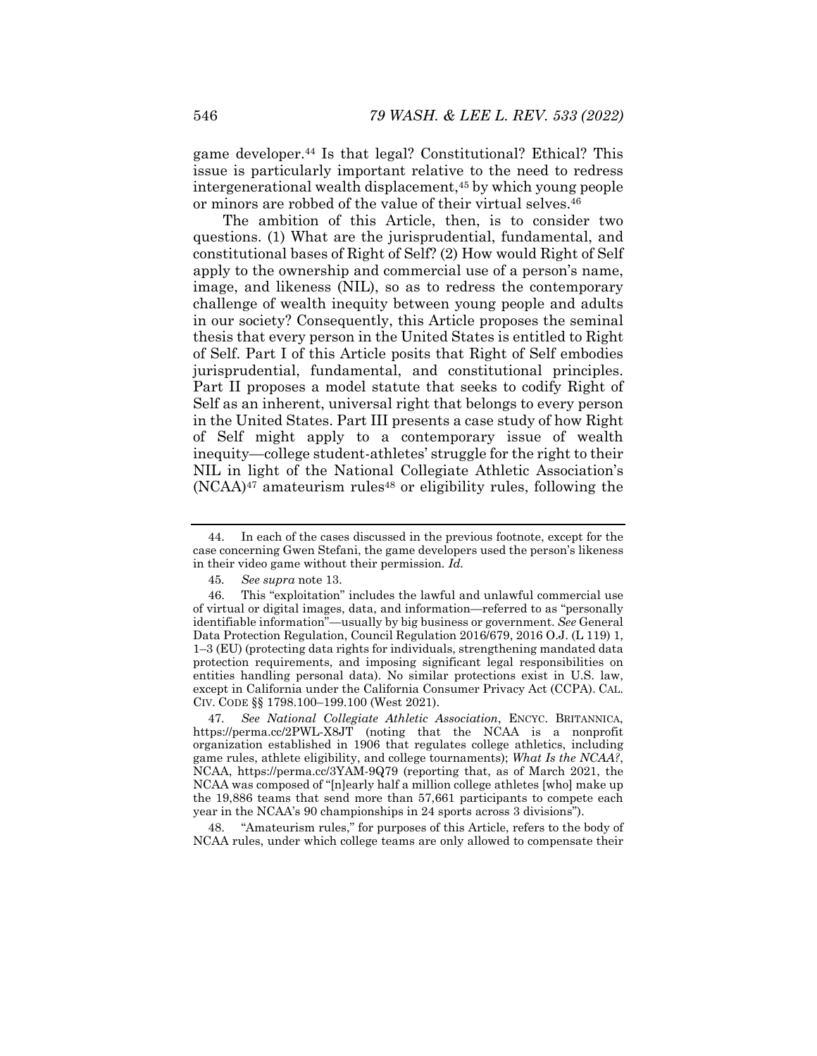game developer.[44] Is that legal? Constitutional? Ethical? This issue is particularly important relative to the need to redress intergenerational wealth displacement,[45] by which young people or minors are robbed of the value of their virtual selves.[46]

The ambition of this Article, then, is to consider two questions. (1) What are the jurisprudential, fundamental, and constitutional bases of Right of Self? (2) How would Right of Self apply to the ownership and commercial use of a person's name, image, and likeness (NIL), so as to redress the contemporary challenge of wealth inequity between young people and adults in our society? Consequently, this Article proposes the seminal thesis that every person in the United States is entitled to Right of Self. Part I of this Article posits that Right of Self embodies jurisprudential, fundamental, and constitutional principles. Part II proposes a model statute that seeks to codify Right of Self as an inherent, universal right that belongs to every person in the United States. Part III presents a case study of how Right of Self might apply to a contemporary issue of wealth inequity—college student-athletes' struggle for the right to their NIL in light of the National Collegiate Athletic Association's (NCAA)[47] amateurism rules[48] or eligibility rules, following the

---

44. In each of the cases discussed in the previous footnote, except for the case concerning Gwen Stefani, the game developers used the person's likeness in their video game without their permission. *Id.*

45. *See supra* note 13.

46. This "exploitation" includes the lawful and unlawful commercial use of virtual or digital images, data, and information—referred to as "personally identifiable information"—usually by big business or government. *See* General Data Protection Regulation, Council Regulation 2016/679, 2016 O.J. (L 119) 1, 1–3 (EU) (protecting data rights for individuals, strengthening mandated data protection requirements, and imposing significant legal responsibilities on entities handling personal data). No similar protections exist in U.S. law, except in California under the California Consumer Privacy Act (CCPA). CAL. CIV. CODE §§ 1798.100–199.100 (West 2021).

47. *See National Collegiate Athletic Association*, ENCYC. BRITANNICA, https://perma.cc/2PWL-X8JT (noting that the NCAA is a nonprofit organization established in 1906 that regulates college athletics, including game rules, athlete eligibility, and college tournaments); *What Is the NCAA?*, NCAA, https://perma.cc/3YAM-9Q79 (reporting that, as of March 2021, the NCAA was composed of "[n]early half a million college athletes [who] make up the 19,886 teams that send more than 57,661 participants to compete each year in the NCAA's 90 championships in 24 sports across 3 divisions").

48. "Amateurism rules," for purposes of this Article, refers to the body of NCAA rules, under which college teams are only allowed to compensate their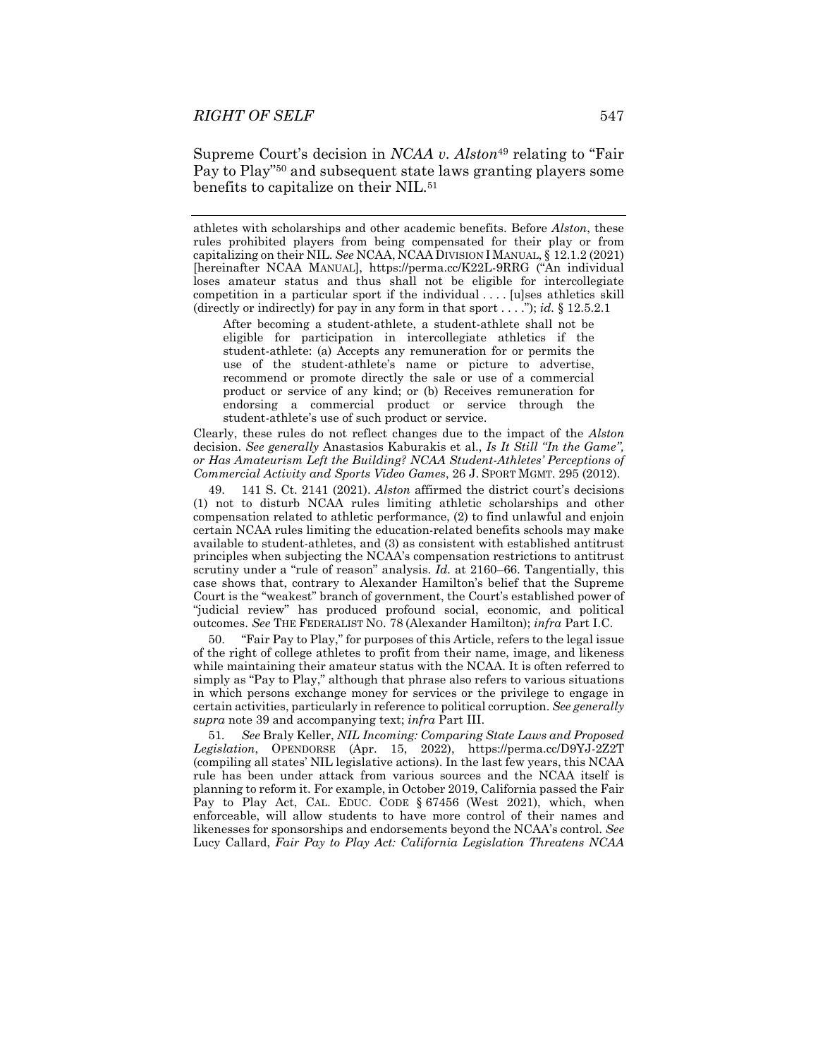Supreme Court's decision in *NCAA v. Alston*[49] relating to "Fair Pay to Play"[50] and subsequent state laws granting players some benefits to capitalize on their NIL.[51]

---

athletes with scholarships and other academic benefits. Before *Alston*, these rules prohibited players from being compensated for their play or from capitalizing on their NIL. *See* NCAA, NCAA DIVISION I MANUAL, § 12.1.2 (2021) [hereinafter NCAA MANUAL], https://perma.cc/K22L-9RRG ("An individual loses amateur status and thus shall not be eligible for intercollegiate competition in a particular sport if the individual . . . . [u]ses athletics skill (directly or indirectly) for pay in any form in that sport . . . ."); *id.* § 12.5.2.1

> After becoming a student-athlete, a student-athlete shall not be eligible for participation in intercollegiate athletics if the student-athlete: (a) Accepts any remuneration for or permits the use of the student-athlete's name or picture to advertise, recommend or promote directly the sale or use of a commercial product or service of any kind; or (b) Receives remuneration for endorsing a commercial product or service through the student-athlete's use of such product or service.

Clearly, these rules do not reflect changes due to the impact of the *Alston* decision. *See generally* Anastasios Kaburakis et al., *Is It Still "In the Game", or Has Amateurism Left the Building? NCAA Student-Athletes' Perceptions of Commercial Activity and Sports Video Games*, 26 J. SPORT MGMT. 295 (2012).

49. 141 S. Ct. 2141 (2021). *Alston* affirmed the district court's decisions (1) not to disturb NCAA rules limiting athletic scholarships and other compensation related to athletic performance, (2) to find unlawful and enjoin certain NCAA rules limiting the education-related benefits schools may make available to student-athletes, and (3) as consistent with established antitrust principles when subjecting the NCAA's compensation restrictions to antitrust scrutiny under a "rule of reason" analysis. *Id.* at 2160–66. Tangentially, this case shows that, contrary to Alexander Hamilton's belief that the Supreme Court is the "weakest" branch of government, the Court's established power of "judicial review" has produced profound social, economic, and political outcomes. *See* THE FEDERALIST NO. 78 (Alexander Hamilton); *infra* Part I.C.

50. "Fair Pay to Play," for purposes of this Article, refers to the legal issue of the right of college athletes to profit from their name, image, and likeness while maintaining their amateur status with the NCAA. It is often referred to simply as "Pay to Play," although that phrase also refers to various situations in which persons exchange money for services or the privilege to engage in certain activities, particularly in reference to political corruption. *See generally supra* note 39 and accompanying text; *infra* Part III.

51. *See* Braly Keller, *NIL Incoming: Comparing State Laws and Proposed Legislation*, OPENDORSE (Apr. 15, 2022), https://perma.cc/D9YJ-2Z2T (compiling all states' NIL legislative actions). In the last few years, this NCAA rule has been under attack from various sources and the NCAA itself is planning to reform it. For example, in October 2019, California passed the Fair Pay to Play Act, CAL. EDUC. CODE § 67456 (West 2021), which, when enforceable, will allow students to have more control of their names and likenesses for sponsorships and endorsements beyond the NCAA's control. *See* Lucy Callard, *Fair Pay to Play Act: California Legislation Threatens NCAA*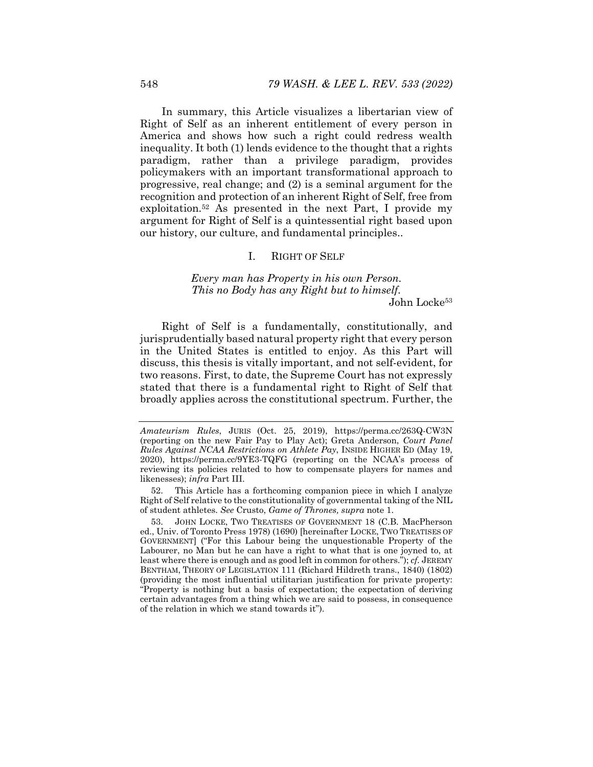In summary, this Article visualizes a libertarian view of Right of Self as an inherent entitlement of every person in America and shows how such a right could redress wealth inequality. It both (1) lends evidence to the thought that a rights paradigm, rather than a privilege paradigm, provides policymakers with an important transformational approach to progressive, real change; and (2) is a seminal argument for the recognition and protection of an inherent Right of Self, free from exploitation.[52] As presented in the next Part, I provide my argument for Right of Self is a quintessential right based upon our history, our culture, and fundamental principles..

## I. RIGHT OF SELF

> *Every man has Property in his own Person.*
> *This no Body has any Right but to himself.*
>
> John Locke[53]

Right of Self is a fundamentally, constitutionally, and jurisprudentially based natural property right that every person in the United States is entitled to enjoy. As this Part will discuss, this thesis is vitally important, and not self-evident, for two reasons. First, to date, the Supreme Court has not expressly stated that there is a fundamental right to Right of Self that broadly applies across the constitutional spectrum. Further, the

---

*Amateurism Rules*, JURIS (Oct. 25, 2019), https://perma.cc/263Q-CW3N (reporting on the new Fair Pay to Play Act); Greta Anderson, *Court Panel Rules Against NCAA Restrictions on Athlete Pay*, INSIDE HIGHER ED (May 19, 2020), https://perma.cc/9YE3-TQFG (reporting on the NCAA's process of reviewing its policies related to how to compensate players for names and likenesses); *infra* Part III.

52. This Article has a forthcoming companion piece in which I analyze Right of Self relative to the constitutionality of governmental taking of the NIL of student athletes. *See* Crusto, *Game of Thrones*, *supra* note 1.

53. JOHN LOCKE, TWO TREATISES OF GOVERNMENT 18 (C.B. MacPherson ed., Univ. of Toronto Press 1978) (1690) [hereinafter LOCKE, TWO TREATISES OF GOVERNMENT] ("For this Labour being the unquestionable Property of the Labourer, no Man but he can have a right to what that is one joyned to, at least where there is enough and as good left in common for others."); *cf.* JEREMY BENTHAM, THEORY OF LEGISLATION 111 (Richard Hildreth trans., 1840) (1802) (providing the most influential utilitarian justification for private property: "Property is nothing but a basis of expectation; the expectation of deriving certain advantages from a thing which we are said to possess, in consequence of the relation in which we stand towards it").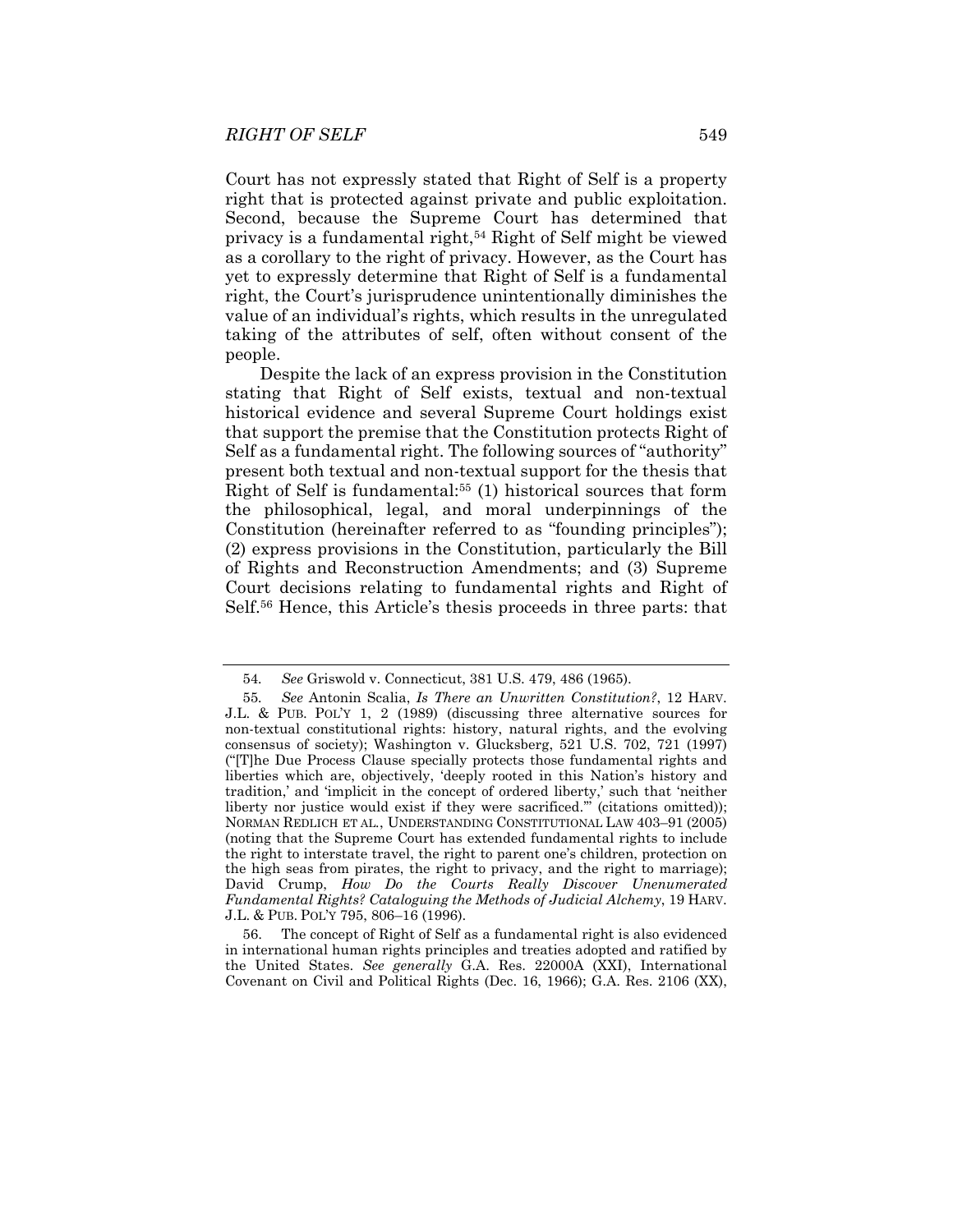Court has not expressly stated that Right of Self is a property right that is protected against private and public exploitation. Second, because the Supreme Court has determined that privacy is a fundamental right,[54] Right of Self might be viewed as a corollary to the right of privacy. However, as the Court has yet to expressly determine that Right of Self is a fundamental right, the Court's jurisprudence unintentionally diminishes the value of an individual's rights, which results in the unregulated taking of the attributes of self, often without consent of the people.

Despite the lack of an express provision in the Constitution stating that Right of Self exists, textual and non-textual historical evidence and several Supreme Court holdings exist that support the premise that the Constitution protects Right of Self as a fundamental right. The following sources of "authority" present both textual and non-textual support for the thesis that Right of Self is fundamental:[55] (1) historical sources that form the philosophical, legal, and moral underpinnings of the Constitution (hereinafter referred to as "founding principles"); (2) express provisions in the Constitution, particularly the Bill of Rights and Reconstruction Amendments; and (3) Supreme Court decisions relating to fundamental rights and Right of Self.[56] Hence, this Article's thesis proceeds in three parts: that

---

54. *See* Griswold v. Connecticut, 381 U.S. 479, 486 (1965).

55. *See* Antonin Scalia, *Is There an Unwritten Constitution?*, 12 HARV. J.L. & PUB. POL'Y 1, 2 (1989) (discussing three alternative sources for non-textual constitutional rights: history, natural rights, and the evolving consensus of society); Washington v. Glucksberg, 521 U.S. 702, 721 (1997) ("[T]he Due Process Clause specially protects those fundamental rights and liberties which are, objectively, 'deeply rooted in this Nation's history and tradition,' and 'implicit in the concept of ordered liberty,' such that 'neither liberty nor justice would exist if they were sacrificed.'" (citations omitted)); NORMAN REDLICH ET AL., UNDERSTANDING CONSTITUTIONAL LAW 403–91 (2005) (noting that the Supreme Court has extended fundamental rights to include the right to interstate travel, the right to parent one's children, protection on the high seas from pirates, the right to privacy, and the right to marriage); David Crump, *How Do the Courts Really Discover Unenumerated Fundamental Rights? Cataloguing the Methods of Judicial Alchemy*, 19 HARV. J.L. & PUB. POL'Y 795, 806–16 (1996).

56. The concept of Right of Self as a fundamental right is also evidenced in international human rights principles and treaties adopted and ratified by the United States. *See generally* G.A. Res. 22000A (XXI), International Covenant on Civil and Political Rights (Dec. 16, 1966); G.A. Res. 2106 (XX),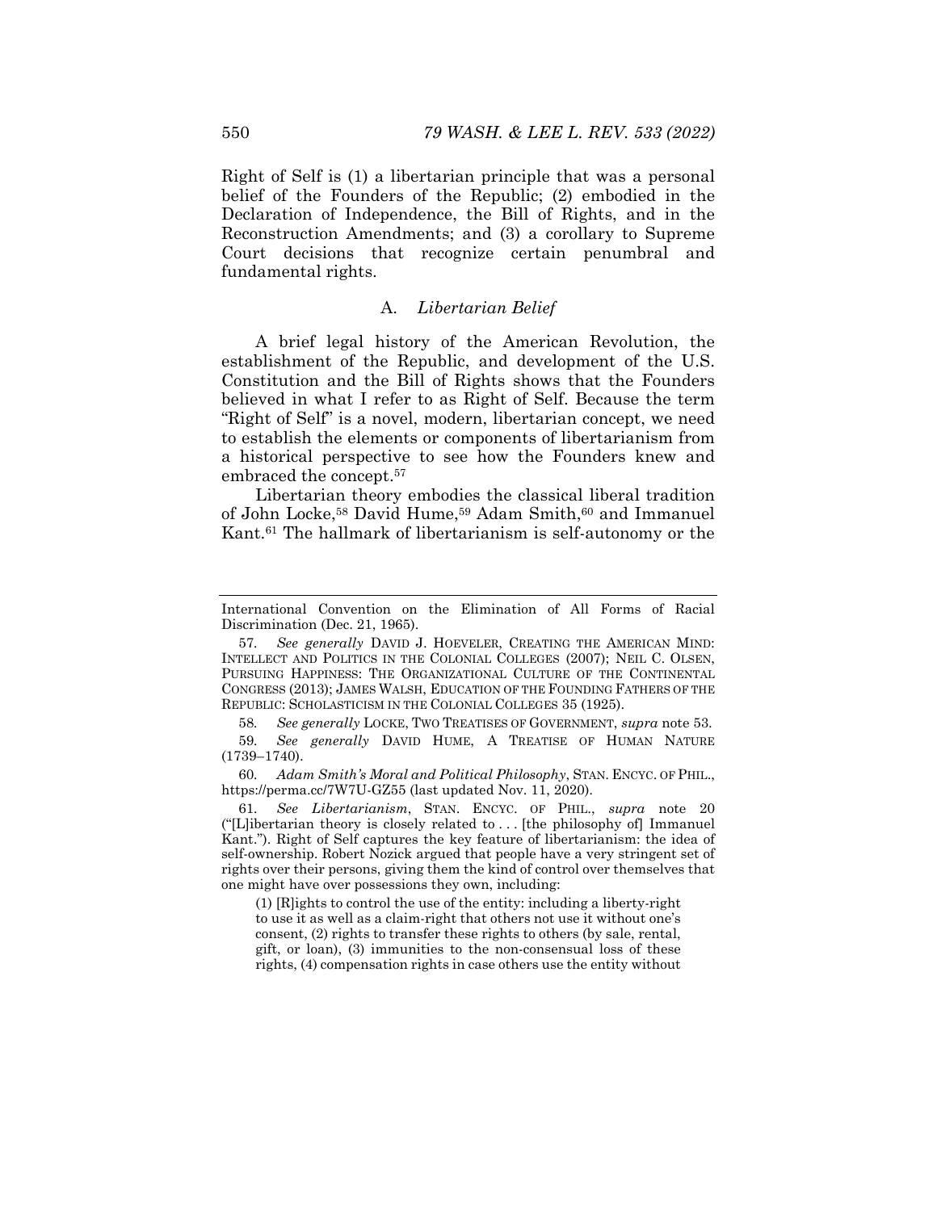Right of Self is (1) a libertarian principle that was a personal belief of the Founders of the Republic; (2) embodied in the Declaration of Independence, the Bill of Rights, and in the Reconstruction Amendments; and (3) a corollary to Supreme Court decisions that recognize certain penumbral and fundamental rights.

### A. *Libertarian Belief*

A brief legal history of the American Revolution, the establishment of the Republic, and development of the U.S. Constitution and the Bill of Rights shows that the Founders believed in what I refer to as Right of Self. Because the term "Right of Self" is a novel, modern, libertarian concept, we need to establish the elements or components of libertarianism from a historical perspective to see how the Founders knew and embraced the concept.[57]

Libertarian theory embodies the classical liberal tradition of John Locke,[58] David Hume,[59] Adam Smith,[60] and Immanuel Kant.[61] The hallmark of libertarianism is self-autonomy or the

---

International Convention on the Elimination of All Forms of Racial Discrimination (Dec. 21, 1965).

57. *See generally* DAVID J. HOEVELER, CREATING THE AMERICAN MIND: INTELLECT AND POLITICS IN THE COLONIAL COLLEGES (2007); NEIL C. OLSEN, PURSUING HAPPINESS: THE ORGANIZATIONAL CULTURE OF THE CONTINENTAL CONGRESS (2013); JAMES WALSH, EDUCATION OF THE FOUNDING FATHERS OF THE REPUBLIC: SCHOLASTICISM IN THE COLONIAL COLLEGES 35 (1925).

58. *See generally* LOCKE, TWO TREATISES OF GOVERNMENT, *supra* note 53.

59. *See generally* DAVID HUME, A TREATISE OF HUMAN NATURE (1739–1740).

60. *Adam Smith's Moral and Political Philosophy*, STAN. ENCYC. OF PHIL., https://perma.cc/7W7U-GZ55 (last updated Nov. 11, 2020).

61. *See Libertarianism*, STAN. ENCYC. OF PHIL., *supra* note 20 ("[L]ibertarian theory is closely related to . . . [the philosophy of] Immanuel Kant."). Right of Self captures the key feature of libertarianism: the idea of self-ownership. Robert Nozick argued that people have a very stringent set of rights over their persons, giving them the kind of control over themselves that one might have over possessions they own, including:

> (1) [R]ights to control the use of the entity: including a liberty-right to use it as well as a claim-right that others not use it without one's consent, (2) rights to transfer these rights to others (by sale, rental, gift, or loan), (3) immunities to the non-consensual loss of these rights, (4) compensation rights in case others use the entity without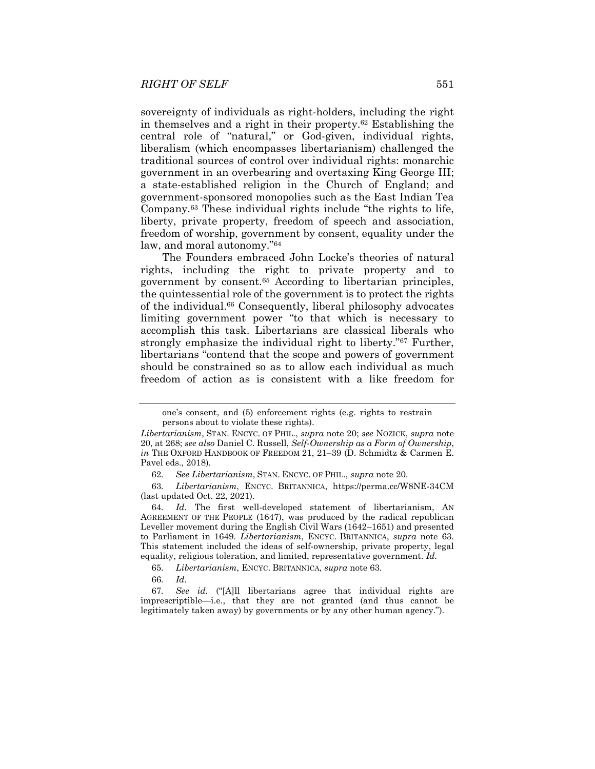sovereignty of individuals as right-holders, including the right in themselves and a right in their property.[62] Establishing the central role of "natural," or God-given, individual rights, liberalism (which encompasses libertarianism) challenged the traditional sources of control over individual rights: monarchic government in an overbearing and overtaxing King George III; a state-established religion in the Church of England; and government-sponsored monopolies such as the East Indian Tea Company.[63] These individual rights include "the rights to life, liberty, private property, freedom of speech and association, freedom of worship, government by consent, equality under the law, and moral autonomy."[64]

The Founders embraced John Locke's theories of natural rights, including the right to private property and to government by consent.[65] According to libertarian principles, the quintessential role of the government is to protect the rights of the individual.[66] Consequently, liberal philosophy advocates limiting government power "to that which is necessary to accomplish this task. Libertarians are classical liberals who strongly emphasize the individual right to liberty."[67] Further, libertarians "contend that the scope and powers of government should be constrained so as to allow each individual as much freedom of action as is consistent with a like freedom for

---

one's consent, and (5) enforcement rights (e.g. rights to restrain persons about to violate these rights).

*Libertarianism*, STAN. ENCYC. OF PHIL., *supra* note 20; *see* NOZICK, *supra* note 20, at 268; *see also* Daniel C. Russell, *Self-Ownership as a Form of Ownership*, *in* THE OXFORD HANDBOOK OF FREEDOM 21, 21–39 (D. Schmidtz & Carmen E. Pavel eds., 2018).

62. *See Libertarianism*, STAN. ENCYC. OF PHIL., *supra* note 20.

63. *Libertarianism*, ENCYC. BRITANNICA, https://perma.cc/W8NE-34CM (last updated Oct. 22, 2021).

64. *Id.* The first well-developed statement of libertarianism, AN AGREEMENT OF THE PEOPLE (1647), was produced by the radical republican Leveller movement during the English Civil Wars (1642–1651) and presented to Parliament in 1649. *Libertarianism*, ENCYC. BRITANNICA, *supra* note 63. This statement included the ideas of self-ownership, private property, legal equality, religious toleration, and limited, representative government. *Id.*

65. *Libertarianism*, ENCYC. BRITANNICA, *supra* note 63.

66. *Id.*

67. *See id.* ("[A]ll libertarians agree that individual rights are imprescriptible—i.e., that they are not granted (and thus cannot be legitimately taken away) by governments or by any other human agency.").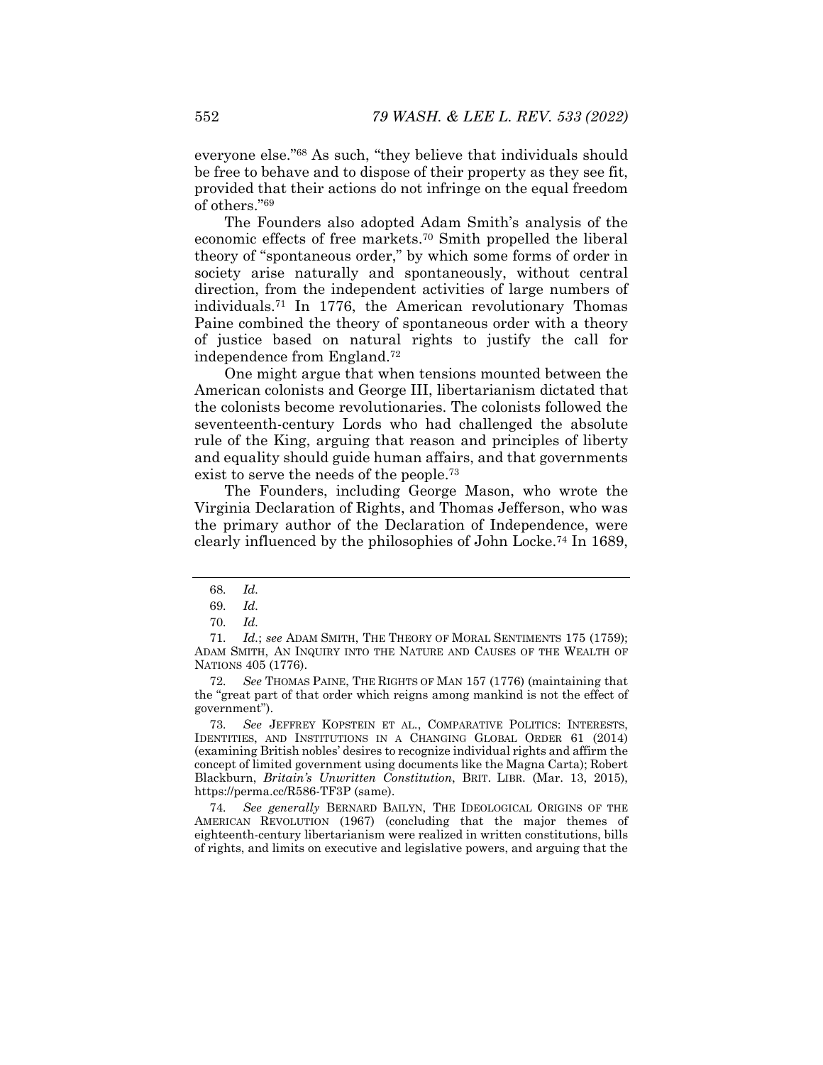everyone else."[68] As such, "they believe that individuals should be free to behave and to dispose of their property as they see fit, provided that their actions do not infringe on the equal freedom of others."[69]

The Founders also adopted Adam Smith's analysis of the economic effects of free markets.[70] Smith propelled the liberal theory of "spontaneous order," by which some forms of order in society arise naturally and spontaneously, without central direction, from the independent activities of large numbers of individuals.[71] In 1776, the American revolutionary Thomas Paine combined the theory of spontaneous order with a theory of justice based on natural rights to justify the call for independence from England.[72]

One might argue that when tensions mounted between the American colonists and George III, libertarianism dictated that the colonists become revolutionaries. The colonists followed the seventeenth-century Lords who had challenged the absolute rule of the King, arguing that reason and principles of liberty and equality should guide human affairs, and that governments exist to serve the needs of the people.[73]

The Founders, including George Mason, who wrote the Virginia Declaration of Rights, and Thomas Jefferson, who was the primary author of the Declaration of Independence, were clearly influenced by the philosophies of John Locke.[74] In 1689,

---

68. *Id.*

69. *Id.*

70. *Id.*

71. *Id.*; *see* ADAM SMITH, THE THEORY OF MORAL SENTIMENTS 175 (1759); ADAM SMITH, AN INQUIRY INTO THE NATURE AND CAUSES OF THE WEALTH OF NATIONS 405 (1776).

72. *See* THOMAS PAINE, THE RIGHTS OF MAN 157 (1776) (maintaining that the "great part of that order which reigns among mankind is not the effect of government").

73. *See* JEFFREY KOPSTEIN ET AL., COMPARATIVE POLITICS: INTERESTS, IDENTITIES, AND INSTITUTIONS IN A CHANGING GLOBAL ORDER 61 (2014) (examining British nobles' desires to recognize individual rights and affirm the concept of limited government using documents like the Magna Carta); Robert Blackburn, *Britain's Unwritten Constitution*, BRIT. LIBR. (Mar. 13, 2015), https://perma.cc/R586-TF3P (same).

74. *See generally* BERNARD BAILYN, THE IDEOLOGICAL ORIGINS OF THE AMERICAN REVOLUTION (1967) (concluding that the major themes of eighteenth-century libertarianism were realized in written constitutions, bills of rights, and limits on executive and legislative powers, and arguing that the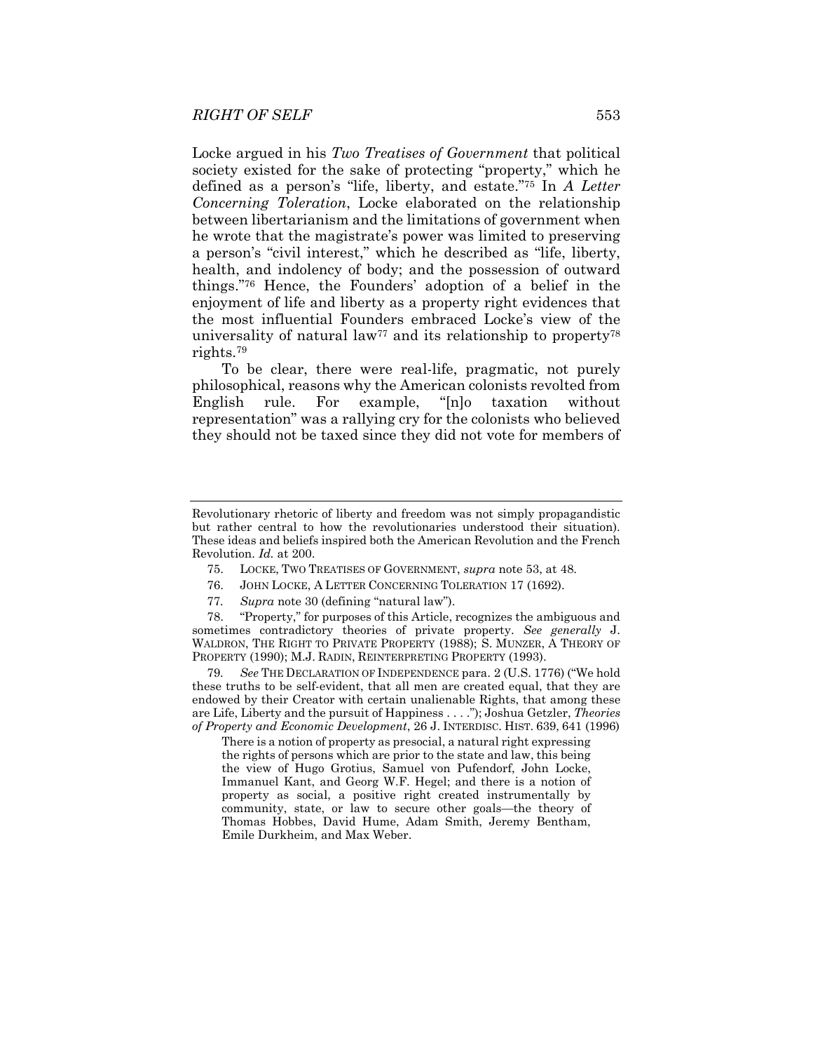Locke argued in his *Two Treatises of Government* that political society existed for the sake of protecting "property," which he defined as a person's "life, liberty, and estate."[75] In *A Letter Concerning Toleration*, Locke elaborated on the relationship between libertarianism and the limitations of government when he wrote that the magistrate's power was limited to preserving a person's "civil interest," which he described as "life, liberty, health, and indolency of body; and the possession of outward things."[76] Hence, the Founders' adoption of a belief in the enjoyment of life and liberty as a property right evidences that the most influential Founders embraced Locke's view of the universality of natural law[77] and its relationship to property[78] rights.[79]

To be clear, there were real-life, pragmatic, not purely philosophical, reasons why the American colonists revolted from English rule. For example, "[n]o taxation without representation" was a rallying cry for the colonists who believed they should not be taxed since they did not vote for members of

---

Revolutionary rhetoric of liberty and freedom was not simply propagandistic but rather central to how the revolutionaries understood their situation). These ideas and beliefs inspired both the American Revolution and the French Revolution. *Id.* at 200.

75. LOCKE, TWO TREATISES OF GOVERNMENT, *supra* note 53, at 48.

76. JOHN LOCKE, A LETTER CONCERNING TOLERATION 17 (1692).

77. *Supra* note 30 (defining "natural law").

78. "Property," for purposes of this Article, recognizes the ambiguous and sometimes contradictory theories of private property. *See generally* J. WALDRON, THE RIGHT TO PRIVATE PROPERTY (1988); S. MUNZER, A THEORY OF PROPERTY (1990); M.J. RADIN, REINTERPRETING PROPERTY (1993).

79. *See* THE DECLARATION OF INDEPENDENCE para. 2 (U.S. 1776) ("We hold these truths to be self-evident, that all men are created equal, that they are endowed by their Creator with certain unalienable Rights, that among these are Life, Liberty and the pursuit of Happiness . . . ."); Joshua Getzler, *Theories of Property and Economic Development*, 26 J. INTERDISC. HIST. 639, 641 (1996)

> There is a notion of property as presocial, a natural right expressing the rights of persons which are prior to the state and law, this being the view of Hugo Grotius, Samuel von Pufendorf, John Locke, Immanuel Kant, and Georg W.F. Hegel; and there is a notion of property as social, a positive right created instrumentally by community, state, or law to secure other goals—the theory of Thomas Hobbes, David Hume, Adam Smith, Jeremy Bentham, Emile Durkheim, and Max Weber.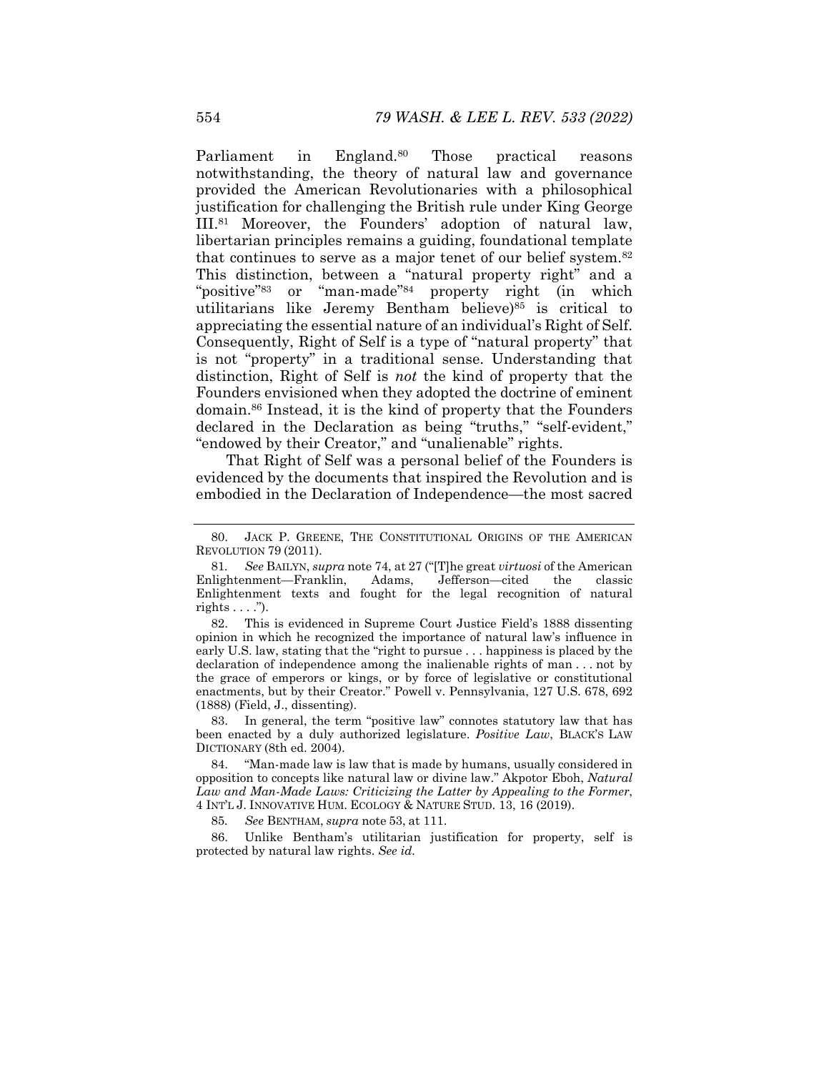Parliament in England.[80] Those practical reasons notwithstanding, the theory of natural law and governance provided the American Revolutionaries with a philosophical justification for challenging the British rule under King George III.[81] Moreover, the Founders' adoption of natural law, libertarian principles remains a guiding, foundational template that continues to serve as a major tenet of our belief system.[82] This distinction, between a "natural property right" and a "positive"[83] or "man-made"[84] property right (in which utilitarians like Jeremy Bentham believe)[85] is critical to appreciating the essential nature of an individual's Right of Self. Consequently, Right of Self is a type of "natural property" that is not "property" in a traditional sense. Understanding that distinction, Right of Self is *not* the kind of property that the Founders envisioned when they adopted the doctrine of eminent domain.[86] Instead, it is the kind of property that the Founders declared in the Declaration as being "truths," "self-evident," "endowed by their Creator," and "unalienable" rights.

That Right of Self was a personal belief of the Founders is evidenced by the documents that inspired the Revolution and is embodied in the Declaration of Independence—the most sacred

---

80. JACK P. GREENE, THE CONSTITUTIONAL ORIGINS OF THE AMERICAN REVOLUTION 79 (2011).

81. *See* BAILYN, *supra* note 74, at 27 ("[T]he great *virtuosi* of the American Enlightenment—Franklin, Adams, Jefferson—cited the classic Enlightenment texts and fought for the legal recognition of natural rights . . . .").

82. This is evidenced in Supreme Court Justice Field's 1888 dissenting opinion in which he recognized the importance of natural law's influence in early U.S. law, stating that the "right to pursue . . . happiness is placed by the declaration of independence among the inalienable rights of man . . . not by the grace of emperors or kings, or by force of legislative or constitutional enactments, but by their Creator." Powell v. Pennsylvania, 127 U.S. 678, 692 (1888) (Field, J., dissenting).

83. In general, the term "positive law" connotes statutory law that has been enacted by a duly authorized legislature. *Positive Law*, BLACK'S LAW DICTIONARY (8th ed. 2004).

84. "Man-made law is law that is made by humans, usually considered in opposition to concepts like natural law or divine law." Akpotor Eboh, *Natural Law and Man-Made Laws: Criticizing the Latter by Appealing to the Former*, 4 INT'L J. INNOVATIVE HUM. ECOLOGY & NATURE STUD. 13, 16 (2019).

85. *See* BENTHAM, *supra* note 53, at 111.

86. Unlike Bentham's utilitarian justification for property, self is protected by natural law rights. *See id.*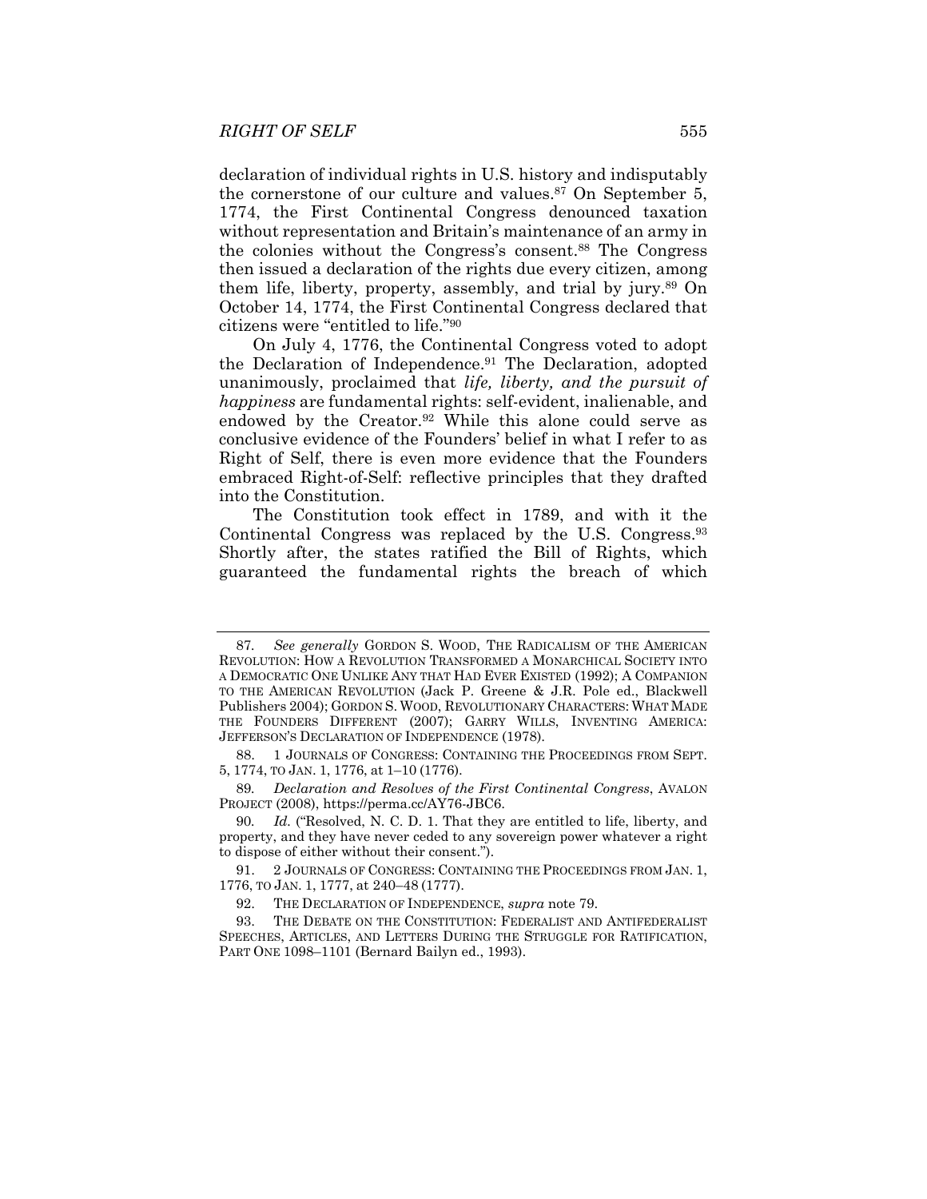declaration of individual rights in U.S. history and indisputably the cornerstone of our culture and values.[87] On September 5, 1774, the First Continental Congress denounced taxation without representation and Britain's maintenance of an army in the colonies without the Congress's consent.[88] The Congress then issued a declaration of the rights due every citizen, among them life, liberty, property, assembly, and trial by jury.[89] On October 14, 1774, the First Continental Congress declared that citizens were "entitled to life."[90]

On July 4, 1776, the Continental Congress voted to adopt the Declaration of Independence.[91] The Declaration, adopted unanimously, proclaimed that *life, liberty, and the pursuit of happiness* are fundamental rights: self-evident, inalienable, and endowed by the Creator.[92] While this alone could serve as conclusive evidence of the Founders' belief in what I refer to as Right of Self, there is even more evidence that the Founders embraced Right-of-Self: reflective principles that they drafted into the Constitution.

The Constitution took effect in 1789, and with it the Continental Congress was replaced by the U.S. Congress.[93] Shortly after, the states ratified the Bill of Rights, which guaranteed the fundamental rights the breach of which

---

87. *See generally* GORDON S. WOOD, THE RADICALISM OF THE AMERICAN REVOLUTION: HOW A REVOLUTION TRANSFORMED A MONARCHICAL SOCIETY INTO A DEMOCRATIC ONE UNLIKE ANY THAT HAD EVER EXISTED (1992); A COMPANION TO THE AMERICAN REVOLUTION (Jack P. Greene & J.R. Pole ed., Blackwell Publishers 2004); GORDON S. WOOD, REVOLUTIONARY CHARACTERS: WHAT MADE THE FOUNDERS DIFFERENT (2007); GARRY WILLS, INVENTING AMERICA: JEFFERSON'S DECLARATION OF INDEPENDENCE (1978).

88. 1 JOURNALS OF CONGRESS: CONTAINING THE PROCEEDINGS FROM SEPT. 5, 1774, TO JAN. 1, 1776, at 1–10 (1776).

89. *Declaration and Resolves of the First Continental Congress*, AVALON PROJECT (2008), https://perma.cc/AY76-JBC6.

90. *Id.* ("Resolved, N. C. D. 1. That they are entitled to life, liberty, and property, and they have never ceded to any sovereign power whatever a right to dispose of either without their consent.").

91. 2 JOURNALS OF CONGRESS: CONTAINING THE PROCEEDINGS FROM JAN. 1, 1776, TO JAN. 1, 1777, at 240–48 (1777).

92. THE DECLARATION OF INDEPENDENCE, *supra* note 79.

93. THE DEBATE ON THE CONSTITUTION: FEDERALIST AND ANTIFEDERALIST SPEECHES, ARTICLES, AND LETTERS DURING THE STRUGGLE FOR RATIFICATION, PART ONE 1098–1101 (Bernard Bailyn ed., 1993).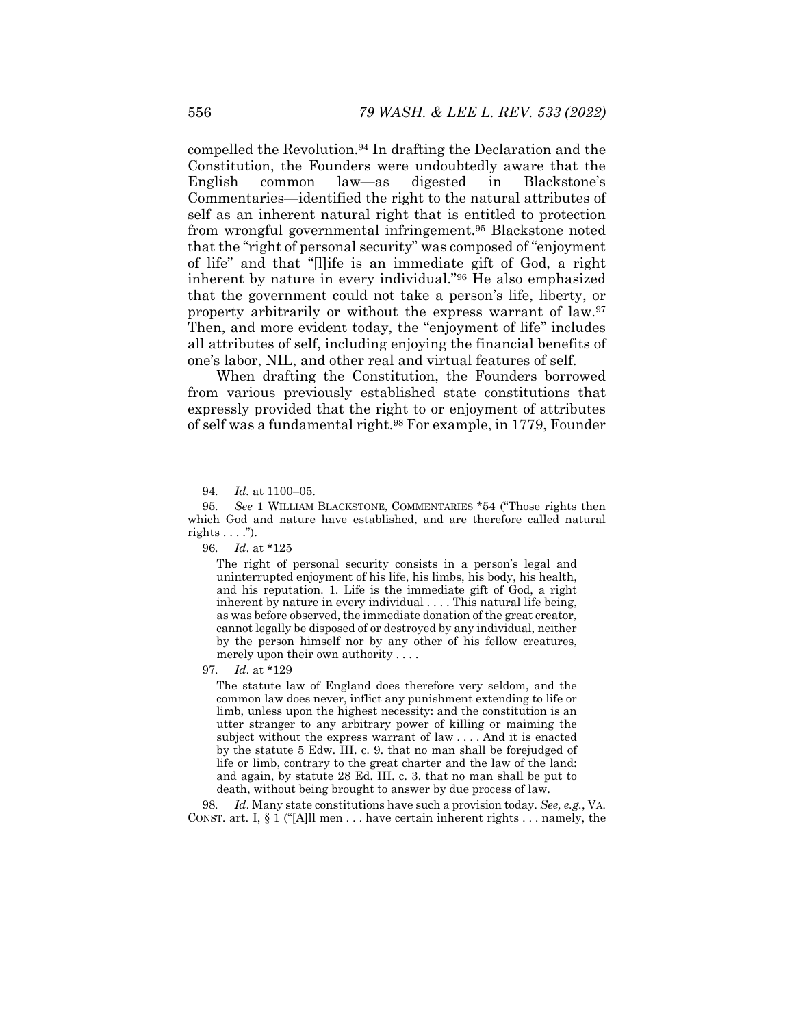compelled the Revolution.[94] In drafting the Declaration and the Constitution, the Founders were undoubtedly aware that the English common law—as digested in Blackstone's Commentaries—identified the right to the natural attributes of self as an inherent natural right that is entitled to protection from wrongful governmental infringement.[95] Blackstone noted that the "right of personal security" was composed of "enjoyment of life" and that "[l]ife is an immediate gift of God, a right inherent by nature in every individual."[96] He also emphasized that the government could not take a person's life, liberty, or property arbitrarily or without the express warrant of law.[97] Then, and more evident today, the "enjoyment of life" includes all attributes of self, including enjoying the financial benefits of one's labor, NIL, and other real and virtual features of self.

When drafting the Constitution, the Founders borrowed from various previously established state constitutions that expressly provided that the right to or enjoyment of attributes of self was a fundamental right.[98] For example, in 1779, Founder

---

94. *Id.* at 1100–05.

95. *See* 1 WILLIAM BLACKSTONE, COMMENTARIES \*54 ("Those rights then which God and nature have established, and are therefore called natural rights . . . .").

96. *Id*. at \*125

> The right of personal security consists in a person's legal and uninterrupted enjoyment of his life, his limbs, his body, his health, and his reputation. 1. Life is the immediate gift of God, a right inherent by nature in every individual . . . . This natural life being, as was before observed, the immediate donation of the great creator, cannot legally be disposed of or destroyed by any individual, neither by the person himself nor by any other of his fellow creatures, merely upon their own authority . . . .

97. *Id*. at \*129

> The statute law of England does therefore very seldom, and the common law does never, inflict any punishment extending to life or limb, unless upon the highest necessity: and the constitution is an utter stranger to any arbitrary power of killing or maiming the subject without the express warrant of law . . . . And it is enacted by the statute 5 Edw. III. c. 9. that no man shall be forejudged of life or limb, contrary to the great charter and the law of the land: and again, by statute 28 Ed. III. c. 3. that no man shall be put to death, without being brought to answer by due process of law.

98. *Id*. Many state constitutions have such a provision today. *See, e.g.*, VA. CONST. art. I, § 1 ("[A]ll men . . . have certain inherent rights . . . namely, the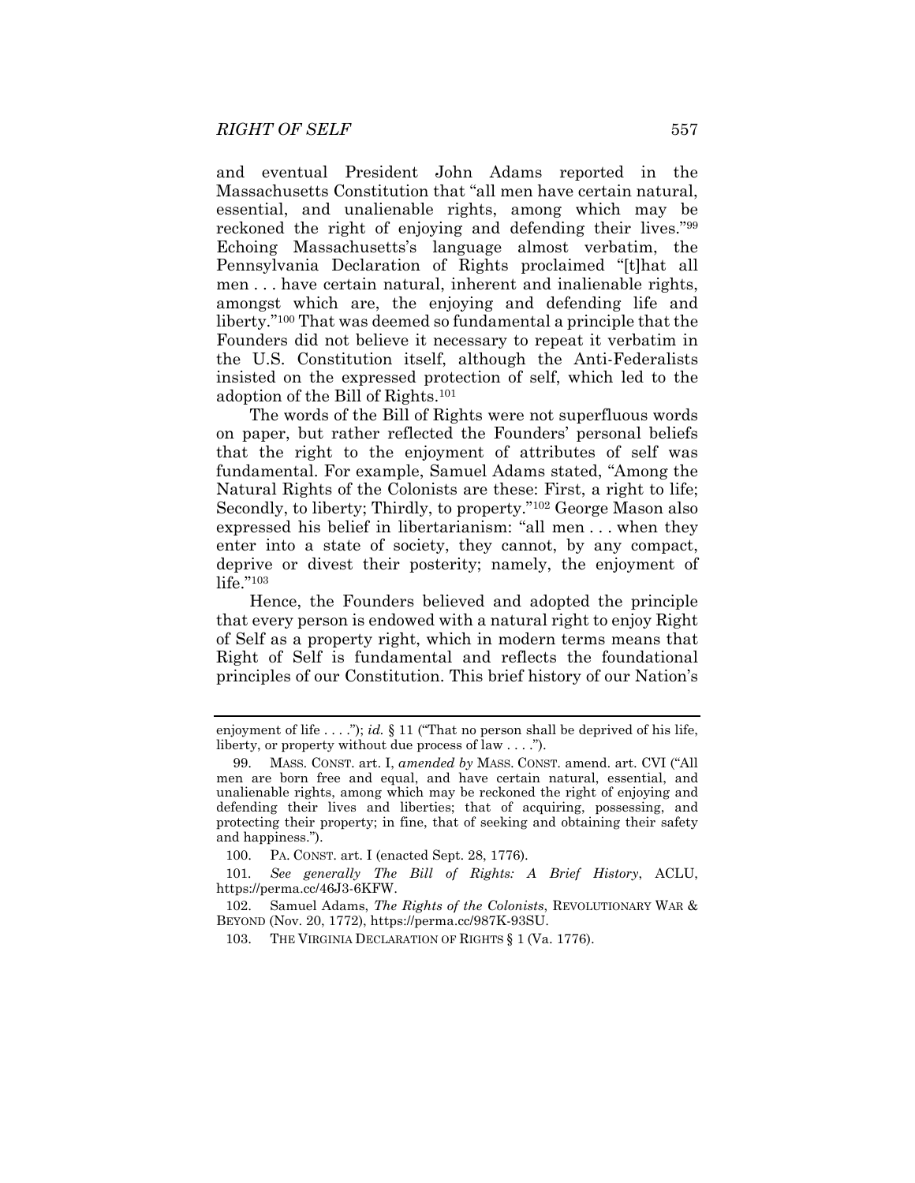and eventual President John Adams reported in the Massachusetts Constitution that "all men have certain natural, essential, and unalienable rights, among which may be reckoned the right of enjoying and defending their lives."[99] Echoing Massachusetts's language almost verbatim, the Pennsylvania Declaration of Rights proclaimed "[t]hat all men . . . have certain natural, inherent and inalienable rights, amongst which are, the enjoying and defending life and liberty."[100] That was deemed so fundamental a principle that the Founders did not believe it necessary to repeat it verbatim in the U.S. Constitution itself, although the Anti-Federalists insisted on the expressed protection of self, which led to the adoption of the Bill of Rights.[101]

The words of the Bill of Rights were not superfluous words on paper, but rather reflected the Founders' personal beliefs that the right to the enjoyment of attributes of self was fundamental. For example, Samuel Adams stated, "Among the Natural Rights of the Colonists are these: First, a right to life; Secondly, to liberty; Thirdly, to property."[102] George Mason also expressed his belief in libertarianism: "all men . . . when they enter into a state of society, they cannot, by any compact, deprive or divest their posterity; namely, the enjoyment of life."[103]

Hence, the Founders believed and adopted the principle that every person is endowed with a natural right to enjoy Right of Self as a property right, which in modern terms means that Right of Self is fundamental and reflects the foundational principles of our Constitution. This brief history of our Nation's

---

enjoyment of life . . . ."); *id.* § 11 ("That no person shall be deprived of his life, liberty, or property without due process of law . . . .").

99. MASS. CONST. art. I, *amended by* MASS. CONST. amend. art. CVI ("All men are born free and equal, and have certain natural, essential, and unalienable rights, among which may be reckoned the right of enjoying and defending their lives and liberties; that of acquiring, possessing, and protecting their property; in fine, that of seeking and obtaining their safety and happiness.").

100. PA. CONST. art. I (enacted Sept. 28, 1776).

101. *See generally The Bill of Rights: A Brief History*, ACLU, https://perma.cc/46J3-6KFW.

102. Samuel Adams, *The Rights of the Colonists*, REVOLUTIONARY WAR & BEYOND (Nov. 20, 1772), https://perma.cc/987K-93SU.

103. THE VIRGINIA DECLARATION OF RIGHTS § 1 (Va. 1776).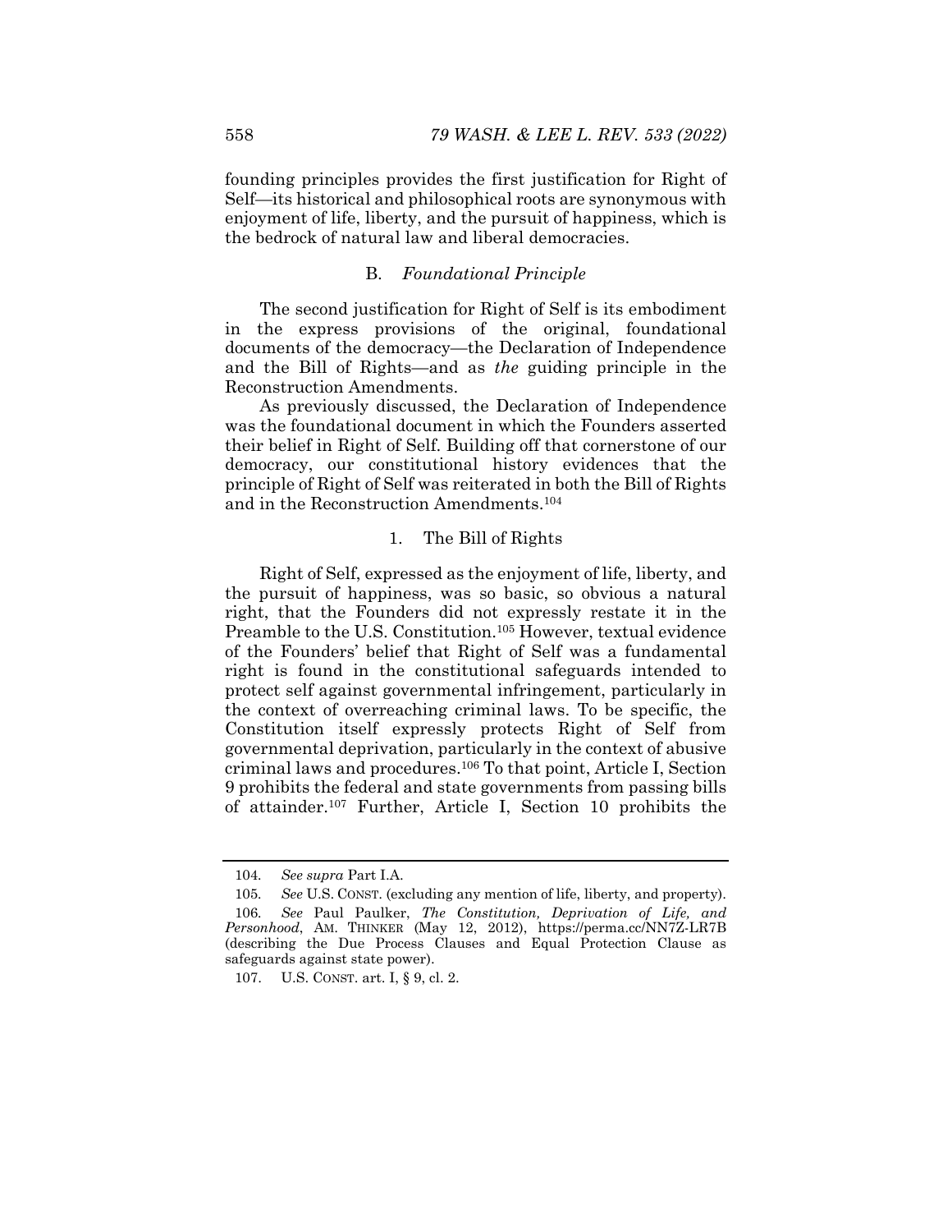founding principles provides the first justification for Right of Self—its historical and philosophical roots are synonymous with enjoyment of life, liberty, and the pursuit of happiness, which is the bedrock of natural law and liberal democracies.

### B. *Foundational Principle*

The second justification for Right of Self is its embodiment in the express provisions of the original, foundational documents of the democracy—the Declaration of Independence and the Bill of Rights—and as *the* guiding principle in the Reconstruction Amendments.

As previously discussed, the Declaration of Independence was the foundational document in which the Founders asserted their belief in Right of Self. Building off that cornerstone of our democracy, our constitutional history evidences that the principle of Right of Self was reiterated in both the Bill of Rights and in the Reconstruction Amendments.[104]

#### 1. The Bill of Rights

Right of Self, expressed as the enjoyment of life, liberty, and the pursuit of happiness, was so basic, so obvious a natural right, that the Founders did not expressly restate it in the Preamble to the U.S. Constitution.[105] However, textual evidence of the Founders' belief that Right of Self was a fundamental right is found in the constitutional safeguards intended to protect self against governmental infringement, particularly in the context of overreaching criminal laws. To be specific, the Constitution itself expressly protects Right of Self from governmental deprivation, particularly in the context of abusive criminal laws and procedures.[106] To that point, Article I, Section 9 prohibits the federal and state governments from passing bills of attainder.[107] Further, Article I, Section 10 prohibits the

---

104. *See supra* Part I.A.

105. *See* U.S. CONST. (excluding any mention of life, liberty, and property).

106. *See* Paul Paulker, *The Constitution, Deprivation of Life, and Personhood*, AM. THINKER (May 12, 2012), https://perma.cc/NN7Z-LR7B (describing the Due Process Clauses and Equal Protection Clause as safeguards against state power).

107. U.S. CONST. art. I, § 9, cl. 2.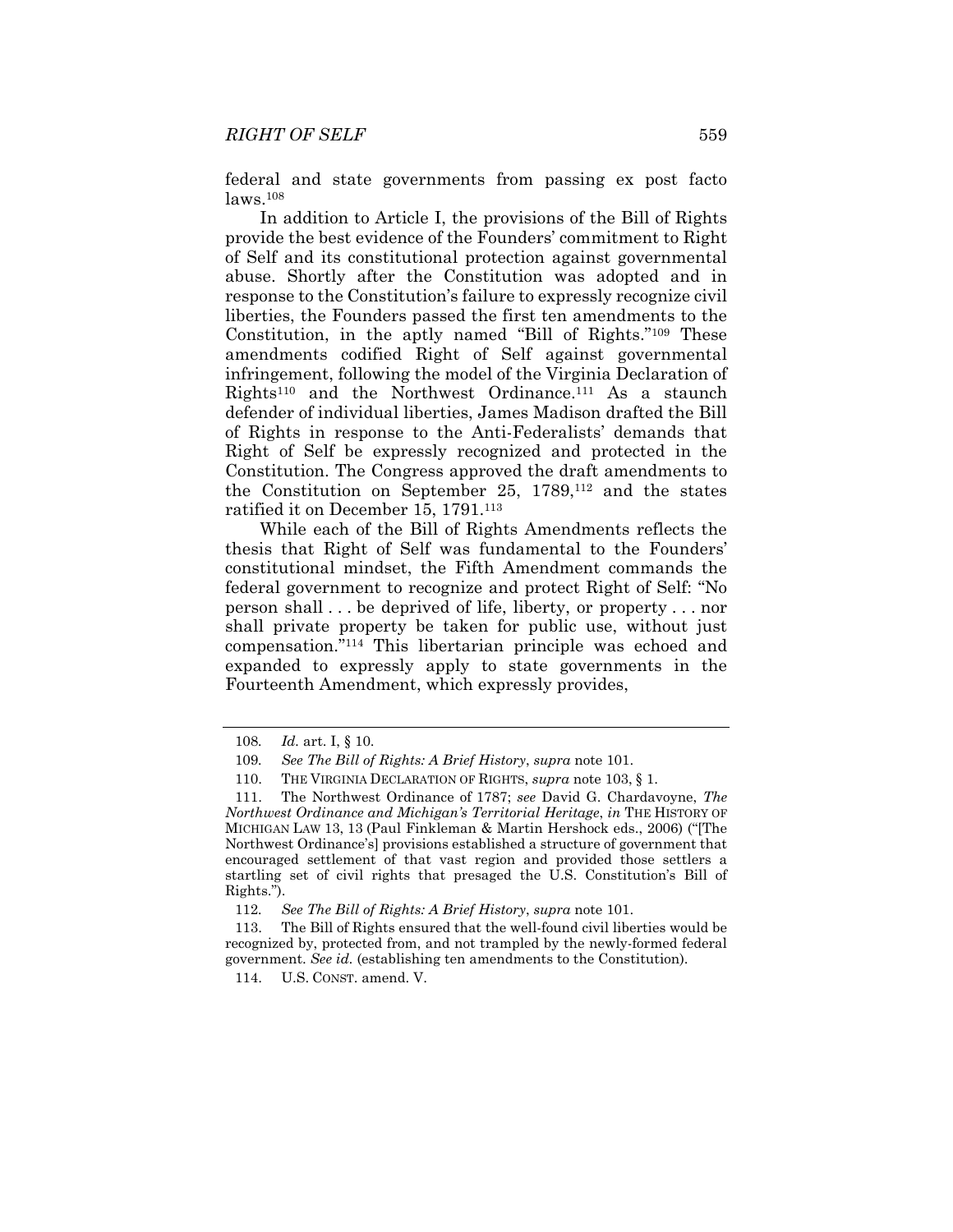federal and state governments from passing ex post facto laws.[108]

In addition to Article I, the provisions of the Bill of Rights provide the best evidence of the Founders' commitment to Right of Self and its constitutional protection against governmental abuse. Shortly after the Constitution was adopted and in response to the Constitution's failure to expressly recognize civil liberties, the Founders passed the first ten amendments to the Constitution, in the aptly named "Bill of Rights."[109] These amendments codified Right of Self against governmental infringement, following the model of the Virginia Declaration of Rights[110] and the Northwest Ordinance.[111] As a staunch defender of individual liberties, James Madison drafted the Bill of Rights in response to the Anti-Federalists' demands that Right of Self be expressly recognized and protected in the Constitution. The Congress approved the draft amendments to the Constitution on September 25, 1789,[112] and the states ratified it on December 15, 1791.[113]

While each of the Bill of Rights Amendments reflects the thesis that Right of Self was fundamental to the Founders' constitutional mindset, the Fifth Amendment commands the federal government to recognize and protect Right of Self: "No person shall . . . be deprived of life, liberty, or property . . . nor shall private property be taken for public use, without just compensation."[114] This libertarian principle was echoed and expanded to expressly apply to state governments in the Fourteenth Amendment, which expressly provides,

---

108. *Id.* art. I, § 10.

109. *See The Bill of Rights: A Brief History*, *supra* note 101.

110. THE VIRGINIA DECLARATION OF RIGHTS, *supra* note 103, § 1.

111. The Northwest Ordinance of 1787; *see* David G. Chardavoyne, *The Northwest Ordinance and Michigan's Territorial Heritage*, *in* THE HISTORY OF MICHIGAN LAW 13, 13 (Paul Finkleman & Martin Hershock eds., 2006) ("[The Northwest Ordinance's] provisions established a structure of government that encouraged settlement of that vast region and provided those settlers a startling set of civil rights that presaged the U.S. Constitution's Bill of Rights.").

112. *See The Bill of Rights: A Brief History*, *supra* note 101.

113. The Bill of Rights ensured that the well-found civil liberties would be recognized by, protected from, and not trampled by the newly-formed federal government. *See id.* (establishing ten amendments to the Constitution).

114. U.S. CONST. amend. V.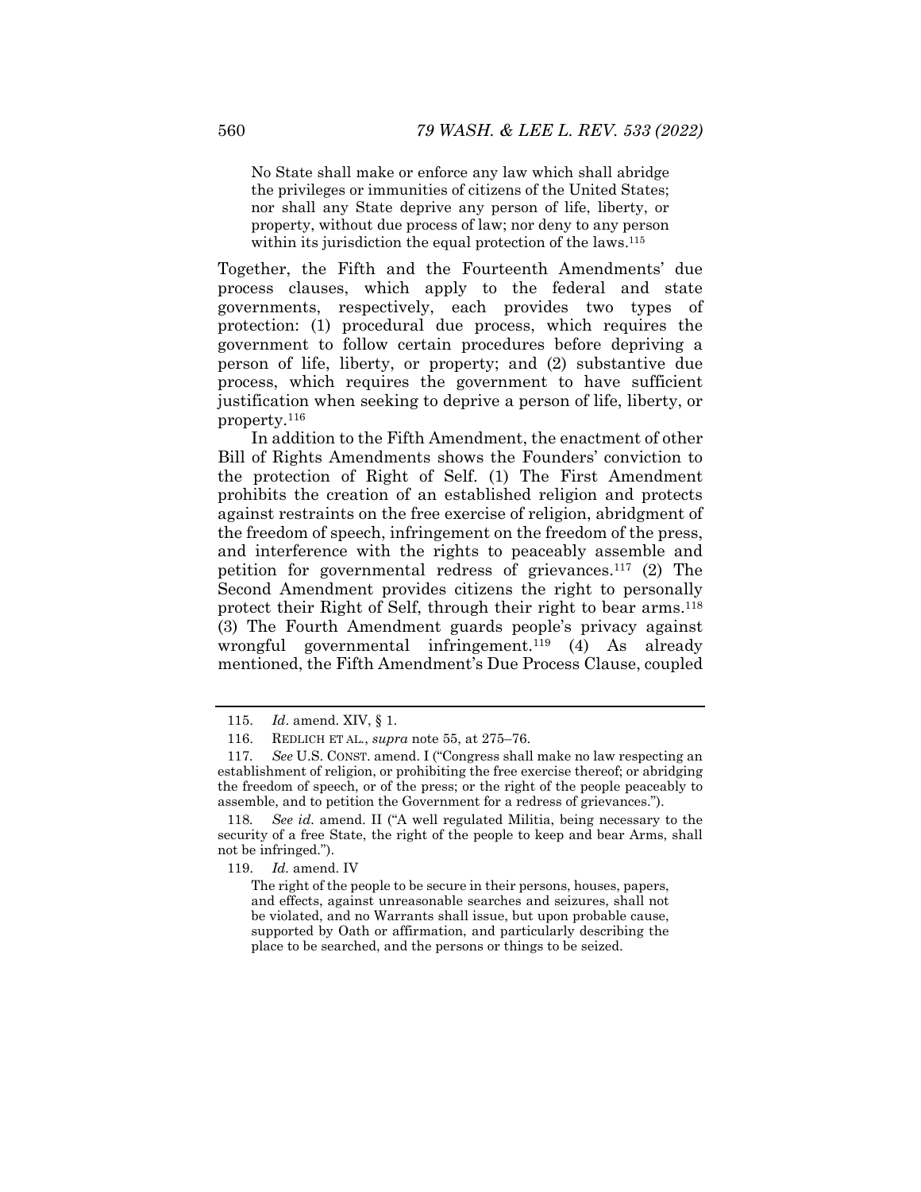> No State shall make or enforce any law which shall abridge the privileges or immunities of citizens of the United States; nor shall any State deprive any person of life, liberty, or property, without due process of law; nor deny to any person within its jurisdiction the equal protection of the laws.[115]

Together, the Fifth and the Fourteenth Amendments' due process clauses, which apply to the federal and state governments, respectively, each provides two types of protection: (1) procedural due process, which requires the government to follow certain procedures before depriving a person of life, liberty, or property; and (2) substantive due process, which requires the government to have sufficient justification when seeking to deprive a person of life, liberty, or property.[116]

In addition to the Fifth Amendment, the enactment of other Bill of Rights Amendments shows the Founders' conviction to the protection of Right of Self. (1) The First Amendment prohibits the creation of an established religion and protects against restraints on the free exercise of religion, abridgment of the freedom of speech, infringement on the freedom of the press, and interference with the rights to peaceably assemble and petition for governmental redress of grievances.[117] (2) The Second Amendment provides citizens the right to personally protect their Right of Self, through their right to bear arms.[118] (3) The Fourth Amendment guards people's privacy against wrongful governmental infringement.[119] (4) As already mentioned, the Fifth Amendment's Due Process Clause, coupled

---

115. *Id*. amend. XIV, § 1.

116. REDLICH ET AL., *supra* note 55, at 275–76.

117. *See* U.S. CONST. amend. I ("Congress shall make no law respecting an establishment of religion, or prohibiting the free exercise thereof; or abridging the freedom of speech, or of the press; or the right of the people peaceably to assemble, and to petition the Government for a redress of grievances.").

118. *See id.* amend. II ("A well regulated Militia, being necessary to the security of a free State, the right of the people to keep and bear Arms, shall not be infringed.").

119. *Id.* amend. IV

> The right of the people to be secure in their persons, houses, papers, and effects, against unreasonable searches and seizures, shall not be violated, and no Warrants shall issue, but upon probable cause, supported by Oath or affirmation, and particularly describing the place to be searched, and the persons or things to be seized.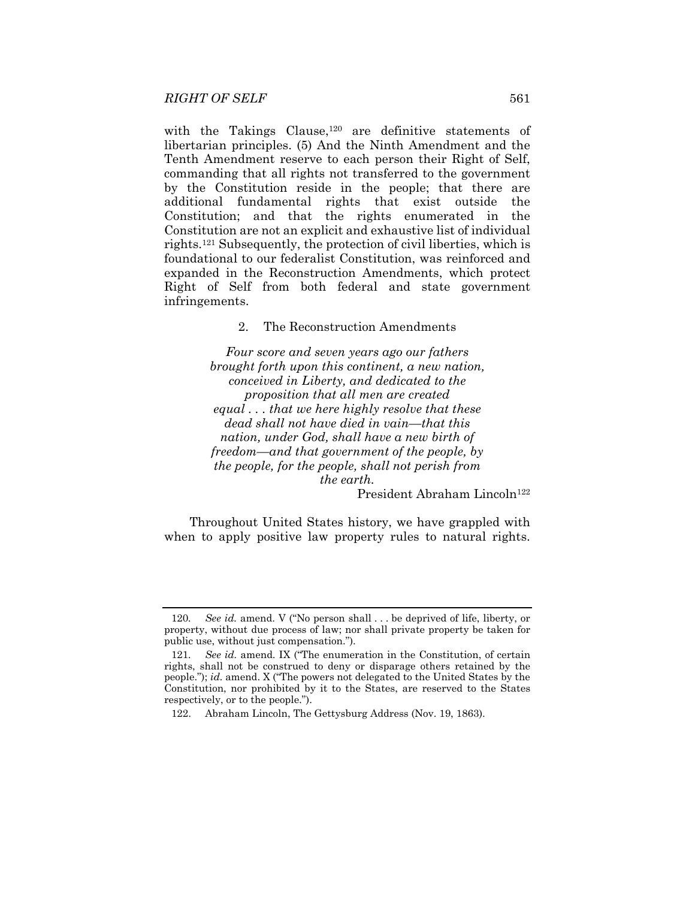with the Takings Clause,[120] are definitive statements of libertarian principles. (5) And the Ninth Amendment and the Tenth Amendment reserve to each person their Right of Self, commanding that all rights not transferred to the government by the Constitution reside in the people; that there are additional fundamental rights that exist outside the Constitution; and that the rights enumerated in the Constitution are not an explicit and exhaustive list of individual rights.[121] Subsequently, the protection of civil liberties, which is foundational to our federalist Constitution, was reinforced and expanded in the Reconstruction Amendments, which protect Right of Self from both federal and state government infringements.

### 2. The Reconstruction Amendments

> *Four score and seven years ago our fathers brought forth upon this continent, a new nation, conceived in Liberty, and dedicated to the proposition that all men are created equal . . . that we here highly resolve that these dead shall not have died in vain—that this nation, under God, shall have a new birth of freedom—and that government of the people, by the people, for the people, shall not perish from the earth.*
>
> President Abraham Lincoln[122]

Throughout United States history, we have grappled with when to apply positive law property rules to natural rights.

---

120. *See id.* amend. V ("No person shall . . . be deprived of life, liberty, or property, without due process of law; nor shall private property be taken for public use, without just compensation.").

121. *See id.* amend. IX ("The enumeration in the Constitution, of certain rights, shall not be construed to deny or disparage others retained by the people."); *id.* amend. X ("The powers not delegated to the United States by the Constitution, nor prohibited by it to the States, are reserved to the States respectively, or to the people.").

122. Abraham Lincoln, The Gettysburg Address (Nov. 19, 1863).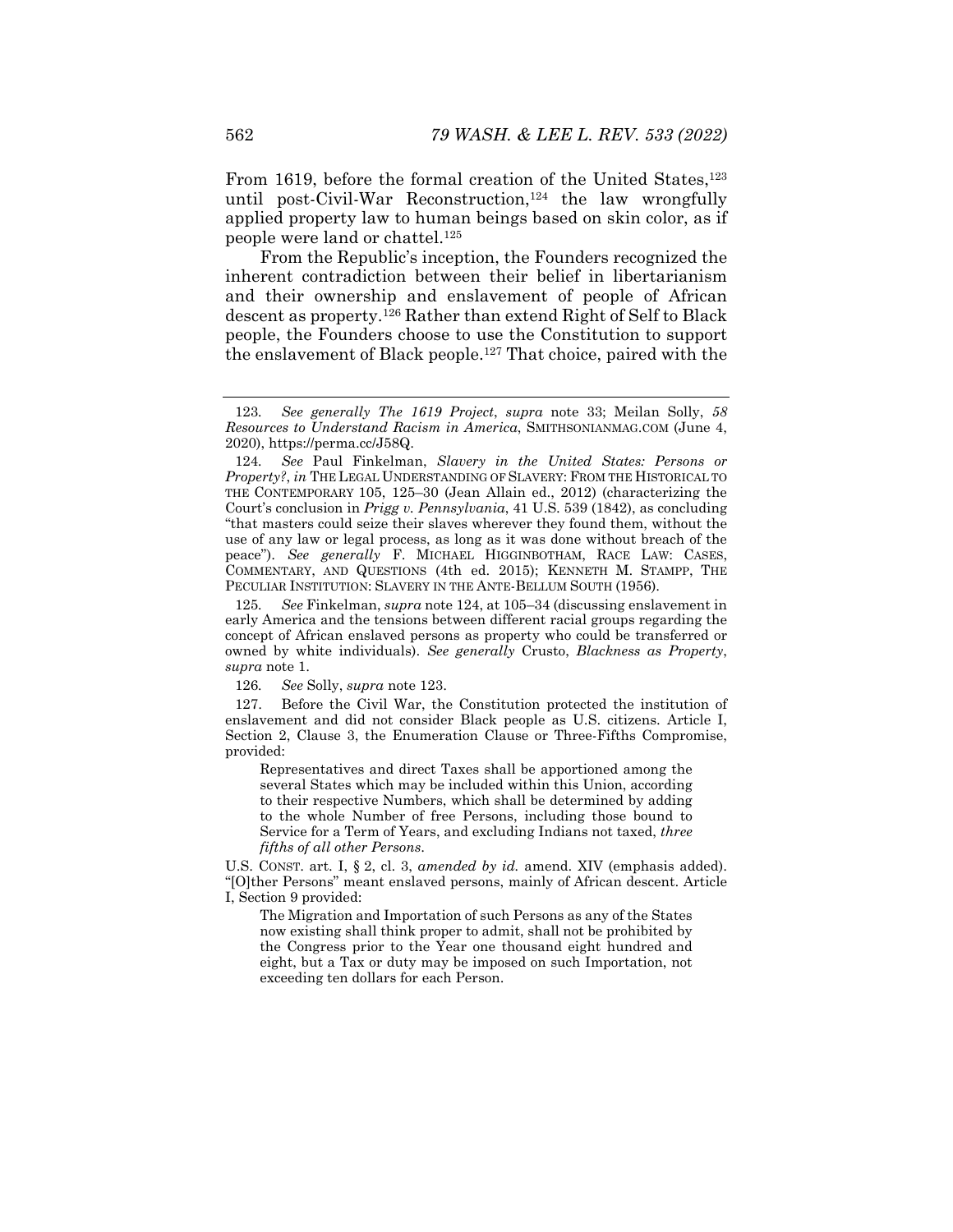From 1619, before the formal creation of the United States,[123] until post-Civil-War Reconstruction,[124] the law wrongfully applied property law to human beings based on skin color, as if people were land or chattel.[125]

From the Republic's inception, the Founders recognized the inherent contradiction between their belief in libertarianism and their ownership and enslavement of people of African descent as property.[126] Rather than extend Right of Self to Black people, the Founders choose to use the Constitution to support the enslavement of Black people.[127] That choice, paired with the

---

123. *See generally The 1619 Project*, *supra* note 33; Meilan Solly, *58 Resources to Understand Racism in America*, SMITHSONIANMAG.COM (June 4, 2020), https://perma.cc/J58Q.

124. *See* Paul Finkelman, *Slavery in the United States: Persons or Property?*, *in* THE LEGAL UNDERSTANDING OF SLAVERY: FROM THE HISTORICAL TO THE CONTEMPORARY 105, 125–30 (Jean Allain ed., 2012) (characterizing the Court's conclusion in *Prigg v. Pennsylvania*, 41 U.S. 539 (1842), as concluding "that masters could seize their slaves wherever they found them, without the use of any law or legal process, as long as it was done without breach of the peace"). *See generally* F. MICHAEL HIGGINBOTHAM, RACE LAW: CASES, COMMENTARY, AND QUESTIONS (4th ed. 2015); KENNETH M. STAMPP, THE PECULIAR INSTITUTION: SLAVERY IN THE ANTE-BELLUM SOUTH (1956).

125. *See* Finkelman, *supra* note 124, at 105–34 (discussing enslavement in early America and the tensions between different racial groups regarding the concept of African enslaved persons as property who could be transferred or owned by white individuals). *See generally* Crusto, *Blackness as Property*, *supra* note 1.

126. *See* Solly, *supra* note 123.

127. Before the Civil War, the Constitution protected the institution of enslavement and did not consider Black people as U.S. citizens. Article I, Section 2, Clause 3, the Enumeration Clause or Three-Fifths Compromise, provided:

> Representatives and direct Taxes shall be apportioned among the several States which may be included within this Union, according to their respective Numbers, which shall be determined by adding to the whole Number of free Persons, including those bound to Service for a Term of Years, and excluding Indians not taxed, *three fifths of all other Persons*.

U.S. CONST. art. I, § 2, cl. 3, *amended by id.* amend. XIV (emphasis added). "[O]ther Persons" meant enslaved persons, mainly of African descent. Article I, Section 9 provided:

> The Migration and Importation of such Persons as any of the States now existing shall think proper to admit, shall not be prohibited by the Congress prior to the Year one thousand eight hundred and eight, but a Tax or duty may be imposed on such Importation, not exceeding ten dollars for each Person.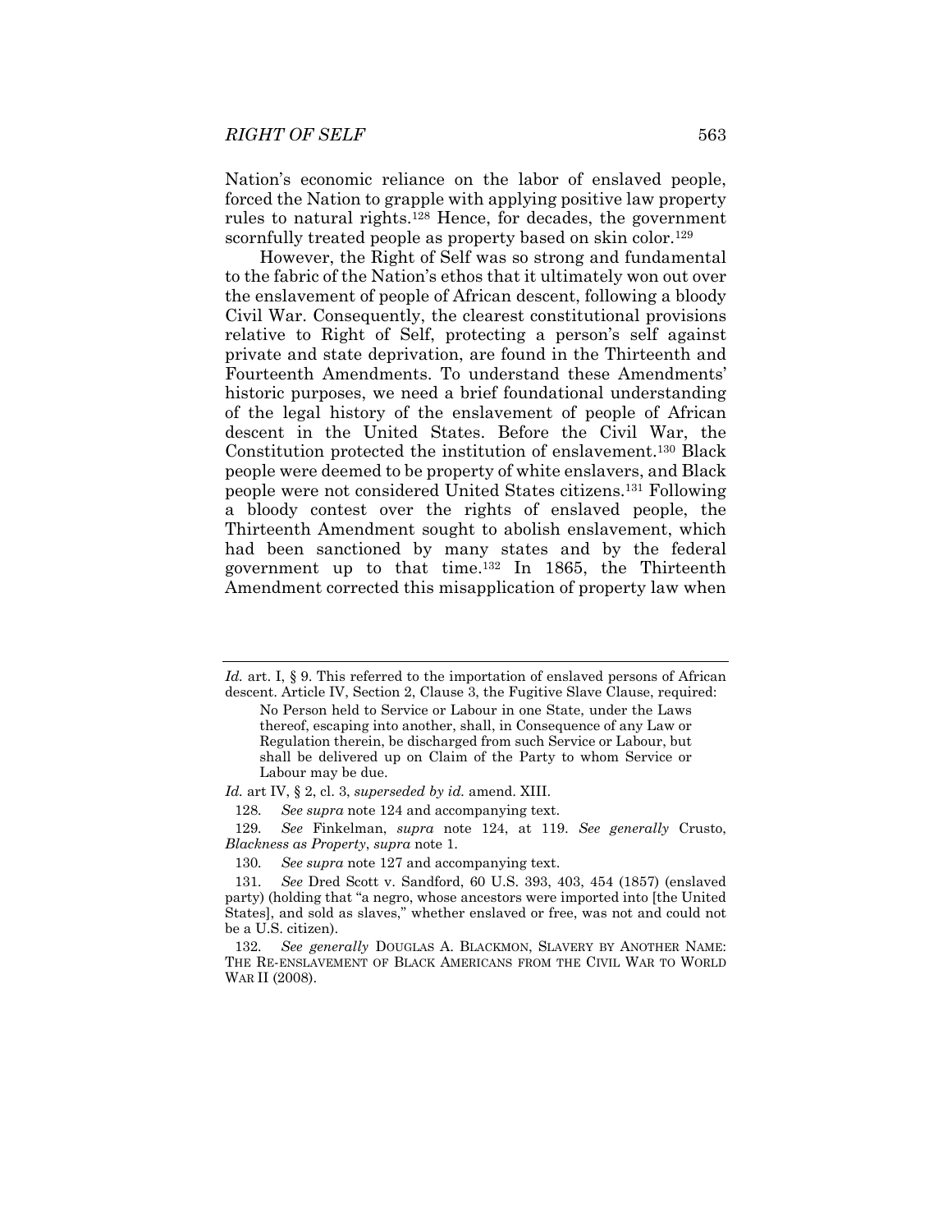Nation's economic reliance on the labor of enslaved people, forced the Nation to grapple with applying positive law property rules to natural rights.[128] Hence, for decades, the government scornfully treated people as property based on skin color.[129]

However, the Right of Self was so strong and fundamental to the fabric of the Nation's ethos that it ultimately won out over the enslavement of people of African descent, following a bloody Civil War. Consequently, the clearest constitutional provisions relative to Right of Self, protecting a person's self against private and state deprivation, are found in the Thirteenth and Fourteenth Amendments. To understand these Amendments' historic purposes, we need a brief foundational understanding of the legal history of the enslavement of people of African descent in the United States. Before the Civil War, the Constitution protected the institution of enslavement.[130] Black people were deemed to be property of white enslavers, and Black people were not considered United States citizens.[131] Following a bloody contest over the rights of enslaved people, the Thirteenth Amendment sought to abolish enslavement, which had been sanctioned by many states and by the federal government up to that time.[132] In 1865, the Thirteenth Amendment corrected this misapplication of property law when

---

*Id.* art. I, § 9. This referred to the importation of enslaved persons of African descent. Article IV, Section 2, Clause 3, the Fugitive Slave Clause, required:

> No Person held to Service or Labour in one State, under the Laws thereof, escaping into another, shall, in Consequence of any Law or Regulation therein, be discharged from such Service or Labour, but shall be delivered up on Claim of the Party to whom Service or Labour may be due.

*Id.* art IV, § 2, cl. 3, *superseded by id.* amend. XIII.

128. *See supra* note 124 and accompanying text.

129. *See* Finkelman, *supra* note 124, at 119. *See generally* Crusto, *Blackness as Property*, *supra* note 1.

130. *See supra* note 127 and accompanying text.

131. *See* Dred Scott v. Sandford, 60 U.S. 393, 403, 454 (1857) (enslaved party) (holding that "a negro, whose ancestors were imported into [the United States], and sold as slaves," whether enslaved or free, was not and could not be a U.S. citizen).

132. *See generally* DOUGLAS A. BLACKMON, SLAVERY BY ANOTHER NAME: THE RE-ENSLAVEMENT OF BLACK AMERICANS FROM THE CIVIL WAR TO WORLD WAR II (2008).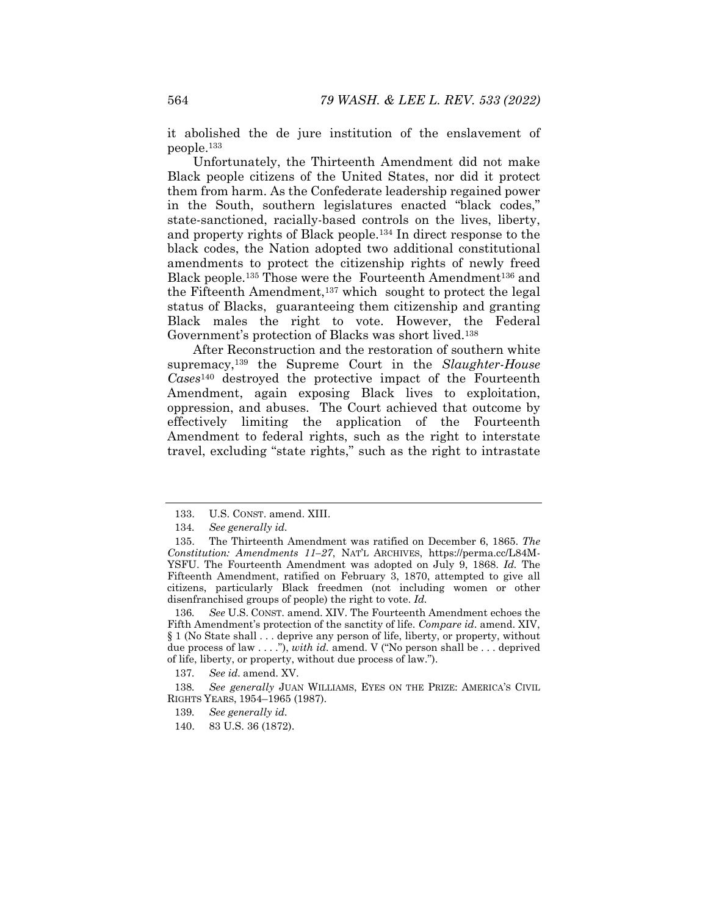it abolished the de jure institution of the enslavement of people.[133]

Unfortunately, the Thirteenth Amendment did not make Black people citizens of the United States, nor did it protect them from harm. As the Confederate leadership regained power in the South, southern legislatures enacted "black codes," state-sanctioned, racially-based controls on the lives, liberty, and property rights of Black people.[134] In direct response to the black codes, the Nation adopted two additional constitutional amendments to protect the citizenship rights of newly freed Black people.[135] Those were the Fourteenth Amendment[136] and the Fifteenth Amendment,[137] which sought to protect the legal status of Blacks, guaranteeing them citizenship and granting Black males the right to vote. However, the Federal Government's protection of Blacks was short lived.[138]

After Reconstruction and the restoration of southern white supremacy,[139] the Supreme Court in the *Slaughter-House Cases*[140] destroyed the protective impact of the Fourteenth Amendment, again exposing Black lives to exploitation, oppression, and abuses. The Court achieved that outcome by effectively limiting the application of the Fourteenth Amendment to federal rights, such as the right to interstate travel, excluding "state rights," such as the right to intrastate

---

133. U.S. CONST. amend. XIII.

134. *See generally id.*

135. The Thirteenth Amendment was ratified on December 6, 1865. *The Constitution: Amendments 11–27*, NAT'L ARCHIVES, https://perma.cc/L84M-YSFU. The Fourteenth Amendment was adopted on July 9, 1868. *Id.* The Fifteenth Amendment, ratified on February 3, 1870, attempted to give all citizens, particularly Black freedmen (not including women or other disenfranchised groups of people) the right to vote. *Id.*

136. *See* U.S. CONST. amend. XIV. The Fourteenth Amendment echoes the Fifth Amendment's protection of the sanctity of life. *Compare id.* amend. XIV, § 1 (No State shall . . . deprive any person of life, liberty, or property, without due process of law . . . ."), *with id.* amend. V ("No person shall be . . . deprived of life, liberty, or property, without due process of law.").

137. *See id.* amend. XV.

138. *See generally* JUAN WILLIAMS, EYES ON THE PRIZE: AMERICA'S CIVIL RIGHTS YEARS, 1954–1965 (1987).

139. *See generally id.*

140. 83 U.S. 36 (1872).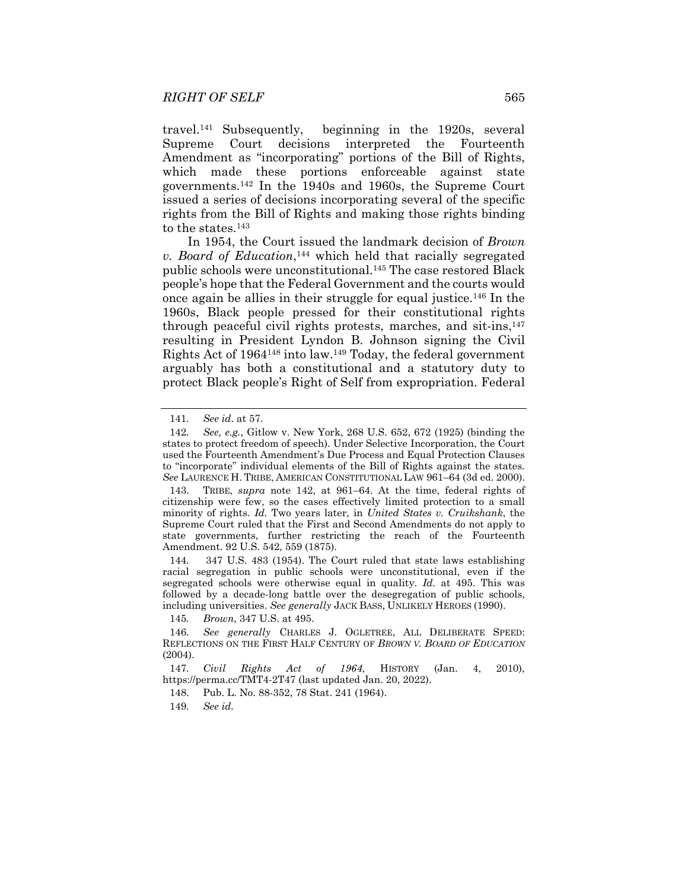travel.[141] Subsequently, beginning in the 1920s, several Supreme Court decisions interpreted the Fourteenth Amendment as "incorporating" portions of the Bill of Rights, which made these portions enforceable against state governments.[142] In the 1940s and 1960s, the Supreme Court issued a series of decisions incorporating several of the specific rights from the Bill of Rights and making those rights binding to the states.[143]

In 1954, the Court issued the landmark decision of *Brown v. Board of Education*,[144] which held that racially segregated public schools were unconstitutional.[145] The case restored Black people's hope that the Federal Government and the courts would once again be allies in their struggle for equal justice.[146] In the 1960s, Black people pressed for their constitutional rights through peaceful civil rights protests, marches, and sit-ins,[147] resulting in President Lyndon B. Johnson signing the Civil Rights Act of 1964[148] into law.[149] Today, the federal government arguably has both a constitutional and a statutory duty to protect Black people's Right of Self from expropriation. Federal

---

141. *See id*. at 57.

142. *See, e.g.*, Gitlow v. New York, 268 U.S. 652, 672 (1925) (binding the states to protect freedom of speech). Under Selective Incorporation, the Court used the Fourteenth Amendment's Due Process and Equal Protection Clauses to "incorporate" individual elements of the Bill of Rights against the states. *See* LAURENCE H. TRIBE, AMERICAN CONSTITUTIONAL LAW 961–64 (3d ed. 2000).

143. TRIBE, *supra* note 142, at 961–64. At the time, federal rights of citizenship were few, so the cases effectively limited protection to a small minority of rights. *Id.* Two years later, in *United States v. Cruikshank*, the Supreme Court ruled that the First and Second Amendments do not apply to state governments, further restricting the reach of the Fourteenth Amendment. 92 U.S. 542, 559 (1875).

144. 347 U.S. 483 (1954). The Court ruled that state laws establishing racial segregation in public schools were unconstitutional, even if the segregated schools were otherwise equal in quality. *Id.* at 495. This was followed by a decade-long battle over the desegregation of public schools, including universities. *See generally* JACK BASS, UNLIKELY HEROES (1990).

145. *Brown*, 347 U.S. at 495.

146. *See generally* CHARLES J. OGLETREE, ALL DELIBERATE SPEED: REFLECTIONS ON THE FIRST HALF CENTURY OF *BROWN V. BOARD OF EDUCATION* (2004).

147. *Civil Rights Act of 1964*, HISTORY (Jan. 4, 2010), https://perma.cc/TMT4-2T47 (last updated Jan. 20, 2022).

148. Pub. L. No. 88-352, 78 Stat. 241 (1964).

149. *See id.*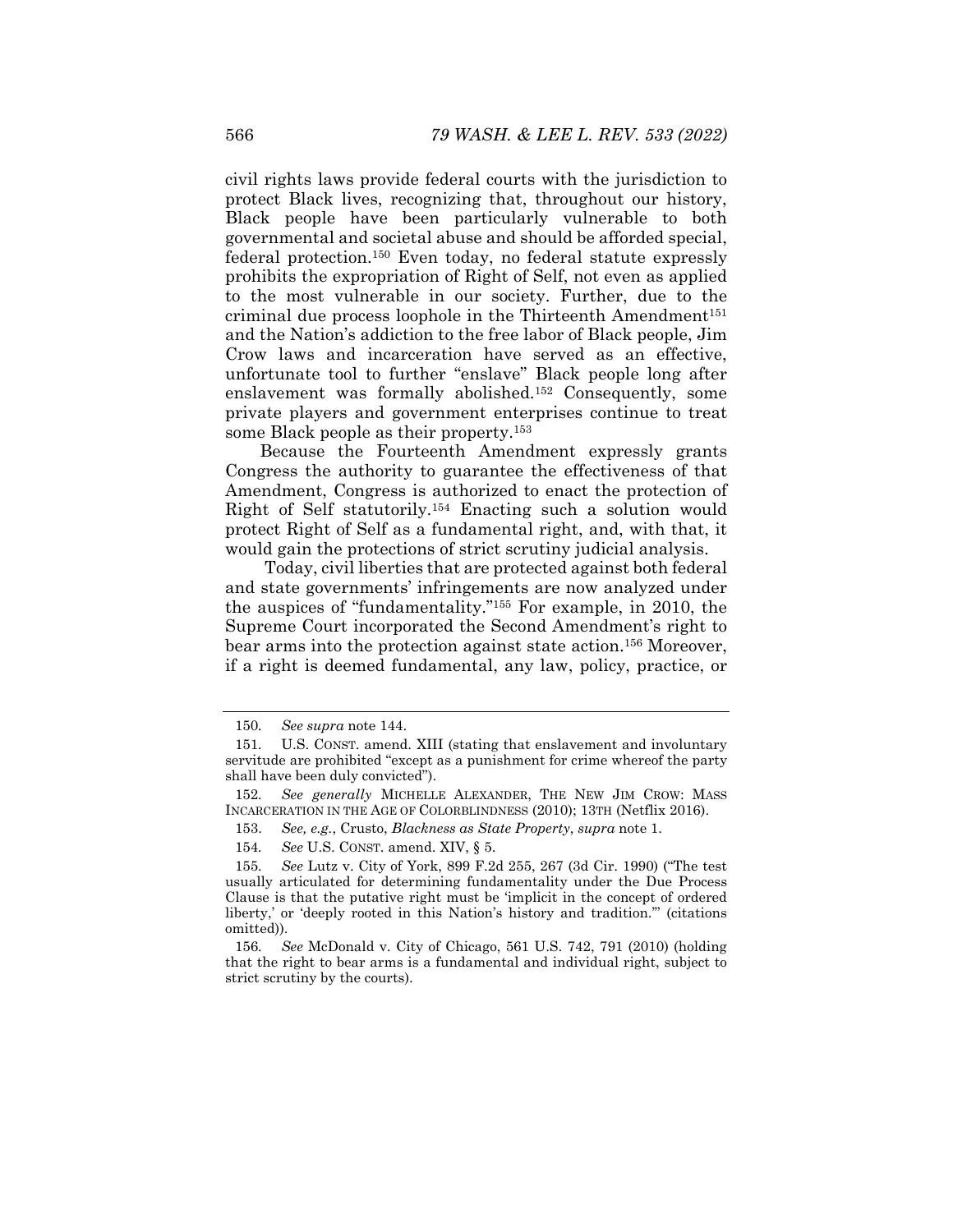civil rights laws provide federal courts with the jurisdiction to protect Black lives, recognizing that, throughout our history, Black people have been particularly vulnerable to both governmental and societal abuse and should be afforded special, federal protection.[150] Even today, no federal statute expressly prohibits the expropriation of Right of Self, not even as applied to the most vulnerable in our society. Further, due to the criminal due process loophole in the Thirteenth Amendment[151] and the Nation's addiction to the free labor of Black people, Jim Crow laws and incarceration have served as an effective, unfortunate tool to further "enslave" Black people long after enslavement was formally abolished.[152] Consequently, some private players and government enterprises continue to treat some Black people as their property.[153]

Because the Fourteenth Amendment expressly grants Congress the authority to guarantee the effectiveness of that Amendment, Congress is authorized to enact the protection of Right of Self statutorily.[154] Enacting such a solution would protect Right of Self as a fundamental right, and, with that, it would gain the protections of strict scrutiny judicial analysis.

Today, civil liberties that are protected against both federal and state governments' infringements are now analyzed under the auspices of "fundamentality."[155] For example, in 2010, the Supreme Court incorporated the Second Amendment's right to bear arms into the protection against state action.[156] Moreover, if a right is deemed fundamental, any law, policy, practice, or

---

150. *See supra* note 144.

151. U.S. CONST. amend. XIII (stating that enslavement and involuntary servitude are prohibited "except as a punishment for crime whereof the party shall have been duly convicted").

152. *See generally* MICHELLE ALEXANDER, THE NEW JIM CROW: MASS INCARCERATION IN THE AGE OF COLORBLINDNESS (2010); 13TH (Netflix 2016).

153. *See, e.g.*, Crusto, *Blackness as State Property*, *supra* note 1.

154. *See* U.S. CONST. amend. XIV, § 5.

155. *See* Lutz v. City of York, 899 F.2d 255, 267 (3d Cir. 1990) ("The test usually articulated for determining fundamentality under the Due Process Clause is that the putative right must be 'implicit in the concept of ordered liberty,' or 'deeply rooted in this Nation's history and tradition.'" (citations omitted)).

156. *See* McDonald v. City of Chicago, 561 U.S. 742, 791 (2010) (holding that the right to bear arms is a fundamental and individual right, subject to strict scrutiny by the courts).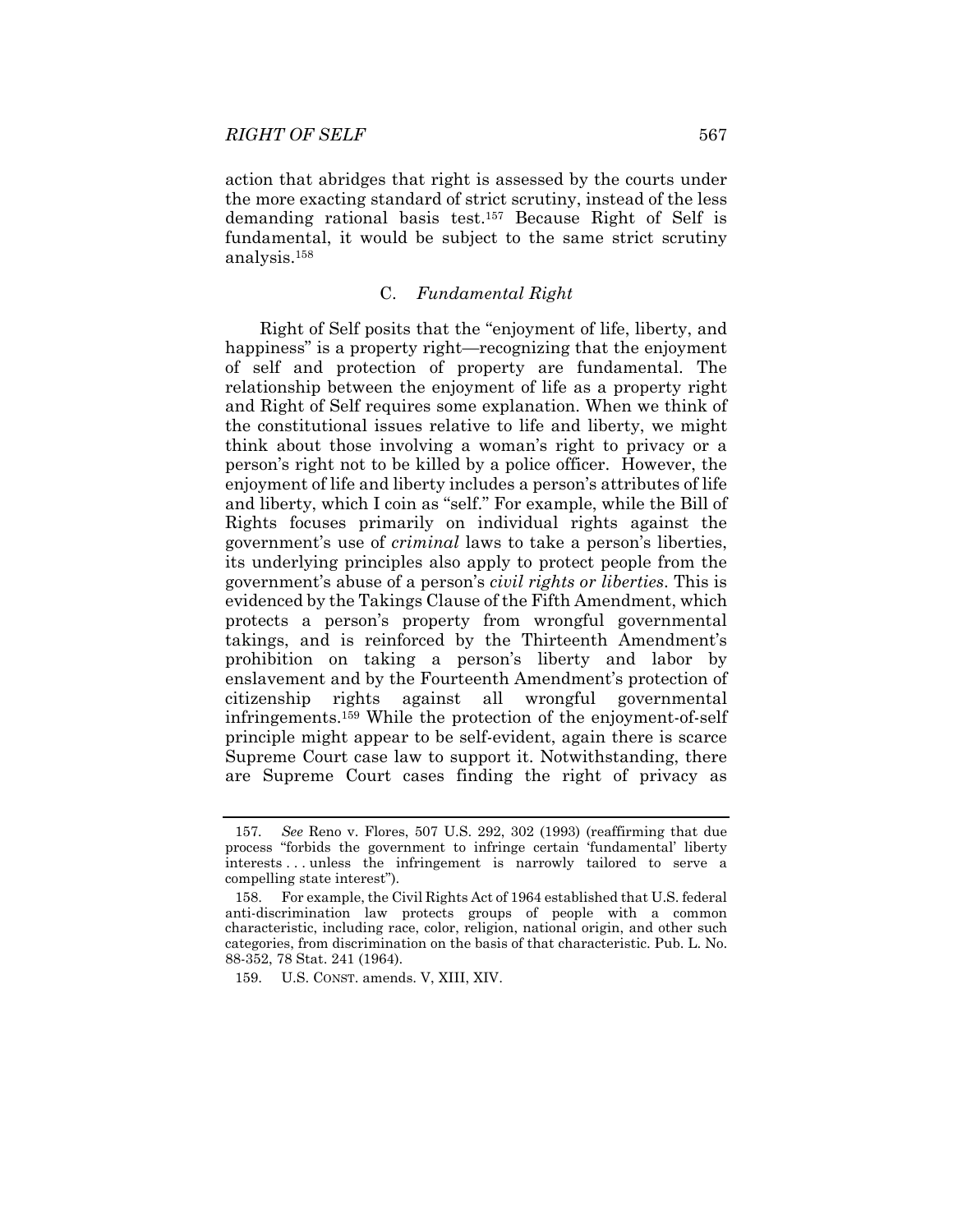action that abridges that right is assessed by the courts under the more exacting standard of strict scrutiny, instead of the less demanding rational basis test.[157] Because Right of Self is fundamental, it would be subject to the same strict scrutiny analysis.[158]

### C. *Fundamental Right*

Right of Self posits that the "enjoyment of life, liberty, and happiness" is a property right—recognizing that the enjoyment of self and protection of property are fundamental. The relationship between the enjoyment of life as a property right and Right of Self requires some explanation. When we think of the constitutional issues relative to life and liberty, we might think about those involving a woman's right to privacy or a person's right not to be killed by a police officer. However, the enjoyment of life and liberty includes a person's attributes of life and liberty, which I coin as "self." For example, while the Bill of Rights focuses primarily on individual rights against the government's use of *criminal* laws to take a person's liberties, its underlying principles also apply to protect people from the government's abuse of a person's *civil rights or liberties*. This is evidenced by the Takings Clause of the Fifth Amendment, which protects a person's property from wrongful governmental takings, and is reinforced by the Thirteenth Amendment's prohibition on taking a person's liberty and labor by enslavement and by the Fourteenth Amendment's protection of citizenship rights against all wrongful governmental infringements.[159] While the protection of the enjoyment-of-self principle might appear to be self-evident, again there is scarce Supreme Court case law to support it. Notwithstanding, there are Supreme Court cases finding the right of privacy as

---

157. *See* Reno v. Flores, 507 U.S. 292, 302 (1993) (reaffirming that due process "forbids the government to infringe certain 'fundamental' liberty interests . . . unless the infringement is narrowly tailored to serve a compelling state interest").

158. For example, the Civil Rights Act of 1964 established that U.S. federal anti-discrimination law protects groups of people with a common characteristic, including race, color, religion, national origin, and other such categories, from discrimination on the basis of that characteristic. Pub. L. No. 88-352, 78 Stat. 241 (1964).

159. U.S. CONST. amends. V, XIII, XIV.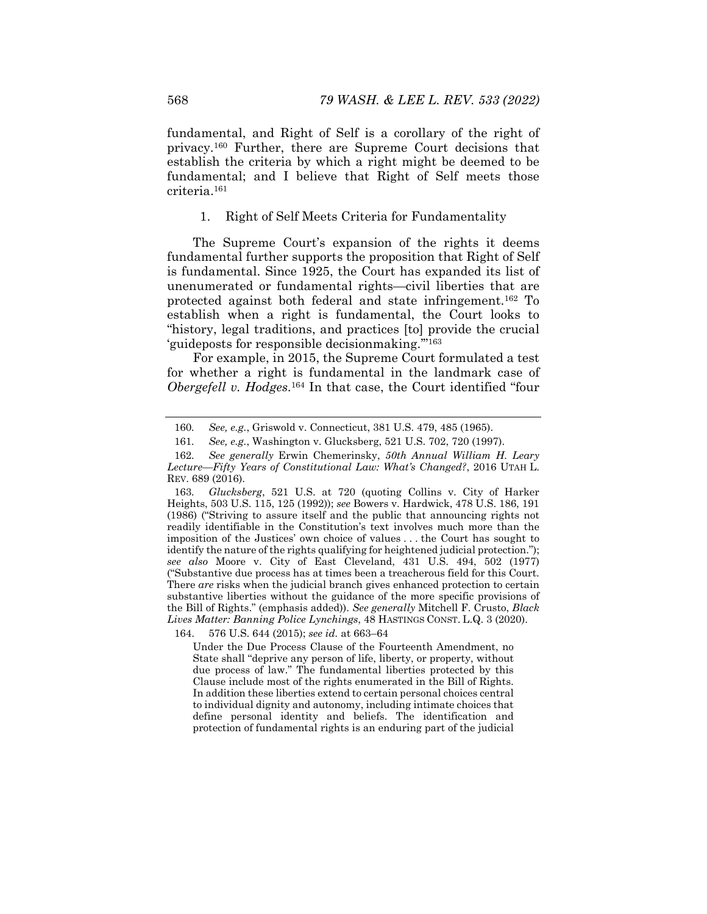fundamental, and Right of Self is a corollary of the right of privacy.[160] Further, there are Supreme Court decisions that establish the criteria by which a right might be deemed to be fundamental; and I believe that Right of Self meets those criteria.[161]

1. Right of Self Meets Criteria for Fundamentality

The Supreme Court's expansion of the rights it deems fundamental further supports the proposition that Right of Self is fundamental. Since 1925, the Court has expanded its list of unenumerated or fundamental rights—civil liberties that are protected against both federal and state infringement.[162] To establish when a right is fundamental, the Court looks to "history, legal traditions, and practices [to] provide the crucial 'guideposts for responsible decisionmaking.'"[163]

For example, in 2015, the Supreme Court formulated a test for whether a right is fundamental in the landmark case of *Obergefell v. Hodges*.[164] In that case, the Court identified "four

---

160. *See, e.g.*, Griswold v. Connecticut, 381 U.S. 479, 485 (1965).

161. *See, e.g.*, Washington v. Glucksberg, 521 U.S. 702, 720 (1997).

162. *See generally* Erwin Chemerinsky, *50th Annual William H. Leary Lecture—Fifty Years of Constitutional Law: What's Changed?*, 2016 UTAH L. REV. 689 (2016).

163. *Glucksberg*, 521 U.S. at 720 (quoting Collins v. City of Harker Heights, 503 U.S. 115, 125 (1992)); *see* Bowers v. Hardwick, 478 U.S. 186, 191 (1986) ("Striving to assure itself and the public that announcing rights not readily identifiable in the Constitution's text involves much more than the imposition of the Justices' own choice of values . . . the Court has sought to identify the nature of the rights qualifying for heightened judicial protection."); *see also* Moore v. City of East Cleveland, 431 U.S. 494, 502 (1977) ("Substantive due process has at times been a treacherous field for this Court. There *are* risks when the judicial branch gives enhanced protection to certain substantive liberties without the guidance of the more specific provisions of the Bill of Rights." (emphasis added)). *See generally* Mitchell F. Crusto, *Black Lives Matter: Banning Police Lynchings*, 48 HASTINGS CONST. L.Q. 3 (2020).

164. 576 U.S. 644 (2015); *see id.* at 663–64

> Under the Due Process Clause of the Fourteenth Amendment, no State shall "deprive any person of life, liberty, or property, without due process of law." The fundamental liberties protected by this Clause include most of the rights enumerated in the Bill of Rights. In addition these liberties extend to certain personal choices central to individual dignity and autonomy, including intimate choices that define personal identity and beliefs. The identification and protection of fundamental rights is an enduring part of the judicial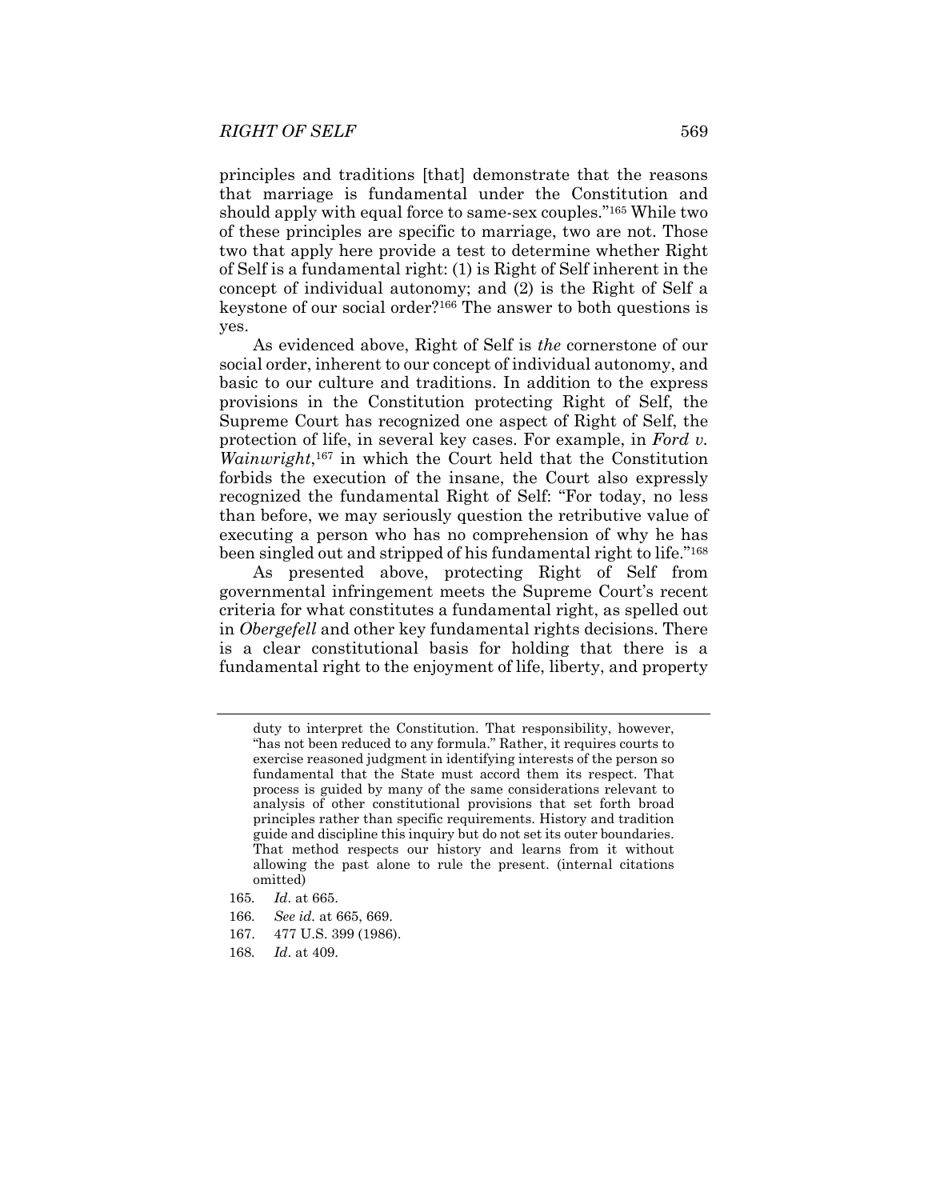principles and traditions [that] demonstrate that the reasons that marriage is fundamental under the Constitution and should apply with equal force to same-sex couples."[165] While two of these principles are specific to marriage, two are not. Those two that apply here provide a test to determine whether Right of Self is a fundamental right: (1) is Right of Self inherent in the concept of individual autonomy; and (2) is the Right of Self a keystone of our social order?[166] The answer to both questions is yes.

As evidenced above, Right of Self is *the* cornerstone of our social order, inherent to our concept of individual autonomy, and basic to our culture and traditions. In addition to the express provisions in the Constitution protecting Right of Self, the Supreme Court has recognized one aspect of Right of Self, the protection of life, in several key cases. For example, in *Ford v. Wainwright*,[167] in which the Court held that the Constitution forbids the execution of the insane, the Court also expressly recognized the fundamental Right of Self: "For today, no less than before, we may seriously question the retributive value of executing a person who has no comprehension of why he has been singled out and stripped of his fundamental right to life."[168]

As presented above, protecting Right of Self from governmental infringement meets the Supreme Court's recent criteria for what constitutes a fundamental right, as spelled out in *Obergefell* and other key fundamental rights decisions. There is a clear constitutional basis for holding that there is a fundamental right to the enjoyment of life, liberty, and property

---

duty to interpret the Constitution. That responsibility, however, "has not been reduced to any formula." Rather, it requires courts to exercise reasoned judgment in identifying interests of the person so fundamental that the State must accord them its respect. That process is guided by many of the same considerations relevant to analysis of other constitutional provisions that set forth broad principles rather than specific requirements. History and tradition guide and discipline this inquiry but do not set its outer boundaries. That method respects our history and learns from it without allowing the past alone to rule the present. (internal citations omitted)

165. *Id*. at 665.

166. *See id.* at 665, 669.

167. 477 U.S. 399 (1986).

168. *Id*. at 409.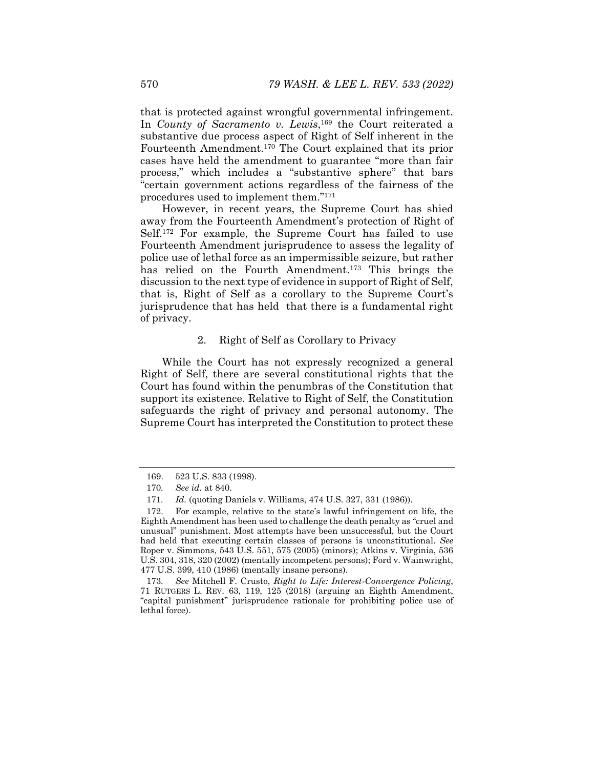that is protected against wrongful governmental infringement. In *County of Sacramento v. Lewis*,[169] the Court reiterated a substantive due process aspect of Right of Self inherent in the Fourteenth Amendment.[170] The Court explained that its prior cases have held the amendment to guarantee "more than fair process," which includes a "substantive sphere" that bars "certain government actions regardless of the fairness of the procedures used to implement them."[171]

However, in recent years, the Supreme Court has shied away from the Fourteenth Amendment's protection of Right of Self.[172] For example, the Supreme Court has failed to use Fourteenth Amendment jurisprudence to assess the legality of police use of lethal force as an impermissible seizure, but rather has relied on the Fourth Amendment.[173] This brings the discussion to the next type of evidence in support of Right of Self, that is, Right of Self as a corollary to the Supreme Court's jurisprudence that has held that there is a fundamental right of privacy.

### 2. Right of Self as Corollary to Privacy

While the Court has not expressly recognized a general Right of Self, there are several constitutional rights that the Court has found within the penumbras of the Constitution that support its existence. Relative to Right of Self, the Constitution safeguards the right of privacy and personal autonomy. The Supreme Court has interpreted the Constitution to protect these

---

169. 523 U.S. 833 (1998).

170. *See id.* at 840.

171. *Id.* (quoting Daniels v. Williams, 474 U.S. 327, 331 (1986)).

172. For example, relative to the state's lawful infringement on life, the Eighth Amendment has been used to challenge the death penalty as "cruel and unusual" punishment. Most attempts have been unsuccessful, but the Court had held that executing certain classes of persons is unconstitutional. *See* Roper v. Simmons, 543 U.S. 551, 575 (2005) (minors); Atkins v. Virginia, 536 U.S. 304, 318, 320 (2002) (mentally incompetent persons); Ford v. Wainwright, 477 U.S. 399, 410 (1986) (mentally insane persons).

173. *See* Mitchell F. Crusto, *Right to Life: Interest-Convergence Policing*, 71 RUTGERS L. REV. 63, 119, 125 (2018) (arguing an Eighth Amendment, "capital punishment" jurisprudence rationale for prohibiting police use of lethal force).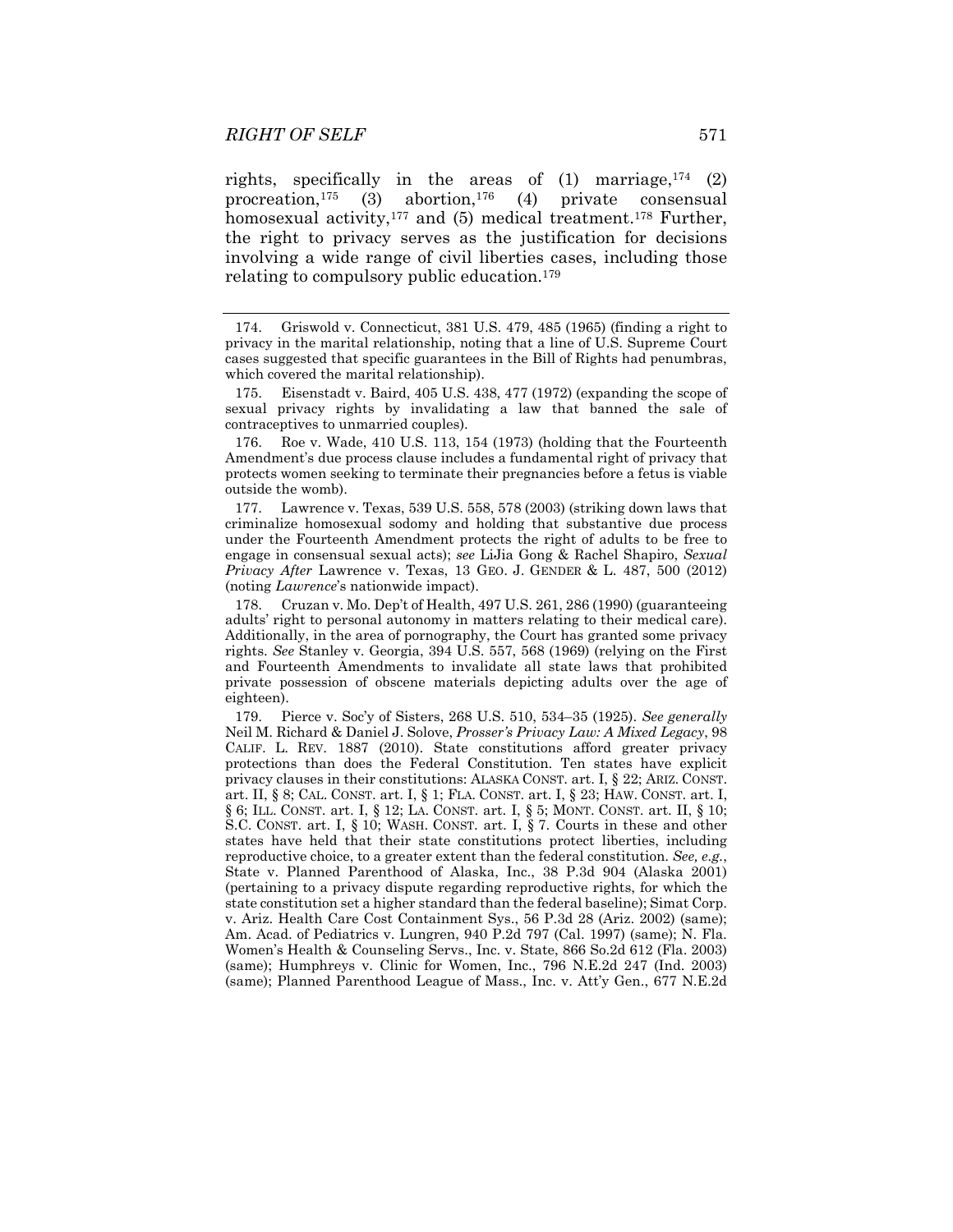rights, specifically in the areas of (1) marriage,[174] (2) procreation,[175] (3) abortion,[176] (4) private consensual homosexual activity,[177] and (5) medical treatment.[178] Further, the right to privacy serves as the justification for decisions involving a wide range of civil liberties cases, including those relating to compulsory public education.[179]

---

174. Griswold v. Connecticut, 381 U.S. 479, 485 (1965) (finding a right to privacy in the marital relationship, noting that a line of U.S. Supreme Court cases suggested that specific guarantees in the Bill of Rights had penumbras, which covered the marital relationship).

175. Eisenstadt v. Baird, 405 U.S. 438, 477 (1972) (expanding the scope of sexual privacy rights by invalidating a law that banned the sale of contraceptives to unmarried couples).

176. Roe v. Wade, 410 U.S. 113, 154 (1973) (holding that the Fourteenth Amendment's due process clause includes a fundamental right of privacy that protects women seeking to terminate their pregnancies before a fetus is viable outside the womb).

177. Lawrence v. Texas, 539 U.S. 558, 578 (2003) (striking down laws that criminalize homosexual sodomy and holding that substantive due process under the Fourteenth Amendment protects the right of adults to be free to engage in consensual sexual acts); *see* LiJia Gong & Rachel Shapiro, *Sexual Privacy After* Lawrence v. Texas, 13 GEO. J. GENDER & L. 487, 500 (2012) (noting *Lawrence*'s nationwide impact).

178. Cruzan v. Mo. Dep't of Health, 497 U.S. 261, 286 (1990) (guaranteeing adults' right to personal autonomy in matters relating to their medical care). Additionally, in the area of pornography, the Court has granted some privacy rights. *See* Stanley v. Georgia, 394 U.S. 557, 568 (1969) (relying on the First and Fourteenth Amendments to invalidate all state laws that prohibited private possession of obscene materials depicting adults over the age of eighteen).

179. Pierce v. Soc'y of Sisters, 268 U.S. 510, 534–35 (1925). *See generally* Neil M. Richard & Daniel J. Solove, *Prosser's Privacy Law: A Mixed Legacy*, 98 CALIF. L. REV. 1887 (2010). State constitutions afford greater privacy protections than does the Federal Constitution. Ten states have explicit privacy clauses in their constitutions: ALASKA CONST. art. I, § 22; ARIZ. CONST. art. II, § 8; CAL. CONST. art. I, § 1; FLA. CONST. art. I, § 23; HAW. CONST. art. I, § 6; ILL. CONST. art. I, § 12; LA. CONST. art. I, § 5; MONT. CONST. art. II, § 10; S.C. CONST. art. I, § 10; WASH. CONST. art. I, § 7. Courts in these and other states have held that their state constitutions protect liberties, including reproductive choice, to a greater extent than the federal constitution. *See, e.g.*, State v. Planned Parenthood of Alaska, Inc., 38 P.3d 904 (Alaska 2001) (pertaining to a privacy dispute regarding reproductive rights, for which the state constitution set a higher standard than the federal baseline); Simat Corp. v. Ariz. Health Care Cost Containment Sys., 56 P.3d 28 (Ariz. 2002) (same); Am. Acad. of Pediatrics v. Lungren, 940 P.2d 797 (Cal. 1997) (same); N. Fla. Women's Health & Counseling Servs., Inc. v. State, 866 So.2d 612 (Fla. 2003) (same); Humphreys v. Clinic for Women, Inc., 796 N.E.2d 247 (Ind. 2003) (same); Planned Parenthood League of Mass., Inc. v. Att'y Gen., 677 N.E.2d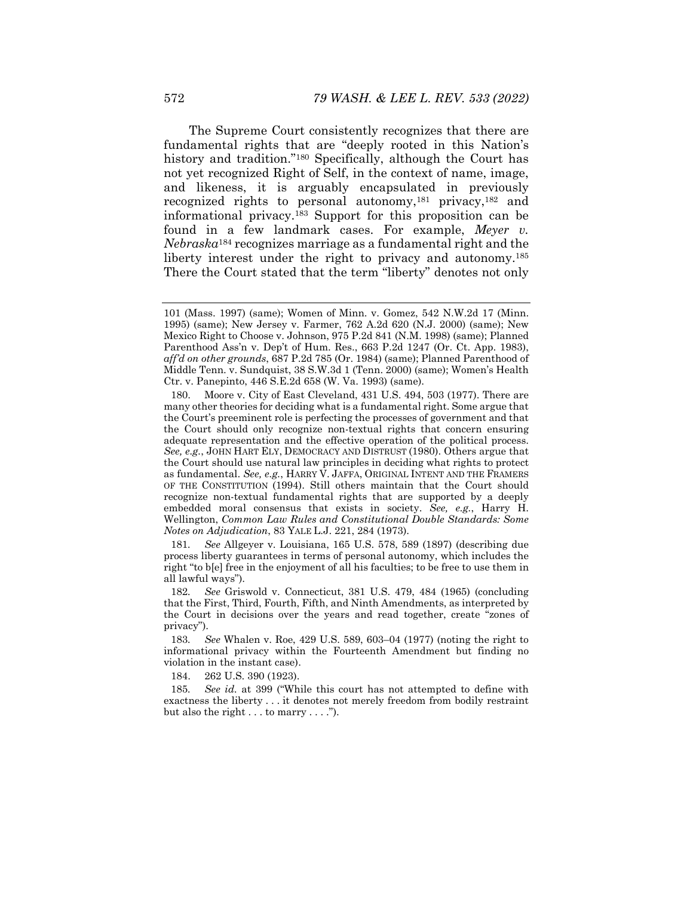The Supreme Court consistently recognizes that there are fundamental rights that are "deeply rooted in this Nation's history and tradition."[180] Specifically, although the Court has not yet recognized Right of Self, in the context of name, image, and likeness, it is arguably encapsulated in previously recognized rights to personal autonomy,[181] privacy,[182] and informational privacy.[183] Support for this proposition can be found in a few landmark cases. For example, *Meyer v. Nebraska*[184] recognizes marriage as a fundamental right and the liberty interest under the right to privacy and autonomy.[185] There the Court stated that the term "liberty" denotes not only

---

101 (Mass. 1997) (same); Women of Minn. v. Gomez, 542 N.W.2d 17 (Minn. 1995) (same); New Jersey v. Farmer, 762 A.2d 620 (N.J. 2000) (same); New Mexico Right to Choose v. Johnson, 975 P.2d 841 (N.M. 1998) (same); Planned Parenthood Ass'n v. Dep't of Hum. Res., 663 P.2d 1247 (Or. Ct. App. 1983), *aff'd on other grounds*, 687 P.2d 785 (Or. 1984) (same); Planned Parenthood of Middle Tenn. v. Sundquist, 38 S.W.3d 1 (Tenn. 2000) (same); Women's Health Ctr. v. Panepinto, 446 S.E.2d 658 (W. Va. 1993) (same).

180. Moore v. City of East Cleveland, 431 U.S. 494, 503 (1977). There are many other theories for deciding what is a fundamental right. Some argue that the Court's preeminent role is perfecting the processes of government and that the Court should only recognize non-textual rights that concern ensuring adequate representation and the effective operation of the political process. *See, e.g.*, JOHN HART ELY, DEMOCRACY AND DISTRUST (1980). Others argue that the Court should use natural law principles in deciding what rights to protect as fundamental. *See, e.g.*, HARRY V. JAFFA, ORIGINAL INTENT AND THE FRAMERS OF THE CONSTITUTION (1994). Still others maintain that the Court should recognize non-textual fundamental rights that are supported by a deeply embedded moral consensus that exists in society. *See, e.g.*, Harry H. Wellington, *Common Law Rules and Constitutional Double Standards: Some Notes on Adjudication*, 83 YALE L.J. 221, 284 (1973).

181. *See* Allgeyer v. Louisiana, 165 U.S. 578, 589 (1897) (describing due process liberty guarantees in terms of personal autonomy, which includes the right "to b[e] free in the enjoyment of all his faculties; to be free to use them in all lawful ways").

182. *See* Griswold v. Connecticut, 381 U.S. 479, 484 (1965) (concluding that the First, Third, Fourth, Fifth, and Ninth Amendments, as interpreted by the Court in decisions over the years and read together, create "zones of privacy").

183. *See* Whalen v. Roe, 429 U.S. 589, 603–04 (1977) (noting the right to informational privacy within the Fourteenth Amendment but finding no violation in the instant case).

184. 262 U.S. 390 (1923).

185. *See id.* at 399 ("While this court has not attempted to define with exactness the liberty . . . it denotes not merely freedom from bodily restraint but also the right . . . to marry . . . .").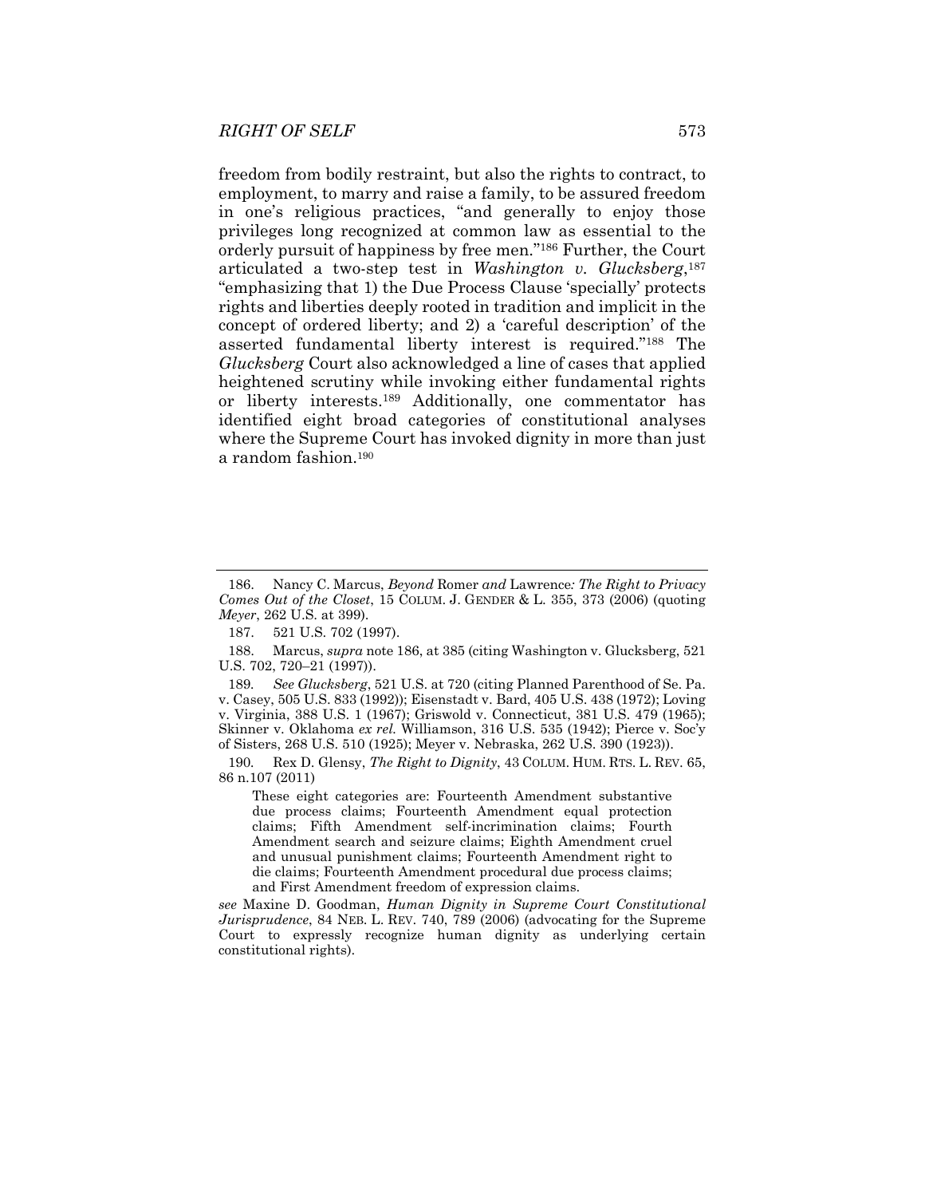freedom from bodily restraint, but also the rights to contract, to employment, to marry and raise a family, to be assured freedom in one's religious practices, "and generally to enjoy those privileges long recognized at common law as essential to the orderly pursuit of happiness by free men."[186] Further, the Court articulated a two-step test in *Washington v. Glucksberg*,[187] "emphasizing that 1) the Due Process Clause 'specially' protects rights and liberties deeply rooted in tradition and implicit in the concept of ordered liberty; and 2) a 'careful description' of the asserted fundamental liberty interest is required."[188] The *Glucksberg* Court also acknowledged a line of cases that applied heightened scrutiny while invoking either fundamental rights or liberty interests.[189] Additionally, one commentator has identified eight broad categories of constitutional analyses where the Supreme Court has invoked dignity in more than just a random fashion.[190]

---

186. Nancy C. Marcus, *Beyond* Romer *and* Lawrence*: The Right to Privacy Comes Out of the Closet*, 15 COLUM. J. GENDER & L. 355, 373 (2006) (quoting *Meyer*, 262 U.S. at 399).

187. 521 U.S. 702 (1997).

188. Marcus, *supra* note 186, at 385 (citing Washington v. Glucksberg, 521 U.S. 702, 720–21 (1997)).

189. *See Glucksberg*, 521 U.S. at 720 (citing Planned Parenthood of Se. Pa. v. Casey, 505 U.S. 833 (1992)); Eisenstadt v. Bard, 405 U.S. 438 (1972); Loving v. Virginia, 388 U.S. 1 (1967); Griswold v. Connecticut, 381 U.S. 479 (1965); Skinner v. Oklahoma *ex rel.* Williamson, 316 U.S. 535 (1942); Pierce v. Soc'y of Sisters, 268 U.S. 510 (1925); Meyer v. Nebraska, 262 U.S. 390 (1923)).

190. Rex D. Glensy, *The Right to Dignity*, 43 COLUM. HUM. RTS. L. REV. 65, 86 n.107 (2011)

> These eight categories are: Fourteenth Amendment substantive due process claims; Fourteenth Amendment equal protection claims; Fifth Amendment self-incrimination claims; Fourth Amendment search and seizure claims; Eighth Amendment cruel and unusual punishment claims; Fourteenth Amendment right to die claims; Fourteenth Amendment procedural due process claims; and First Amendment freedom of expression claims.

*see* Maxine D. Goodman, *Human Dignity in Supreme Court Constitutional Jurisprudence*, 84 NEB. L. REV. 740, 789 (2006) (advocating for the Supreme Court to expressly recognize human dignity as underlying certain constitutional rights).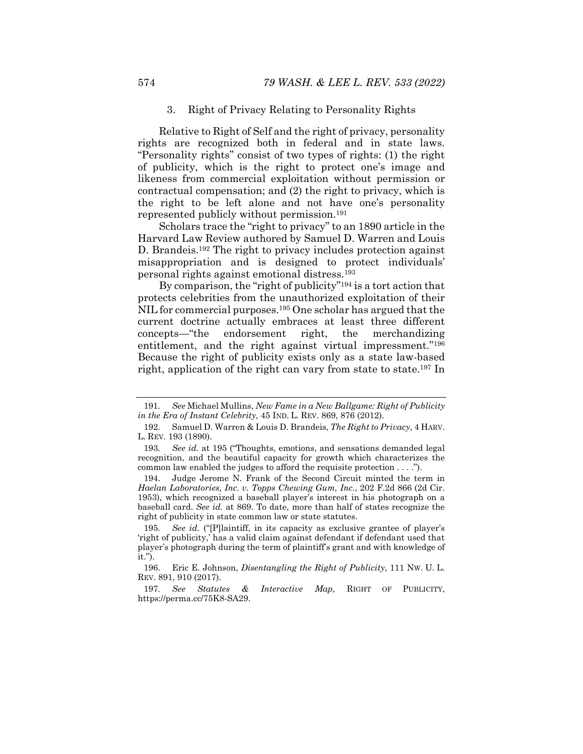### 3. Right of Privacy Relating to Personality Rights

Relative to Right of Self and the right of privacy, personality rights are recognized both in federal and in state laws. "Personality rights" consist of two types of rights: (1) the right of publicity, which is the right to protect one's image and likeness from commercial exploitation without permission or contractual compensation; and (2) the right to privacy, which is the right to be left alone and not have one's personality represented publicly without permission.[191]

Scholars trace the "right to privacy" to an 1890 article in the Harvard Law Review authored by Samuel D. Warren and Louis D. Brandeis.[192] The right to privacy includes protection against misappropriation and is designed to protect individuals' personal rights against emotional distress.[193]

By comparison, the "right of publicity"[194] is a tort action that protects celebrities from the unauthorized exploitation of their NIL for commercial purposes.[195] One scholar has argued that the current doctrine actually embraces at least three different concepts—"the endorsement right, the merchandizing entitlement, and the right against virtual impressment."[196] Because the right of publicity exists only as a state law-based right, application of the right can vary from state to state.[197] In

---

191. *See* Michael Mullins, *New Fame in a New Ballgame: Right of Publicity in the Era of Instant Celebrity*, 45 IND. L. REV. 869, 876 (2012).

192. Samuel D. Warren & Louis D. Brandeis, *The Right to Privacy*, 4 HARV. L. REV. 193 (1890).

193. *See id.* at 195 ("Thoughts, emotions, and sensations demanded legal recognition, and the beautiful capacity for growth which characterizes the common law enabled the judges to afford the requisite protection . . . .").

194. Judge Jerome N. Frank of the Second Circuit minted the term in *Haelan Laboratories, Inc. v. Topps Chewing Gum, Inc.*, 202 F.2d 866 (2d Cir. 1953), which recognized a baseball player's interest in his photograph on a baseball card. *See id.* at 869. To date, more than half of states recognize the right of publicity in state common law or state statutes.

195. *See id.* ("[P]laintiff, in its capacity as exclusive grantee of player's 'right of publicity,' has a valid claim against defendant if defendant used that player's photograph during the term of plaintiff's grant and with knowledge of it.").

196. Eric E. Johnson, *Disentangling the Right of Publicity*, 111 NW. U. L. REV. 891, 910 (2017).

197. *See Statutes & Interactive Map*, RIGHT OF PUBLICITY, https://perma.cc/75K8-SA29.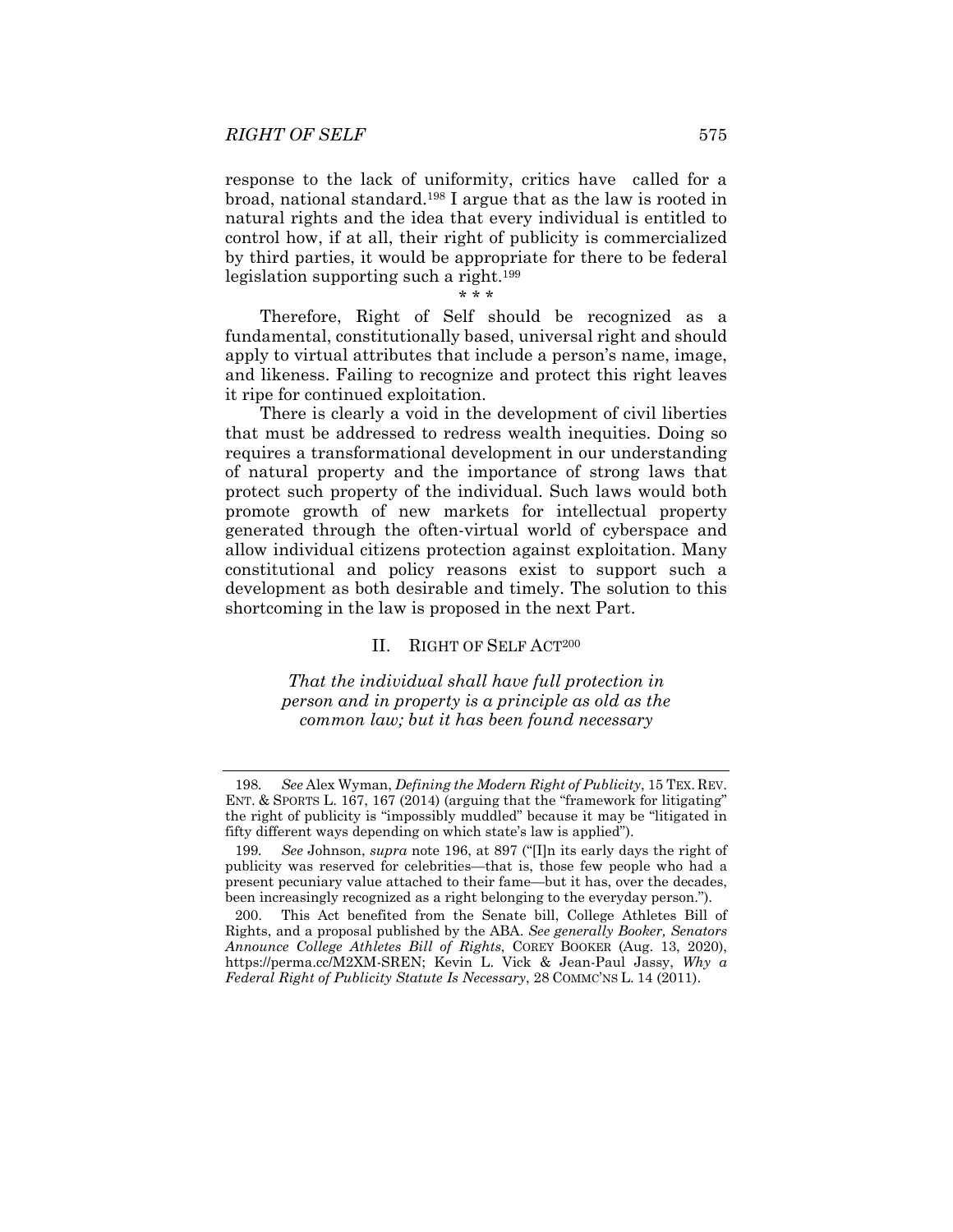response to the lack of uniformity, critics have called for a broad, national standard.[198] I argue that as the law is rooted in natural rights and the idea that every individual is entitled to control how, if at all, their right of publicity is commercialized by third parties, it would be appropriate for there to be federal legislation supporting such a right.[199]

\* \* \*

Therefore, Right of Self should be recognized as a fundamental, constitutionally based, universal right and should apply to virtual attributes that include a person's name, image, and likeness. Failing to recognize and protect this right leaves it ripe for continued exploitation.

There is clearly a void in the development of civil liberties that must be addressed to redress wealth inequities. Doing so requires a transformational development in our understanding of natural property and the importance of strong laws that protect such property of the individual. Such laws would both promote growth of new markets for intellectual property generated through the often-virtual world of cyberspace and allow individual citizens protection against exploitation. Many constitutional and policy reasons exist to support such a development as both desirable and timely. The solution to this shortcoming in the law is proposed in the next Part.

## II. RIGHT OF SELF ACT[200]

*That the individual shall have full protection in person and in property is a principle as old as the common law; but it has been found necessary*

---

198. *See* Alex Wyman, *Defining the Modern Right of Publicity*, 15 TEX. REV. ENT. & SPORTS L. 167, 167 (2014) (arguing that the "framework for litigating" the right of publicity is "impossibly muddled" because it may be "litigated in fifty different ways depending on which state's law is applied").

199. *See* Johnson, *supra* note 196, at 897 ("[I]n its early days the right of publicity was reserved for celebrities—that is, those few people who had a present pecuniary value attached to their fame—but it has, over the decades, been increasingly recognized as a right belonging to the everyday person.").

200. This Act benefited from the Senate bill, College Athletes Bill of Rights, and a proposal published by the ABA. *See generally Booker, Senators Announce College Athletes Bill of Rights*, COREY BOOKER (Aug. 13, 2020), https://perma.cc/M2XM-SREN; Kevin L. Vick & Jean-Paul Jassy, *Why a Federal Right of Publicity Statute Is Necessary*, 28 COMMC'NS L. 14 (2011).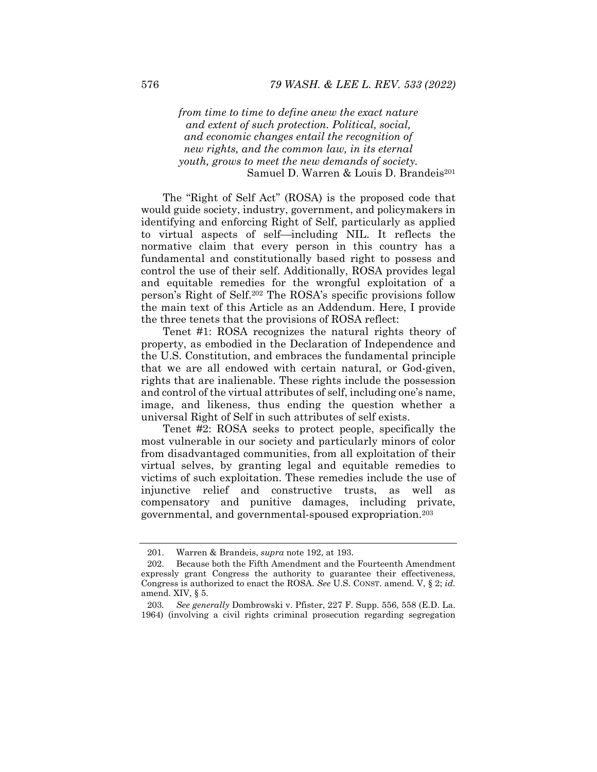> *from time to time to define anew the exact nature and extent of such protection. Political, social, and economic changes entail the recognition of new rights, and the common law, in its eternal youth, grows to meet the new demands of society.*
> Samuel D. Warren & Louis D. Brandeis[201]

The "Right of Self Act" (ROSA) is the proposed code that would guide society, industry, government, and policymakers in identifying and enforcing Right of Self, particularly as applied to virtual aspects of self—including NIL. It reflects the normative claim that every person in this country has a fundamental and constitutionally based right to possess and control the use of their self. Additionally, ROSA provides legal and equitable remedies for the wrongful exploitation of a person's Right of Self.[202] The ROSA's specific provisions follow the main text of this Article as an Addendum. Here, I provide the three tenets that the provisions of ROSA reflect:

Tenet #1: ROSA recognizes the natural rights theory of property, as embodied in the Declaration of Independence and the U.S. Constitution, and embraces the fundamental principle that we are all endowed with certain natural, or God-given, rights that are inalienable. These rights include the possession and control of the virtual attributes of self, including one's name, image, and likeness, thus ending the question whether a universal Right of Self in such attributes of self exists.

Tenet #2: ROSA seeks to protect people, specifically the most vulnerable in our society and particularly minors of color from disadvantaged communities, from all exploitation of their virtual selves, by granting legal and equitable remedies to victims of such exploitation. These remedies include the use of injunctive relief and constructive trusts, as well as compensatory and punitive damages, including private, governmental, and governmental-spoused expropriation.[203]

---

201. Warren & Brandeis, *supra* note 192, at 193.

202. Because both the Fifth Amendment and the Fourteenth Amendment expressly grant Congress the authority to guarantee their effectiveness, Congress is authorized to enact the ROSA. *See* U.S. CONST. amend. V, § 2; *id.* amend. XIV, § 5.

203. *See generally* Dombrowski v. Pfister, 227 F. Supp. 556, 558 (E.D. La. 1964) (involving a civil rights criminal prosecution regarding segregation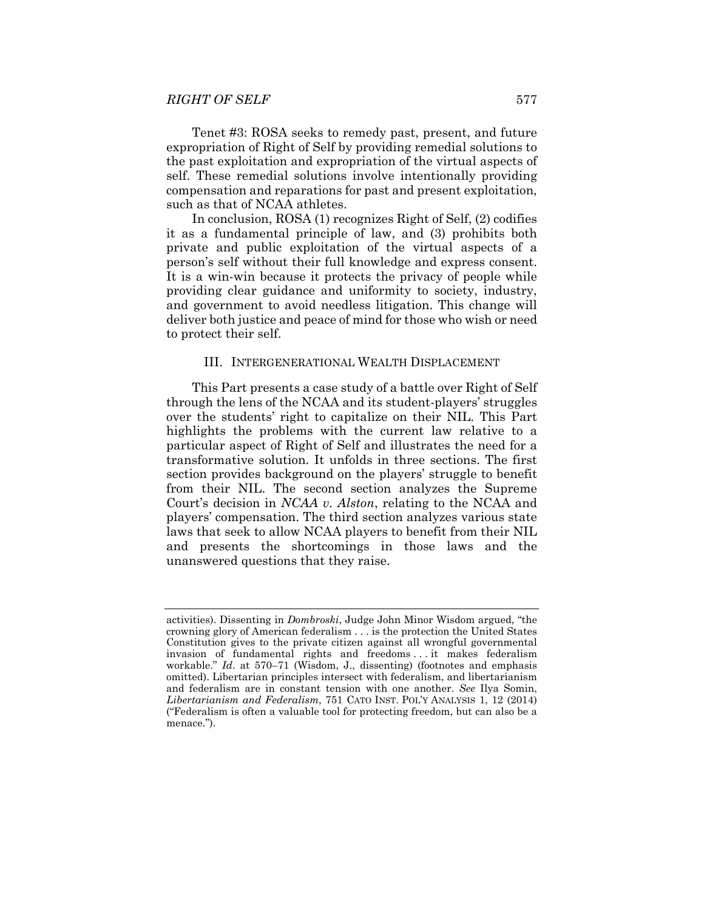Tenet #3: ROSA seeks to remedy past, present, and future expropriation of Right of Self by providing remedial solutions to the past exploitation and expropriation of the virtual aspects of self. These remedial solutions involve intentionally providing compensation and reparations for past and present exploitation, such as that of NCAA athletes.

In conclusion, ROSA (1) recognizes Right of Self, (2) codifies it as a fundamental principle of law, and (3) prohibits both private and public exploitation of the virtual aspects of a person's self without their full knowledge and express consent. It is a win-win because it protects the privacy of people while providing clear guidance and uniformity to society, industry, and government to avoid needless litigation. This change will deliver both justice and peace of mind for those who wish or need to protect their self.

## III. INTERGENERATIONAL WEALTH DISPLACEMENT

This Part presents a case study of a battle over Right of Self through the lens of the NCAA and its student-players' struggles over the students' right to capitalize on their NIL. This Part highlights the problems with the current law relative to a particular aspect of Right of Self and illustrates the need for a transformative solution. It unfolds in three sections. The first section provides background on the players' struggle to benefit from their NIL. The second section analyzes the Supreme Court's decision in *NCAA v. Alston*, relating to the NCAA and players' compensation. The third section analyzes various state laws that seek to allow NCAA players to benefit from their NIL and presents the shortcomings in those laws and the unanswered questions that they raise.

---

activities). Dissenting in *Dombroski*, Judge John Minor Wisdom argued, "the crowning glory of American federalism . . . is the protection the United States Constitution gives to the private citizen against all wrongful governmental invasion of fundamental rights and freedoms . . . it makes federalism workable." *Id*. at 570–71 (Wisdom, J., dissenting) (footnotes and emphasis omitted). Libertarian principles intersect with federalism, and libertarianism and federalism are in constant tension with one another. *See* Ilya Somin, *Libertarianism and Federalism*, 751 CATO INST. POL'Y ANALYSIS 1, 12 (2014) ("Federalism is often a valuable tool for protecting freedom, but can also be a menace.").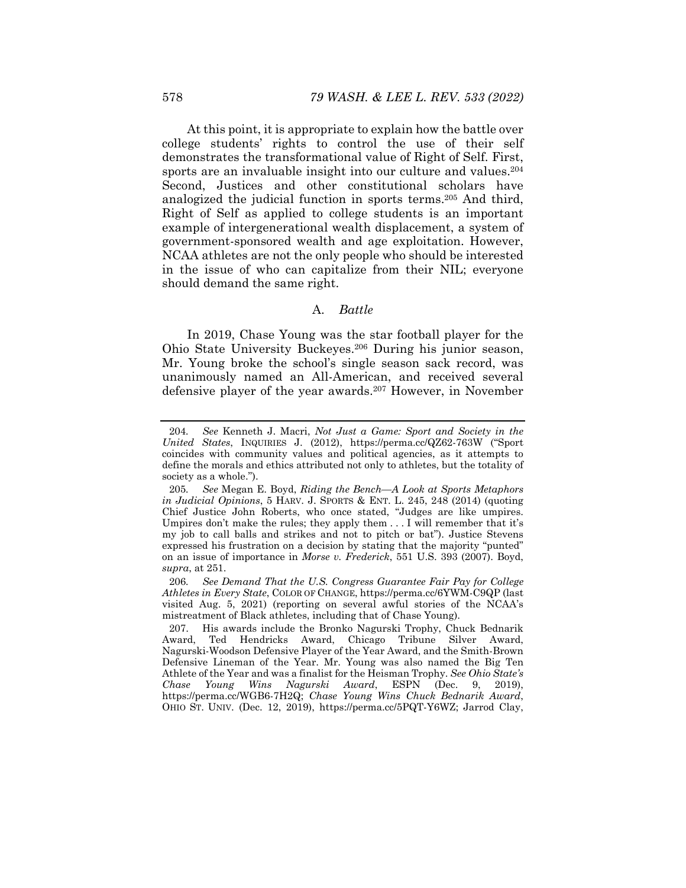At this point, it is appropriate to explain how the battle over college students' rights to control the use of their self demonstrates the transformational value of Right of Self. First, sports are an invaluable insight into our culture and values.[204] Second, Justices and other constitutional scholars have analogized the judicial function in sports terms.[205] And third, Right of Self as applied to college students is an important example of intergenerational wealth displacement, a system of government-sponsored wealth and age exploitation. However, NCAA athletes are not the only people who should be interested in the issue of who can capitalize from their NIL; everyone should demand the same right.

### A. *Battle*

In 2019, Chase Young was the star football player for the Ohio State University Buckeyes.[206] During his junior season, Mr. Young broke the school's single season sack record, was unanimously named an All-American, and received several defensive player of the year awards.[207] However, in November

---

204. *See* Kenneth J. Macri, *Not Just a Game: Sport and Society in the United States*, INQUIRIES J. (2012), https://perma.cc/QZ62-763W ("Sport coincides with community values and political agencies, as it attempts to define the morals and ethics attributed not only to athletes, but the totality of society as a whole.").

205. *See* Megan E. Boyd, *Riding the Bench—A Look at Sports Metaphors in Judicial Opinions*, 5 HARV. J. SPORTS & ENT. L. 245, 248 (2014) (quoting Chief Justice John Roberts, who once stated, "Judges are like umpires. Umpires don't make the rules; they apply them . . . I will remember that it's my job to call balls and strikes and not to pitch or bat"). Justice Stevens expressed his frustration on a decision by stating that the majority "punted" on an issue of importance in *Morse v. Frederick*, 551 U.S. 393 (2007). Boyd, *supra*, at 251.

206. *See Demand That the U.S. Congress Guarantee Fair Pay for College Athletes in Every State*, COLOR OF CHANGE, https://perma.cc/6YWM-C9QP (last visited Aug. 5, 2021) (reporting on several awful stories of the NCAA's mistreatment of Black athletes, including that of Chase Young).

207. His awards include the Bronko Nagurski Trophy, Chuck Bednarik Award, Ted Hendricks Award, Chicago Tribune Silver Award, Nagurski-Woodson Defensive Player of the Year Award, and the Smith-Brown Defensive Lineman of the Year. Mr. Young was also named the Big Ten Athlete of the Year and was a finalist for the Heisman Trophy. *See Ohio State's Chase Young Wins Nagurski Award*, ESPN (Dec. 9, 2019), https://perma.cc/WGB6-7H2Q; *Chase Young Wins Chuck Bednarik Award*, OHIO ST. UNIV. (Dec. 12, 2019), https://perma.cc/5PQT-Y6WZ; Jarrod Clay,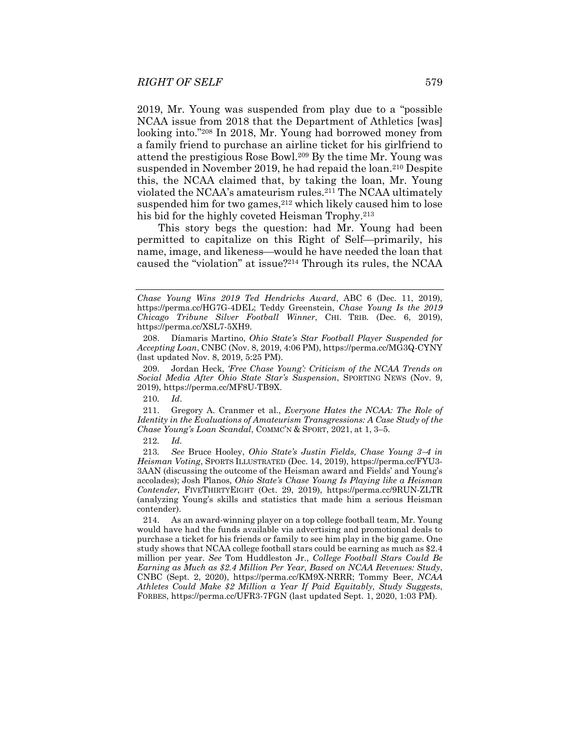2019, Mr. Young was suspended from play due to a "possible NCAA issue from 2018 that the Department of Athletics [was] looking into."[208] In 2018, Mr. Young had borrowed money from a family friend to purchase an airline ticket for his girlfriend to attend the prestigious Rose Bowl.[209] By the time Mr. Young was suspended in November 2019, he had repaid the loan.[210] Despite this, the NCAA claimed that, by taking the loan, Mr. Young violated the NCAA's amateurism rules.[211] The NCAA ultimately suspended him for two games,[212] which likely caused him to lose his bid for the highly coveted Heisman Trophy.[213]

This story begs the question: had Mr. Young been permitted to capitalize on this Right of Self—primarily, his name, image, and likeness—would he have needed the loan that caused the "violation" at issue?[214] Through its rules, the NCAA

---

*Chase Young Wins 2019 Ted Hendricks Award*, ABC 6 (Dec. 11, 2019), https://perma.cc/HG7G-4DEL; Teddy Greenstein, *Chase Young Is the 2019 Chicago Tribune Silver Football Winner*, CHI. TRIB. (Dec. 6, 2019), https://perma.cc/XSL7-5XH9.

208. Díamaris Martino, *Ohio State's Star Football Player Suspended for Accepting Loan*, CNBC (Nov. 8, 2019, 4:06 PM), https://perma.cc/MG3Q-CYNY (last updated Nov. 8, 2019, 5:25 PM).

209. Jordan Heck, *'Free Chase Young': Criticism of the NCAA Trends on Social Media After Ohio State Star's Suspension*, SPORTING NEWS (Nov. 9, 2019), https://perma.cc/MF8U-TB9X.

210. *Id*.

211. Gregory A. Cranmer et al., *Everyone Hates the NCAA: The Role of Identity in the Evaluations of Amateurism Transgressions: A Case Study of the Chase Young's Loan Scandal*, COMMC'N & SPORT, 2021, at 1, 3–5.

212. *Id.*

213. *See* Bruce Hooley, *Ohio State's Justin Fields, Chase Young 3–4 in Heisman Voting*, SPORTS ILLUSTRATED (Dec. 14, 2019), https://perma.cc/FYU3-3AAN (discussing the outcome of the Heisman award and Fields' and Young's accolades); Josh Planos, *Ohio State's Chase Young Is Playing like a Heisman Contender*, FIVETHIRTYEIGHT (Oct. 29, 2019), https://perma.cc/9RUN-ZLTR (analyzing Young's skills and statistics that made him a serious Heisman contender).

214. As an award-winning player on a top college football team, Mr. Young would have had the funds available via advertising and promotional deals to purchase a ticket for his friends or family to see him play in the big game. One study shows that NCAA college football stars could be earning as much as $2.4 million per year. *See* Tom Huddleston Jr., *College Football Stars Could Be Earning as Much as $2.4 Million Per Year, Based on NCAA Revenues: Study*, CNBC (Sept. 2, 2020), https://perma.cc/KM9X-NRRR; Tommy Beer, *NCAA Athletes Could Make $2 Million a Year If Paid Equitably, Study Suggests*, FORBES, https://perma.cc/UFR3-7FGN (last updated Sept. 1, 2020, 1:03 PM).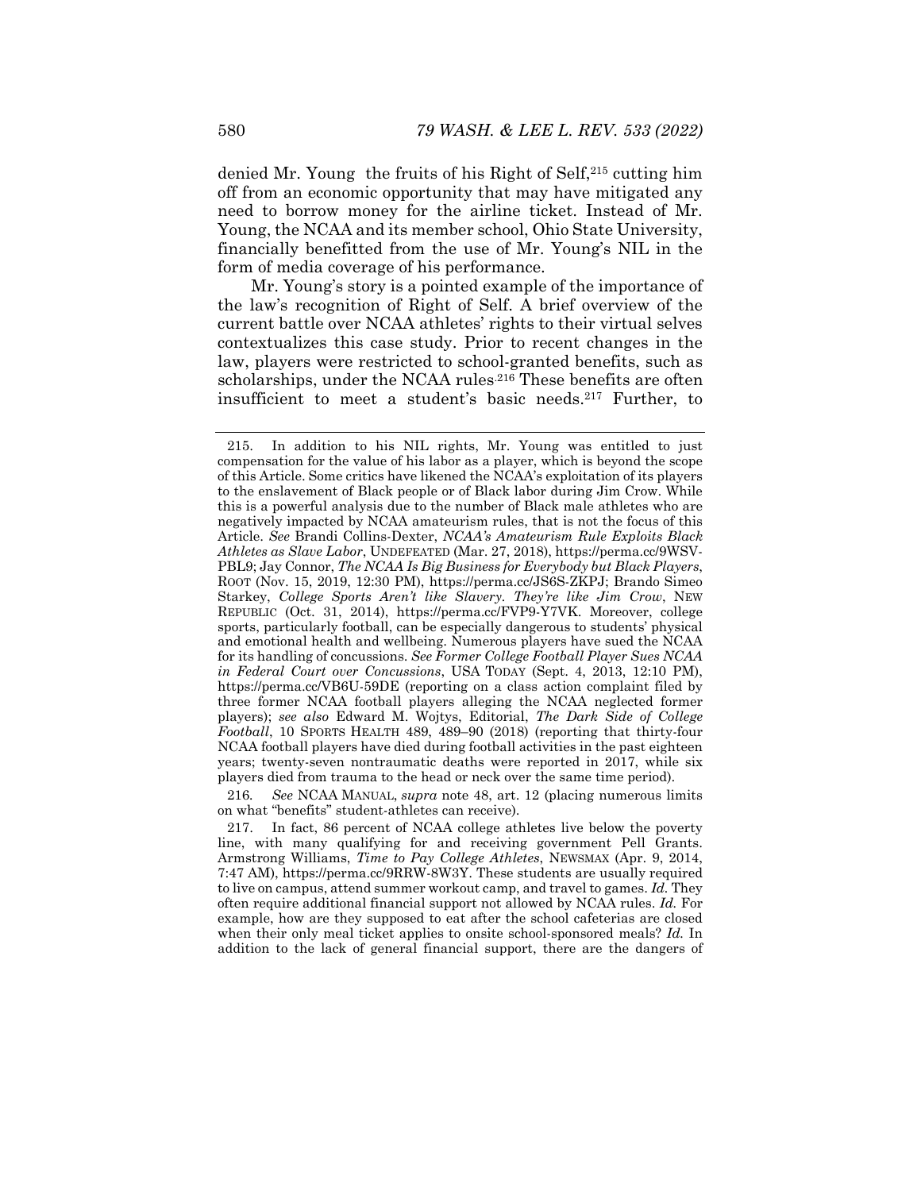denied Mr. Young the fruits of his Right of Self,[215] cutting him off from an economic opportunity that may have mitigated any need to borrow money for the airline ticket. Instead of Mr. Young, the NCAA and its member school, Ohio State University, financially benefitted from the use of Mr. Young's NIL in the form of media coverage of his performance.

Mr. Young's story is a pointed example of the importance of the law's recognition of Right of Self. A brief overview of the current battle over NCAA athletes' rights to their virtual selves contextualizes this case study. Prior to recent changes in the law, players were restricted to school-granted benefits, such as scholarships, under the NCAA rules.[216] These benefits are often insufficient to meet a student's basic needs.[217] Further, to

---

215. In addition to his NIL rights, Mr. Young was entitled to just compensation for the value of his labor as a player, which is beyond the scope of this Article. Some critics have likened the NCAA's exploitation of its players to the enslavement of Black people or of Black labor during Jim Crow. While this is a powerful analysis due to the number of Black male athletes who are negatively impacted by NCAA amateurism rules, that is not the focus of this Article. *See* Brandi Collins-Dexter, *NCAA's Amateurism Rule Exploits Black Athletes as Slave Labor*, UNDEFEATED (Mar. 27, 2018), https://perma.cc/9WSV-PBL9; Jay Connor, *The NCAA Is Big Business for Everybody but Black Players*, ROOT (Nov. 15, 2019, 12:30 PM), https://perma.cc/JS6S-ZKPJ; Brando Simeo Starkey, *College Sports Aren't like Slavery. They're like Jim Crow*, NEW REPUBLIC (Oct. 31, 2014), https://perma.cc/FVP9-Y7VK. Moreover, college sports, particularly football, can be especially dangerous to students' physical and emotional health and wellbeing. Numerous players have sued the NCAA for its handling of concussions. *See Former College Football Player Sues NCAA in Federal Court over Concussions*, USA TODAY (Sept. 4, 2013, 12:10 PM), https://perma.cc/VB6U-59DE (reporting on a class action complaint filed by three former NCAA football players alleging the NCAA neglected former players); *see also* Edward M. Wojtys, Editorial, *The Dark Side of College Football*, 10 SPORTS HEALTH 489, 489–90 (2018) (reporting that thirty-four NCAA football players have died during football activities in the past eighteen years; twenty-seven nontraumatic deaths were reported in 2017, while six players died from trauma to the head or neck over the same time period).

216. *See* NCAA MANUAL, *supra* note 48, art. 12 (placing numerous limits on what "benefits" student-athletes can receive).

217. In fact, 86 percent of NCAA college athletes live below the poverty line, with many qualifying for and receiving government Pell Grants. Armstrong Williams, *Time to Pay College Athletes*, NEWSMAX (Apr. 9, 2014, 7:47 AM), https://perma.cc/9RRW-8W3Y. These students are usually required to live on campus, attend summer workout camp, and travel to games. *Id.* They often require additional financial support not allowed by NCAA rules. *Id.* For example, how are they supposed to eat after the school cafeterias are closed when their only meal ticket applies to onsite school-sponsored meals? *Id.* In addition to the lack of general financial support, there are the dangers of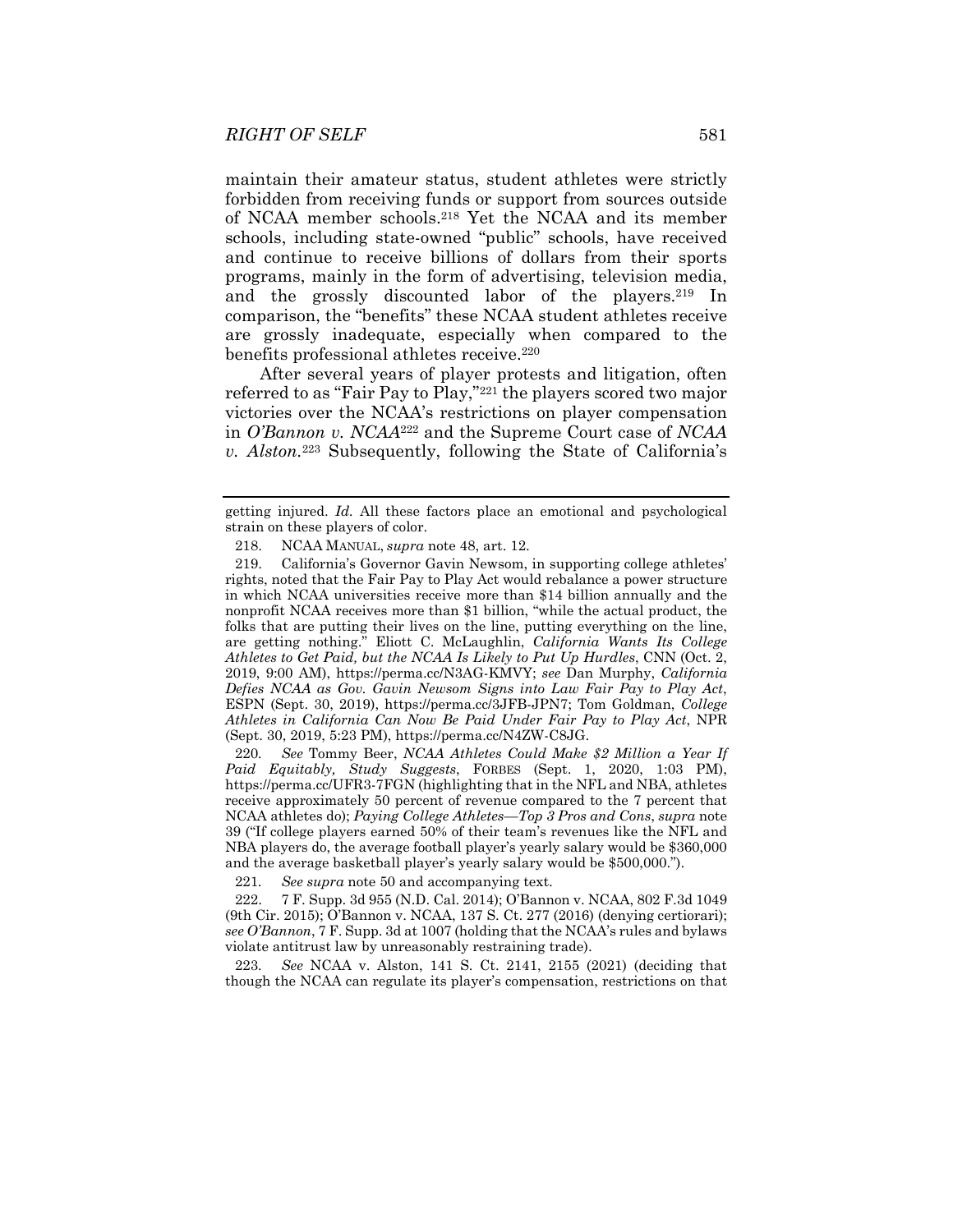maintain their amateur status, student athletes were strictly forbidden from receiving funds or support from sources outside of NCAA member schools.[218] Yet the NCAA and its member schools, including state-owned "public" schools, have received and continue to receive billions of dollars from their sports programs, mainly in the form of advertising, television media, and the grossly discounted labor of the players.[219] In comparison, the "benefits" these NCAA student athletes receive are grossly inadequate, especially when compared to the benefits professional athletes receive.[220]

After several years of player protests and litigation, often referred to as "Fair Pay to Play,"[221] the players scored two major victories over the NCAA's restrictions on player compensation in *O'Bannon v. NCAA*[222] and the Supreme Court case of *NCAA v. Alston*.[223] Subsequently, following the State of California's

---

getting injured. *Id.* All these factors place an emotional and psychological strain on these players of color.

218. NCAA MANUAL, *supra* note 48, art. 12.

219. California's Governor Gavin Newsom, in supporting college athletes' rights, noted that the Fair Pay to Play Act would rebalance a power structure in which NCAA universities receive more than $14 billion annually and the nonprofit NCAA receives more than $1 billion, "while the actual product, the folks that are putting their lives on the line, putting everything on the line, are getting nothing." Eliott C. McLaughlin, *California Wants Its College Athletes to Get Paid, but the NCAA Is Likely to Put Up Hurdles*, CNN (Oct. 2, 2019, 9:00 AM), https://perma.cc/N3AG-KMVY; *see* Dan Murphy, *California Defies NCAA as Gov. Gavin Newsom Signs into Law Fair Pay to Play Act*, ESPN (Sept. 30, 2019), https://perma.cc/3JFB-JPN7; Tom Goldman, *College Athletes in California Can Now Be Paid Under Fair Pay to Play Act*, NPR (Sept. 30, 2019, 5:23 PM), https://perma.cc/N4ZW-C8JG.

220. *See* Tommy Beer, *NCAA Athletes Could Make $2 Million a Year If Paid Equitably, Study Suggests*, FORBES (Sept. 1, 2020, 1:03 PM), https://perma.cc/UFR3-7FGN (highlighting that in the NFL and NBA, athletes receive approximately 50 percent of revenue compared to the 7 percent that NCAA athletes do); *Paying College Athletes—Top 3 Pros and Cons*, *supra* note 39 ("If college players earned 50% of their team's revenues like the NFL and NBA players do, the average football player's yearly salary would be $360,000 and the average basketball player's yearly salary would be $500,000.").

221. *See supra* note 50 and accompanying text.

222. 7 F. Supp. 3d 955 (N.D. Cal. 2014); O'Bannon v. NCAA, 802 F.3d 1049 (9th Cir. 2015); O'Bannon v. NCAA, 137 S. Ct. 277 (2016) (denying certiorari); *see O'Bannon*, 7 F. Supp. 3d at 1007 (holding that the NCAA's rules and bylaws violate antitrust law by unreasonably restraining trade).

223. *See* NCAA v. Alston, 141 S. Ct. 2141, 2155 (2021) (deciding that though the NCAA can regulate its player's compensation, restrictions on that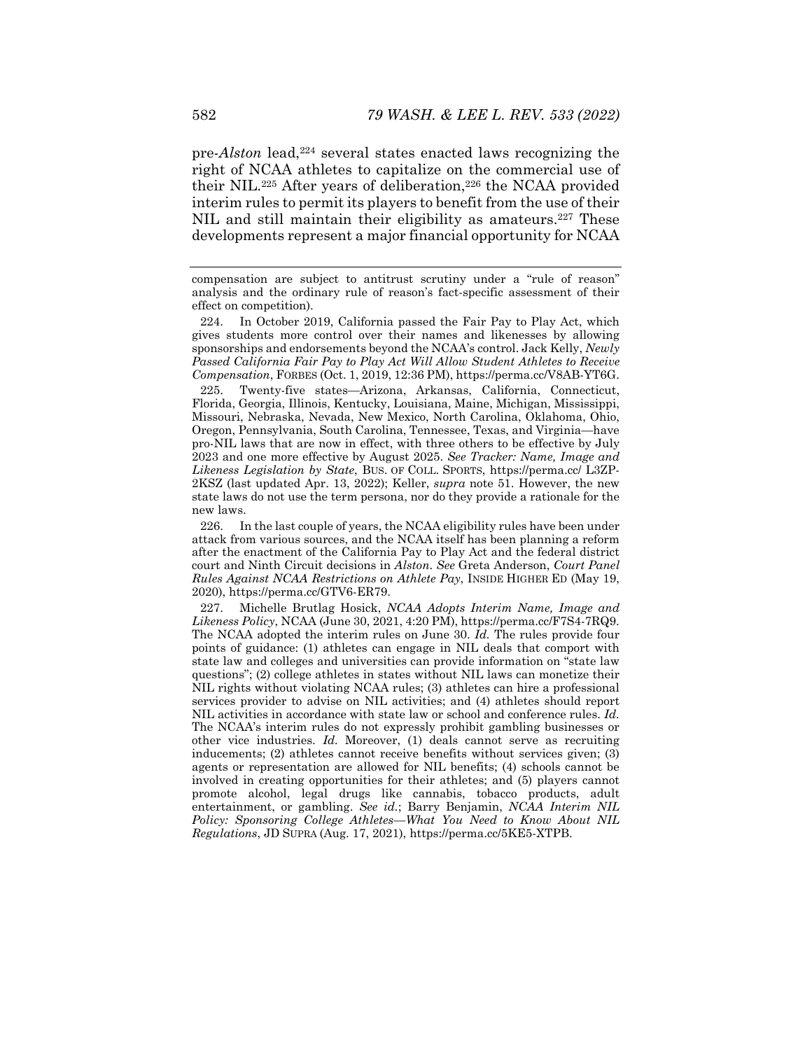pre-*Alston* lead,[224] several states enacted laws recognizing the right of NCAA athletes to capitalize on the commercial use of their NIL.[225] After years of deliberation,[226] the NCAA provided interim rules to permit its players to benefit from the use of their NIL and still maintain their eligibility as amateurs.[227] These developments represent a major financial opportunity for NCAA

---

compensation are subject to antitrust scrutiny under a "rule of reason" analysis and the ordinary rule of reason's fact-specific assessment of their effect on competition).

224. In October 2019, California passed the Fair Pay to Play Act, which gives students more control over their names and likenesses by allowing sponsorships and endorsements beyond the NCAA's control. Jack Kelly, *Newly Passed California Fair Pay to Play Act Will Allow Student Athletes to Receive Compensation*, FORBES (Oct. 1, 2019, 12:36 PM), https://perma.cc/V8AB-YT6G.

225. Twenty-five states—Arizona, Arkansas, California, Connecticut, Florida, Georgia, Illinois, Kentucky, Louisiana, Maine, Michigan, Mississippi, Missouri, Nebraska, Nevada, New Mexico, North Carolina, Oklahoma, Ohio, Oregon, Pennsylvania, South Carolina, Tennessee, Texas, and Virginia—have pro-NIL laws that are now in effect, with three others to be effective by July 2023 and one more effective by August 2025. *See Tracker: Name, Image and Likeness Legislation by State*, BUS. OF COLL. SPORTS, https://perma.cc/ L3ZP-2KSZ (last updated Apr. 13, 2022); Keller, *supra* note 51. However, the new state laws do not use the term persona, nor do they provide a rationale for the new laws.

226. In the last couple of years, the NCAA eligibility rules have been under attack from various sources, and the NCAA itself has been planning a reform after the enactment of the California Pay to Play Act and the federal district court and Ninth Circuit decisions in *Alston*. *See* Greta Anderson, *Court Panel Rules Against NCAA Restrictions on Athlete Pay*, INSIDE HIGHER ED (May 19, 2020), https://perma.cc/GTV6-ER79.

227. Michelle Brutlag Hosick, *NCAA Adopts Interim Name, Image and Likeness Policy*, NCAA (June 30, 2021, 4:20 PM), https://perma.cc/F7S4-7RQ9. The NCAA adopted the interim rules on June 30. *Id.* The rules provide four points of guidance: (1) athletes can engage in NIL deals that comport with state law and colleges and universities can provide information on "state law questions"; (2) college athletes in states without NIL laws can monetize their NIL rights without violating NCAA rules; (3) athletes can hire a professional services provider to advise on NIL activities; and (4) athletes should report NIL activities in accordance with state law or school and conference rules. *Id.* The NCAA's interim rules do not expressly prohibit gambling businesses or other vice industries. *Id.* Moreover, (1) deals cannot serve as recruiting inducements; (2) athletes cannot receive benefits without services given; (3) agents or representation are allowed for NIL benefits; (4) schools cannot be involved in creating opportunities for their athletes; and (5) players cannot promote alcohol, legal drugs like cannabis, tobacco products, adult entertainment, or gambling. *See id.*; Barry Benjamin, *NCAA Interim NIL Policy: Sponsoring College Athletes—What You Need to Know About NIL Regulations*, JD SUPRA (Aug. 17, 2021), https://perma.cc/5KE5-XTPB.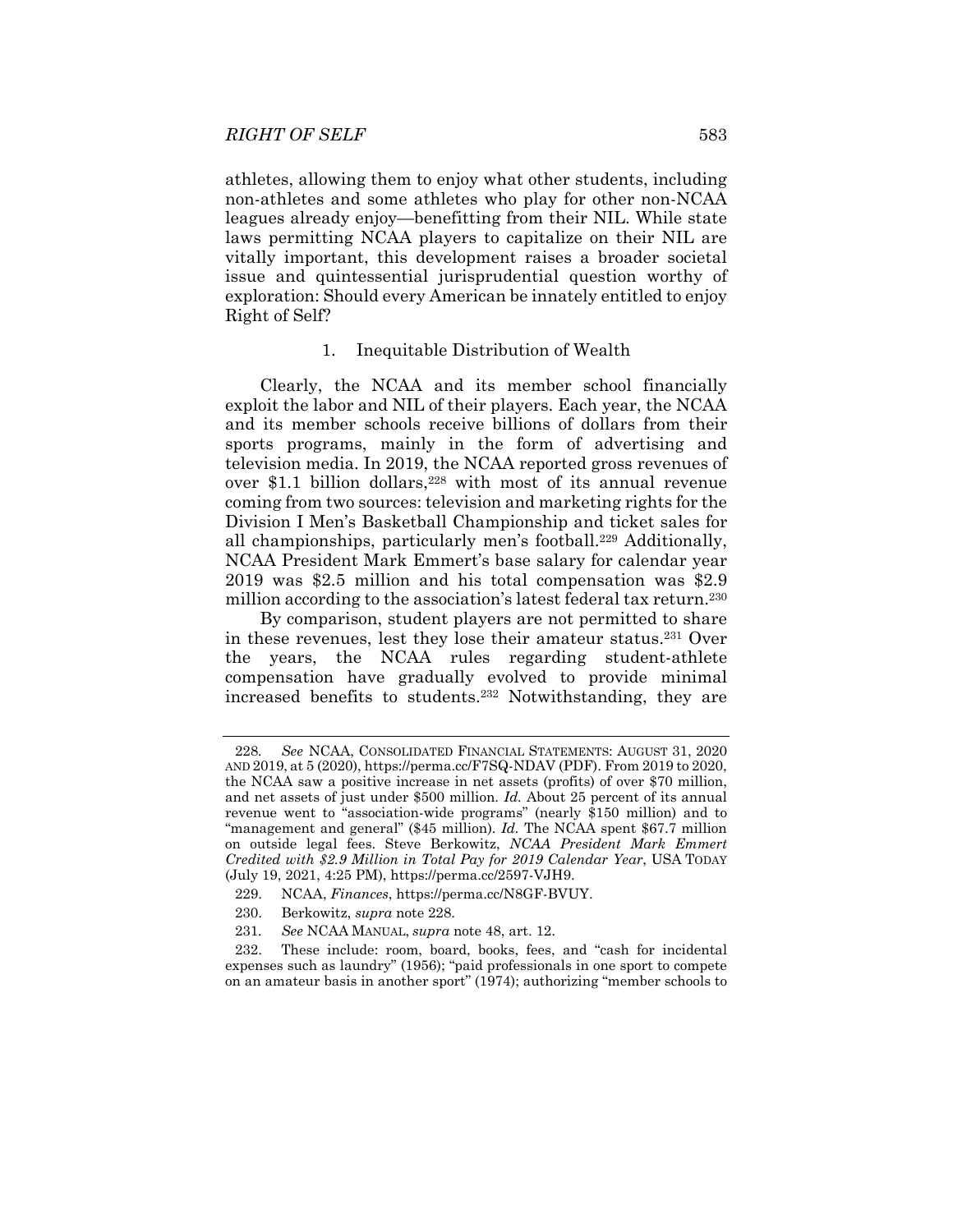athletes, allowing them to enjoy what other students, including non-athletes and some athletes who play for other non-NCAA leagues already enjoy—benefitting from their NIL. While state laws permitting NCAA players to capitalize on their NIL are vitally important, this development raises a broader societal issue and quintessential jurisprudential question worthy of exploration: Should every American be innately entitled to enjoy Right of Self?

### 1. Inequitable Distribution of Wealth

Clearly, the NCAA and its member school financially exploit the labor and NIL of their players. Each year, the NCAA and its member schools receive billions of dollars from their sports programs, mainly in the form of advertising and television media. In 2019, the NCAA reported gross revenues of over $1.1 billion dollars,[228] with most of its annual revenue coming from two sources: television and marketing rights for the Division I Men's Basketball Championship and ticket sales for all championships, particularly men's football.[229] Additionally, NCAA President Mark Emmert's base salary for calendar year 2019 was $2.5 million and his total compensation was $2.9 million according to the association's latest federal tax return.[230]

By comparison, student players are not permitted to share in these revenues, lest they lose their amateur status.[231] Over the years, the NCAA rules regarding student-athlete compensation have gradually evolved to provide minimal increased benefits to students.[232] Notwithstanding, they are

---

228. *See* NCAA, CONSOLIDATED FINANCIAL STATEMENTS: AUGUST 31, 2020 AND 2019, at 5 (2020), https://perma.cc/F7SQ-NDAV (PDF). From 2019 to 2020, the NCAA saw a positive increase in net assets (profits) of over $70 million, and net assets of just under $500 million. *Id.* About 25 percent of its annual revenue went to "association-wide programs" (nearly $150 million) and to "management and general" ($45 million). *Id.* The NCAA spent $67.7 million on outside legal fees. Steve Berkowitz, *NCAA President Mark Emmert Credited with $2.9 Million in Total Pay for 2019 Calendar Year*, USA TODAY (July 19, 2021, 4:25 PM), https://perma.cc/2597-VJH9.

229. NCAA, *Finances*, https://perma.cc/N8GF-BVUY.

230. Berkowitz, *supra* note 228.

231. *See* NCAA MANUAL, *supra* note 48, art. 12.

232. These include: room, board, books, fees, and "cash for incidental expenses such as laundry" (1956); "paid professionals in one sport to compete on an amateur basis in another sport" (1974); authorizing "member schools to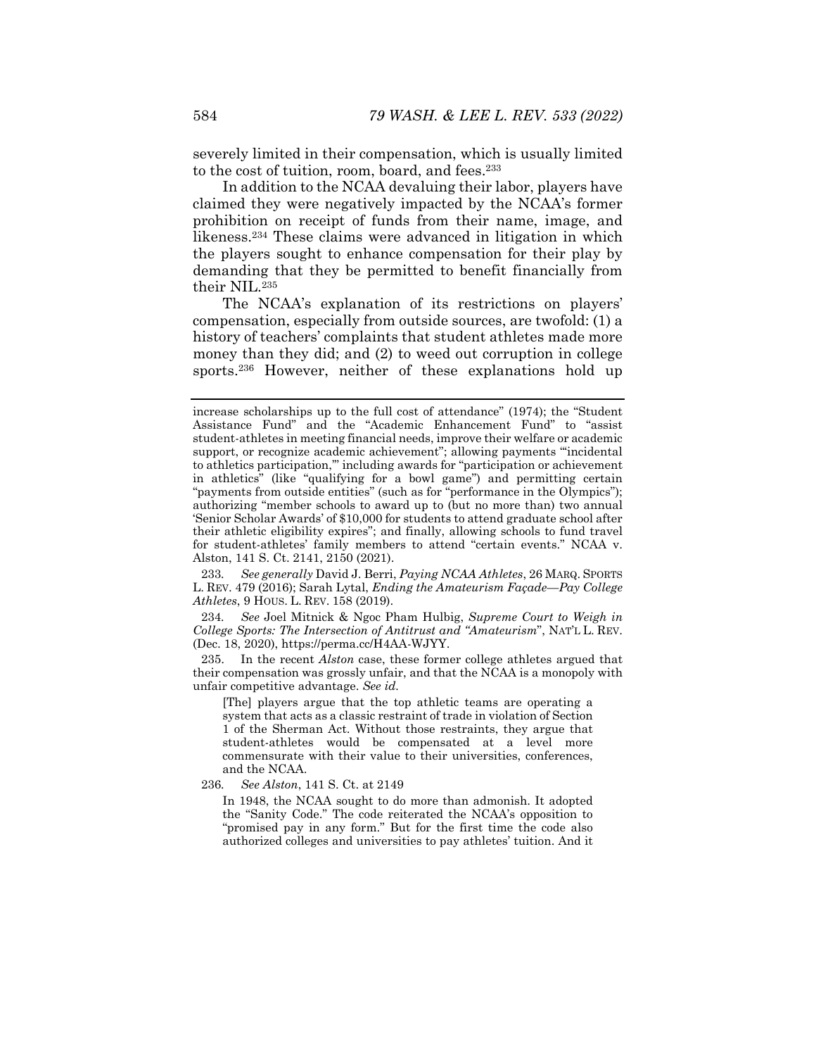severely limited in their compensation, which is usually limited to the cost of tuition, room, board, and fees.[233]

In addition to the NCAA devaluing their labor, players have claimed they were negatively impacted by the NCAA's former prohibition on receipt of funds from their name, image, and likeness.[234] These claims were advanced in litigation in which the players sought to enhance compensation for their play by demanding that they be permitted to benefit financially from their NIL.[235]

The NCAA's explanation of its restrictions on players' compensation, especially from outside sources, are twofold: (1) a history of teachers' complaints that student athletes made more money than they did; and (2) to weed out corruption in college sports.[236] However, neither of these explanations hold up

---

increase scholarships up to the full cost of attendance" (1974); the "Student Assistance Fund" and the "Academic Enhancement Fund" to "assist student-athletes in meeting financial needs, improve their welfare or academic support, or recognize academic achievement"; allowing payments "'incidental to athletics participation,'" including awards for "participation or achievement in athletics" (like "qualifying for a bowl game") and permitting certain "payments from outside entities" (such as for "performance in the Olympics"); authorizing "member schools to award up to (but no more than) two annual 'Senior Scholar Awards' of $10,000 for students to attend graduate school after their athletic eligibility expires"; and finally, allowing schools to fund travel for student-athletes' family members to attend "certain events." NCAA v. Alston, 141 S. Ct. 2141, 2150 (2021).

233. *See generally* David J. Berri, *Paying NCAA Athletes*, 26 MARQ. SPORTS L. REV. 479 (2016); Sarah Lytal, *Ending the Amateurism Façade—Pay College Athletes*, 9 HOUS. L. REV. 158 (2019).

234. *See* Joel Mitnick & Ngoc Pham Hulbig, *Supreme Court to Weigh in College Sports: The Intersection of Antitrust and "Amateurism"*, NAT'L L. REV. (Dec. 18, 2020), https://perma.cc/H4AA-WJYY.

235. In the recent *Alston* case, these former college athletes argued that their compensation was grossly unfair, and that the NCAA is a monopoly with unfair competitive advantage. *See id.*

> [The] players argue that the top athletic teams are operating a system that acts as a classic restraint of trade in violation of Section 1 of the Sherman Act. Without those restraints, they argue that student-athletes would be compensated at a level more commensurate with their value to their universities, conferences, and the NCAA.

236. *See Alston*, 141 S. Ct. at 2149

> In 1948, the NCAA sought to do more than admonish. It adopted the "Sanity Code." The code reiterated the NCAA's opposition to "promised pay in any form." But for the first time the code also authorized colleges and universities to pay athletes' tuition. And it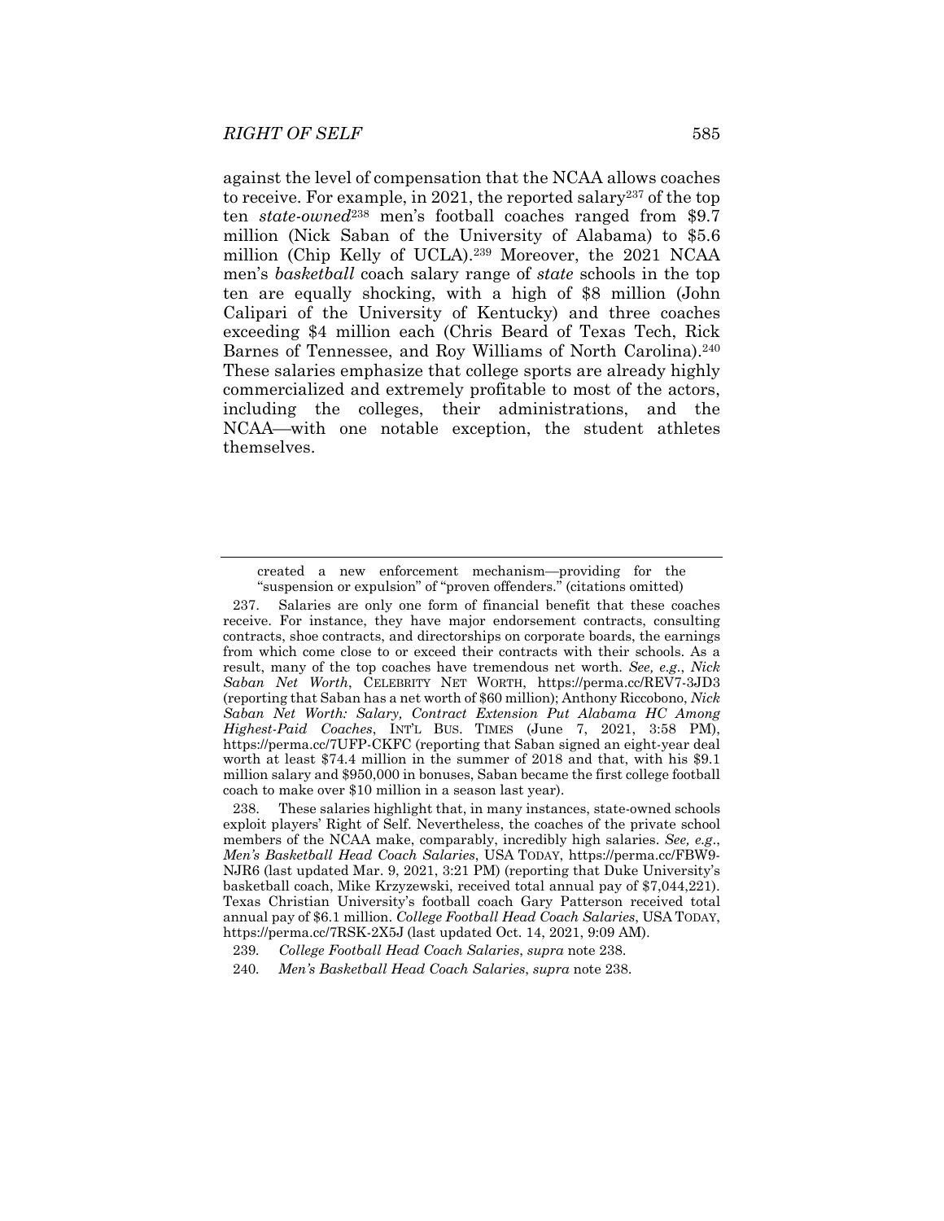against the level of compensation that the NCAA allows coaches to receive. For example, in 2021, the reported salary[237] of the top ten *state-owned*[238] men's football coaches ranged from $9.7 million (Nick Saban of the University of Alabama) to $5.6 million (Chip Kelly of UCLA).[239] Moreover, the 2021 NCAA men's *basketball* coach salary range of *state* schools in the top ten are equally shocking, with a high of $8 million (John Calipari of the University of Kentucky) and three coaches exceeding $4 million each (Chris Beard of Texas Tech, Rick Barnes of Tennessee, and Roy Williams of North Carolina).[240] These salaries emphasize that college sports are already highly commercialized and extremely profitable to most of the actors, including the colleges, their administrations, and the NCAA—with one notable exception, the student athletes themselves.

---

created a new enforcement mechanism—providing for the "suspension or expulsion" of "proven offenders." (citations omitted)

237. Salaries are only one form of financial benefit that these coaches receive. For instance, they have major endorsement contracts, consulting contracts, shoe contracts, and directorships on corporate boards, the earnings from which come close to or exceed their contracts with their schools. As a result, many of the top coaches have tremendous net worth. *See, e.g.*, *Nick Saban Net Worth*, CELEBRITY NET WORTH, https://perma.cc/REV7-3JD3 (reporting that Saban has a net worth of $60 million); Anthony Riccobono, *Nick Saban Net Worth: Salary, Contract Extension Put Alabama HC Among Highest-Paid Coaches*, INT'L BUS. TIMES (June 7, 2021, 3:58 PM), https://perma.cc/7UFP-CKFC (reporting that Saban signed an eight-year deal worth at least $74.4 million in the summer of 2018 and that, with his $9.1 million salary and $950,000 in bonuses, Saban became the first college football coach to make over $10 million in a season last year).

238. These salaries highlight that, in many instances, state-owned schools exploit players' Right of Self. Nevertheless, the coaches of the private school members of the NCAA make, comparably, incredibly high salaries. *See, e.g.*, *Men's Basketball Head Coach Salaries*, USA TODAY, https://perma.cc/FBW9-NJR6 (last updated Mar. 9, 2021, 3:21 PM) (reporting that Duke University's basketball coach, Mike Krzyzewski, received total annual pay of $7,044,221). Texas Christian University's football coach Gary Patterson received total annual pay of $6.1 million. *College Football Head Coach Salaries*, USA TODAY, https://perma.cc/7RSK-2X5J (last updated Oct. 14, 2021, 9:09 AM).

239. *College Football Head Coach Salaries*, *supra* note 238.

240. *Men's Basketball Head Coach Salaries*, *supra* note 238.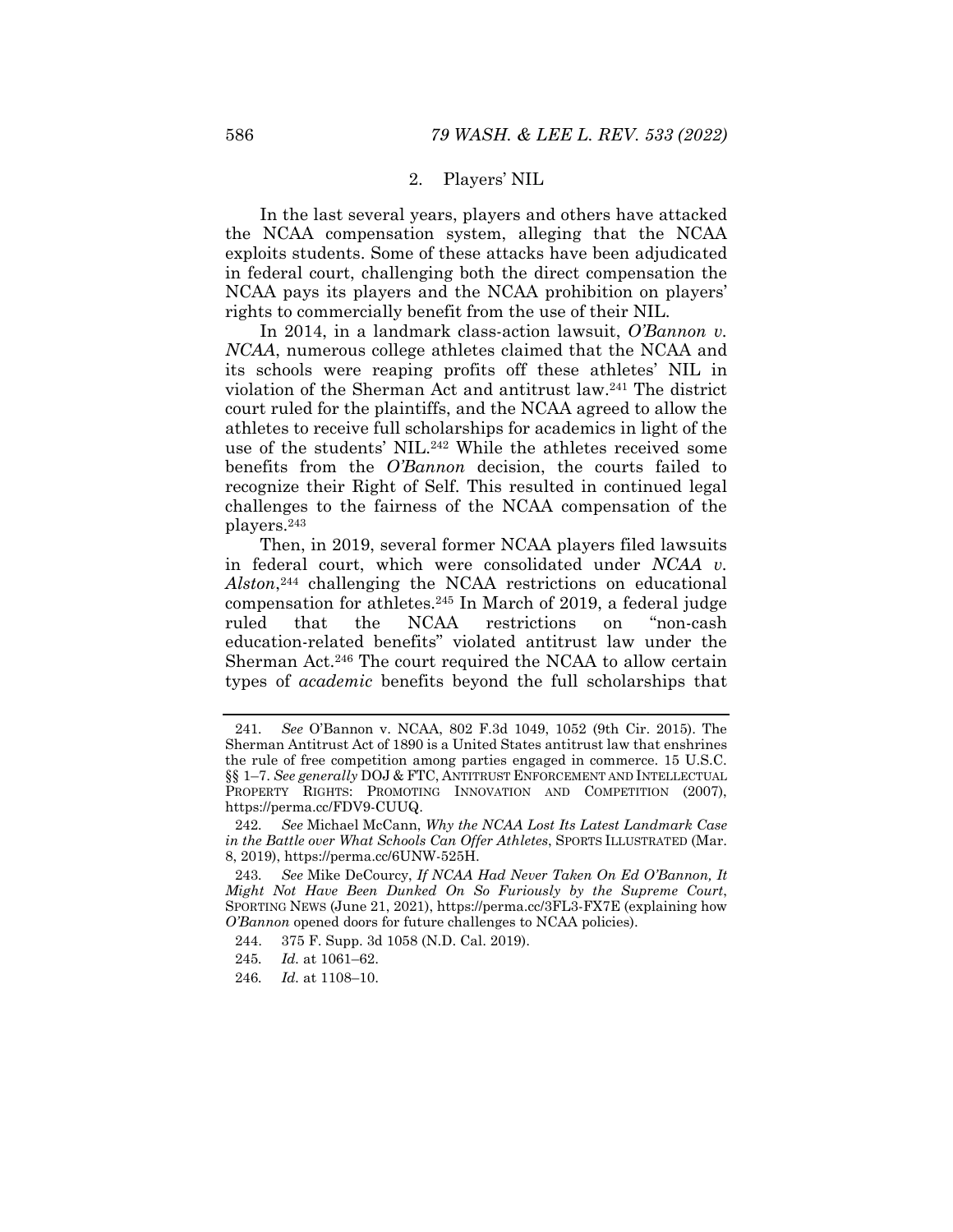### 2. Players' NIL

In the last several years, players and others have attacked the NCAA compensation system, alleging that the NCAA exploits students. Some of these attacks have been adjudicated in federal court, challenging both the direct compensation the NCAA pays its players and the NCAA prohibition on players' rights to commercially benefit from the use of their NIL.

In 2014, in a landmark class-action lawsuit, *O'Bannon v. NCAA*, numerous college athletes claimed that the NCAA and its schools were reaping profits off these athletes' NIL in violation of the Sherman Act and antitrust law.[241] The district court ruled for the plaintiffs, and the NCAA agreed to allow the athletes to receive full scholarships for academics in light of the use of the students' NIL.[242] While the athletes received some benefits from the *O'Bannon* decision, the courts failed to recognize their Right of Self. This resulted in continued legal challenges to the fairness of the NCAA compensation of the players.[243]

Then, in 2019, several former NCAA players filed lawsuits in federal court, which were consolidated under *NCAA v. Alston*,[244] challenging the NCAA restrictions on educational compensation for athletes.[245] In March of 2019, a federal judge ruled that the NCAA restrictions on "non-cash education-related benefits" violated antitrust law under the Sherman Act.[246] The court required the NCAA to allow certain types of *academic* benefits beyond the full scholarships that

---

241. *See* O'Bannon v. NCAA, 802 F.3d 1049, 1052 (9th Cir. 2015). The Sherman Antitrust Act of 1890 is a United States antitrust law that enshrines the rule of free competition among parties engaged in commerce. 15 U.S.C. §§ 1–7. *See generally* DOJ & FTC, ANTITRUST ENFORCEMENT AND INTELLECTUAL PROPERTY RIGHTS: PROMOTING INNOVATION AND COMPETITION (2007), https://perma.cc/FDV9-CUUQ.

242. *See* Michael McCann, *Why the NCAA Lost Its Latest Landmark Case in the Battle over What Schools Can Offer Athletes*, SPORTS ILLUSTRATED (Mar. 8, 2019), https://perma.cc/6UNW-525H.

243. *See* Mike DeCourcy, *If NCAA Had Never Taken On Ed O'Bannon, It Might Not Have Been Dunked On So Furiously by the Supreme Court*, SPORTING NEWS (June 21, 2021), https://perma.cc/3FL3-FX7E (explaining how *O'Bannon* opened doors for future challenges to NCAA policies).

244. 375 F. Supp. 3d 1058 (N.D. Cal. 2019).

245. *Id.* at 1061–62.

246. *Id.* at 1108–10.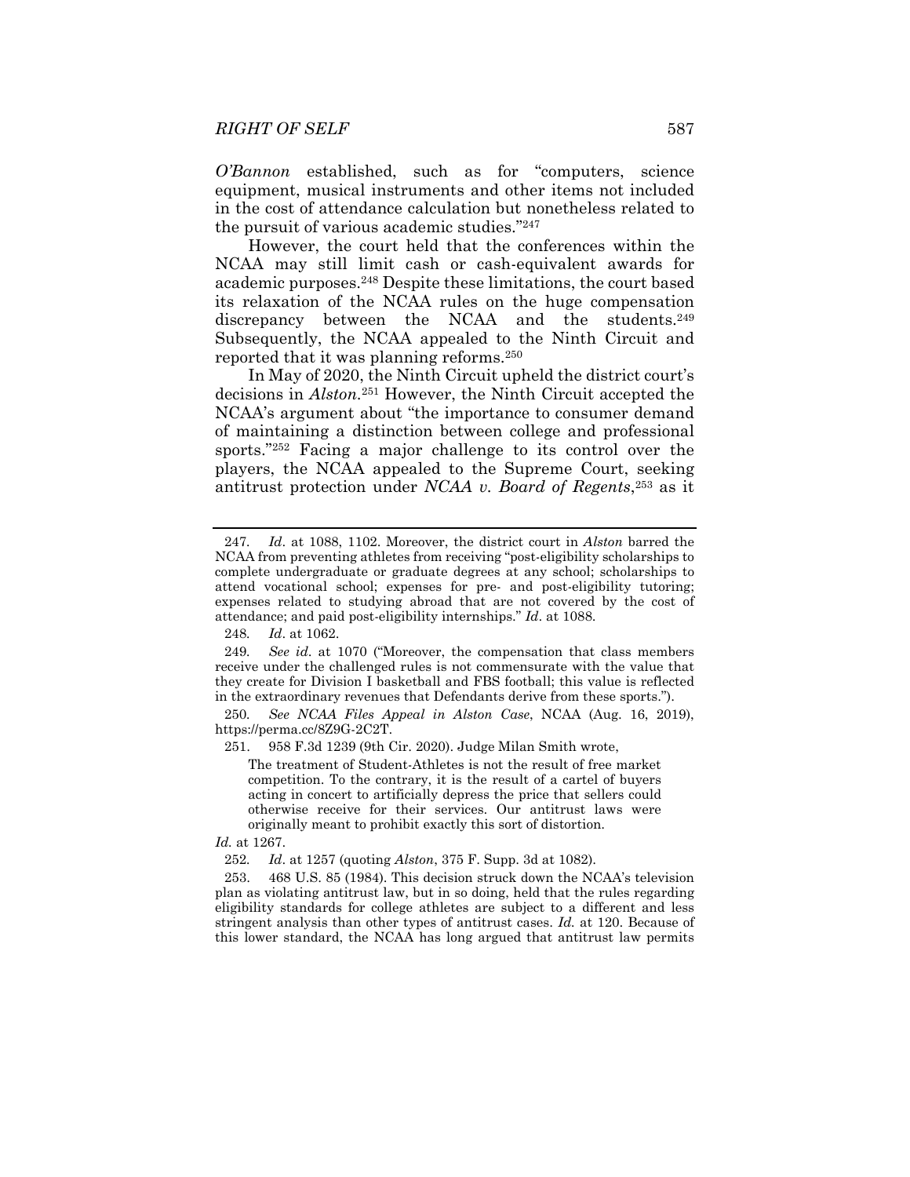*O'Bannon* established, such as for "computers, science equipment, musical instruments and other items not included in the cost of attendance calculation but nonetheless related to the pursuit of various academic studies."[247]

However, the court held that the conferences within the NCAA may still limit cash or cash-equivalent awards for academic purposes.[248] Despite these limitations, the court based its relaxation of the NCAA rules on the huge compensation discrepancy between the NCAA and the students.[249] Subsequently, the NCAA appealed to the Ninth Circuit and reported that it was planning reforms.[250]

In May of 2020, the Ninth Circuit upheld the district court's decisions in *Alston*.[251] However, the Ninth Circuit accepted the NCAA's argument about "the importance to consumer demand of maintaining a distinction between college and professional sports."[252] Facing a major challenge to its control over the players, the NCAA appealed to the Supreme Court, seeking antitrust protection under *NCAA v. Board of Regents*,[253] as it

---

247. *Id*. at 1088, 1102. Moreover, the district court in *Alston* barred the NCAA from preventing athletes from receiving "post-eligibility scholarships to complete undergraduate or graduate degrees at any school; scholarships to attend vocational school; expenses for pre- and post-eligibility tutoring; expenses related to studying abroad that are not covered by the cost of attendance; and paid post-eligibility internships." *Id*. at 1088.

248. *Id*. at 1062.

249. *See id*. at 1070 ("Moreover, the compensation that class members receive under the challenged rules is not commensurate with the value that they create for Division I basketball and FBS football; this value is reflected in the extraordinary revenues that Defendants derive from these sports.").

250. *See NCAA Files Appeal in Alston Case*, NCAA (Aug. 16, 2019), https://perma.cc/8Z9G-2C2T.

251. 958 F.3d 1239 (9th Cir. 2020). Judge Milan Smith wrote,

> The treatment of Student-Athletes is not the result of free market competition. To the contrary, it is the result of a cartel of buyers acting in concert to artificially depress the price that sellers could otherwise receive for their services. Our antitrust laws were originally meant to prohibit exactly this sort of distortion.

*Id.* at 1267.

252. *Id*. at 1257 (quoting *Alston*, 375 F. Supp. 3d at 1082).

253. 468 U.S. 85 (1984). This decision struck down the NCAA's television plan as violating antitrust law, but in so doing, held that the rules regarding eligibility standards for college athletes are subject to a different and less stringent analysis than other types of antitrust cases. *Id.* at 120. Because of this lower standard, the NCAA has long argued that antitrust law permits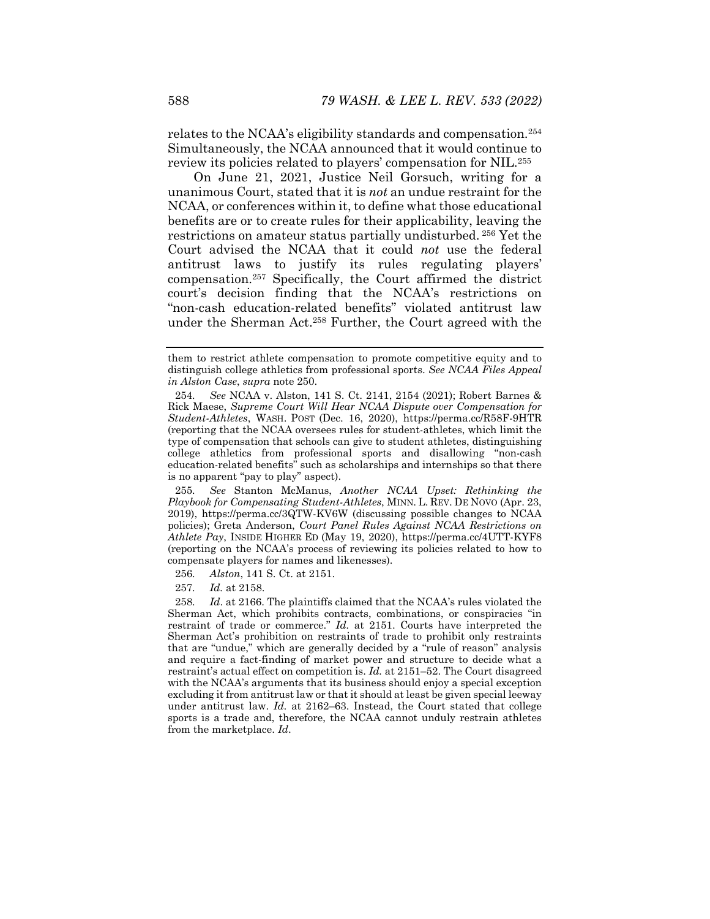relates to the NCAA's eligibility standards and compensation.[254] Simultaneously, the NCAA announced that it would continue to review its policies related to players' compensation for NIL.[255]

On June 21, 2021, Justice Neil Gorsuch, writing for a unanimous Court, stated that it is *not* an undue restraint for the NCAA, or conferences within it, to define what those educational benefits are or to create rules for their applicability, leaving the restrictions on amateur status partially undisturbed.[256] Yet the Court advised the NCAA that it could *not* use the federal antitrust laws to justify its rules regulating players' compensation.[257] Specifically, the Court affirmed the district court's decision finding that the NCAA's restrictions on "non-cash education-related benefits" violated antitrust law under the Sherman Act.[258] Further, the Court agreed with the

---

them to restrict athlete compensation to promote competitive equity and to distinguish college athletics from professional sports. *See NCAA Files Appeal in Alston Case*, *supra* note 250.

254. *See* NCAA v. Alston, 141 S. Ct. 2141, 2154 (2021); Robert Barnes & Rick Maese, *Supreme Court Will Hear NCAA Dispute over Compensation for Student-Athletes*, WASH. POST (Dec. 16, 2020), https://perma.cc/R58F-9HTR (reporting that the NCAA oversees rules for student-athletes, which limit the type of compensation that schools can give to student athletes, distinguishing college athletics from professional sports and disallowing "non-cash education-related benefits" such as scholarships and internships so that there is no apparent "pay to play" aspect).

255. *See* Stanton McManus, *Another NCAA Upset: Rethinking the Playbook for Compensating Student-Athletes*, MINN. L. REV. DE NOVO (Apr. 23, 2019), https://perma.cc/3QTW-KV6W (discussing possible changes to NCAA policies); Greta Anderson, *Court Panel Rules Against NCAA Restrictions on Athlete Pay*, INSIDE HIGHER ED (May 19, 2020), https://perma.cc/4UTT-KYF8 (reporting on the NCAA's process of reviewing its policies related to how to compensate players for names and likenesses).

256. *Alston*, 141 S. Ct. at 2151.

257. *Id.* at 2158.

258. *Id*. at 2166. The plaintiffs claimed that the NCAA's rules violated the Sherman Act, which prohibits contracts, combinations, or conspiracies "in restraint of trade or commerce." *Id.* at 2151. Courts have interpreted the Sherman Act's prohibition on restraints of trade to prohibit only restraints that are "undue," which are generally decided by a "rule of reason" analysis and require a fact-finding of market power and structure to decide what a restraint's actual effect on competition is. *Id.* at 2151–52. The Court disagreed with the NCAA's arguments that its business should enjoy a special exception excluding it from antitrust law or that it should at least be given special leeway under antitrust law. *Id.* at 2162–63. Instead, the Court stated that college sports is a trade and, therefore, the NCAA cannot unduly restrain athletes from the marketplace. *Id*.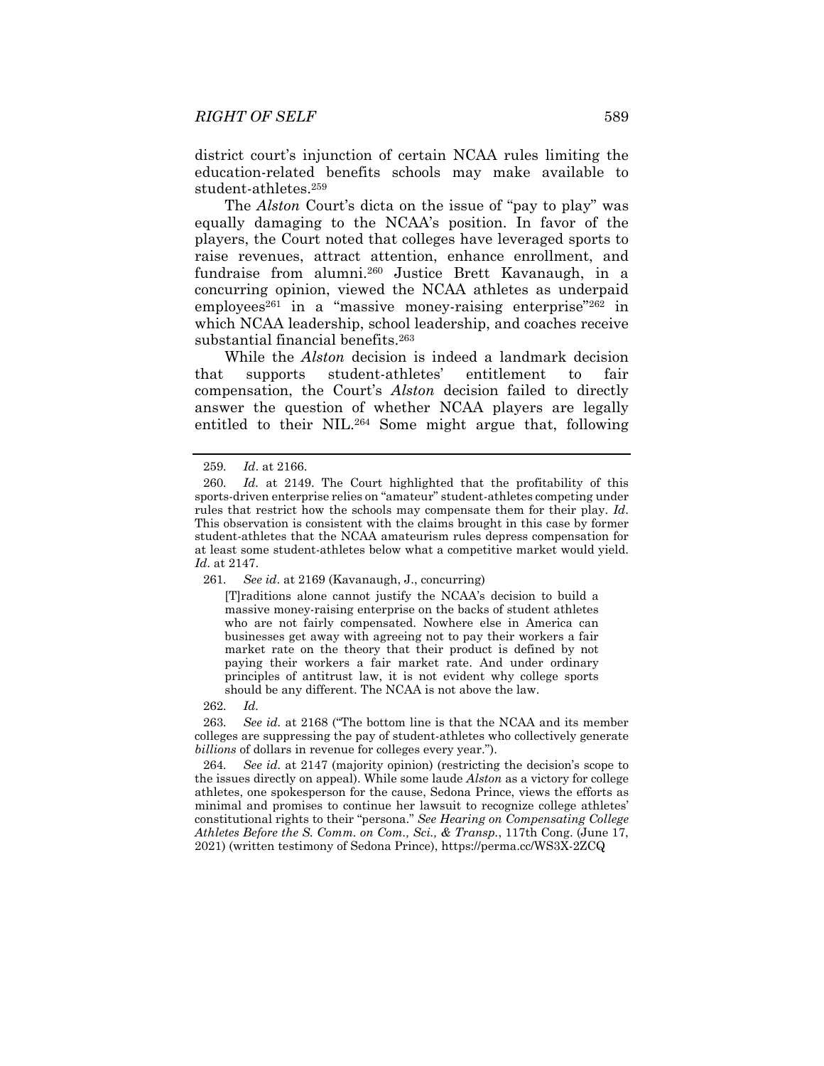district court's injunction of certain NCAA rules limiting the education-related benefits schools may make available to student-athletes.[259]

The *Alston* Court's dicta on the issue of "pay to play" was equally damaging to the NCAA's position. In favor of the players, the Court noted that colleges have leveraged sports to raise revenues, attract attention, enhance enrollment, and fundraise from alumni.[260] Justice Brett Kavanaugh, in a concurring opinion, viewed the NCAA athletes as underpaid employees[261] in a "massive money-raising enterprise"[262] in which NCAA leadership, school leadership, and coaches receive substantial financial benefits.[263]

While the *Alston* decision is indeed a landmark decision that supports student-athletes' entitlement to fair compensation, the Court's *Alston* decision failed to directly answer the question of whether NCAA players are legally entitled to their NIL.[264] Some might argue that, following

---

259. *Id*. at 2166.

260. *Id.* at 2149. The Court highlighted that the profitability of this sports-driven enterprise relies on "amateur" student-athletes competing under rules that restrict how the schools may compensate them for their play. *Id*. This observation is consistent with the claims brought in this case by former student-athletes that the NCAA amateurism rules depress compensation for at least some student-athletes below what a competitive market would yield. *Id.* at 2147.

261. *See id*. at 2169 (Kavanaugh, J., concurring)

> [T]raditions alone cannot justify the NCAA's decision to build a massive money-raising enterprise on the backs of student athletes who are not fairly compensated. Nowhere else in America can businesses get away with agreeing not to pay their workers a fair market rate on the theory that their product is defined by not paying their workers a fair market rate. And under ordinary principles of antitrust law, it is not evident why college sports should be any different. The NCAA is not above the law.

262. *Id.*

263. *See id.* at 2168 ("The bottom line is that the NCAA and its member colleges are suppressing the pay of student-athletes who collectively generate *billions* of dollars in revenue for colleges every year.").

264. *See id.* at 2147 (majority opinion) (restricting the decision's scope to the issues directly on appeal). While some laude *Alston* as a victory for college athletes, one spokesperson for the cause, Sedona Prince, views the efforts as minimal and promises to continue her lawsuit to recognize college athletes' constitutional rights to their "persona." *See Hearing on Compensating College Athletes Before the S. Comm. on Com., Sci., & Transp.*, 117th Cong. (June 17, 2021) (written testimony of Sedona Prince), https://perma.cc/WS3X-2ZCQ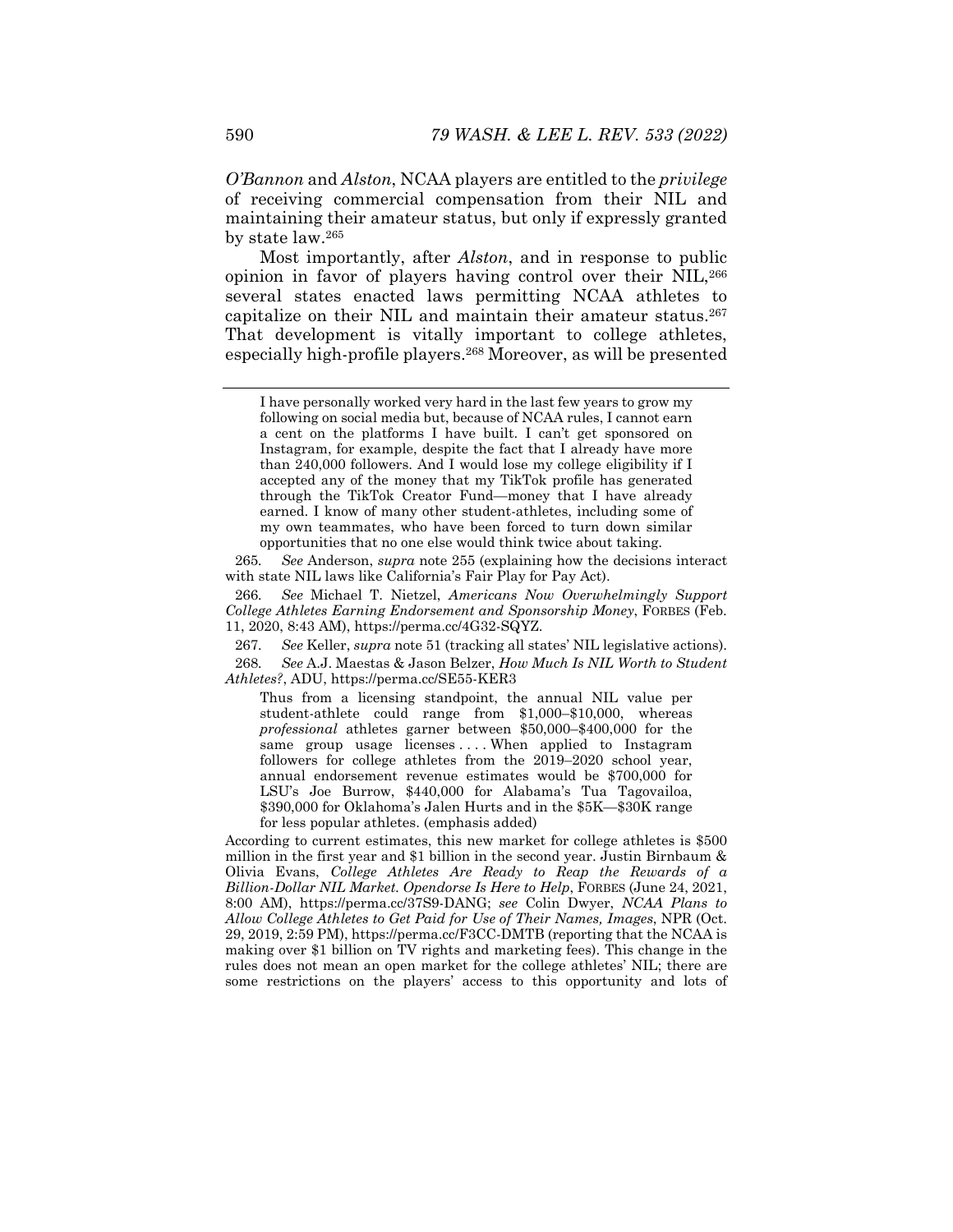*O'Bannon* and *Alston*, NCAA players are entitled to the *privilege* of receiving commercial compensation from their NIL and maintaining their amateur status, but only if expressly granted by state law.[265]

Most importantly, after *Alston*, and in response to public opinion in favor of players having control over their NIL,[266] several states enacted laws permitting NCAA athletes to capitalize on their NIL and maintain their amateur status.[267] That development is vitally important to college athletes, especially high-profile players.[268] Moreover, as will be presented

---

> I have personally worked very hard in the last few years to grow my following on social media but, because of NCAA rules, I cannot earn a cent on the platforms I have built. I can't get sponsored on Instagram, for example, despite the fact that I already have more than 240,000 followers. And I would lose my college eligibility if I accepted any of the money that my TikTok profile has generated through the TikTok Creator Fund—money that I have already earned. I know of many other student-athletes, including some of my own teammates, who have been forced to turn down similar opportunities that no one else would think twice about taking.

265. *See* Anderson, *supra* note 255 (explaining how the decisions interact with state NIL laws like California's Fair Play for Pay Act).

266. *See* Michael T. Nietzel, *Americans Now Overwhelmingly Support College Athletes Earning Endorsement and Sponsorship Money*, FORBES (Feb. 11, 2020, 8:43 AM), https://perma.cc/4G32-SQYZ.

267. *See* Keller, *supra* note 51 (tracking all states' NIL legislative actions).

268. *See* A.J. Maestas & Jason Belzer, *How Much Is NIL Worth to Student Athletes?*, ADU, https://perma.cc/SE55-KER3

> Thus from a licensing standpoint, the annual NIL value per student-athlete could range from \$1,000–\$10,000, whereas *professional* athletes garner between \$50,000–\$400,000 for the same group usage licenses . . . . When applied to Instagram followers for college athletes from the 2019–2020 school year, annual endorsement revenue estimates would be \$700,000 for LSU's Joe Burrow, \$440,000 for Alabama's Tua Tagovailoa, \$390,000 for Oklahoma's Jalen Hurts and in the \$5K—\$30K range for less popular athletes. (emphasis added)

According to current estimates, this new market for college athletes is \$500 million in the first year and \$1 billion in the second year. Justin Birnbaum & Olivia Evans, *College Athletes Are Ready to Reap the Rewards of a Billion-Dollar NIL Market. Opendorse Is Here to Help*, FORBES (June 24, 2021, 8:00 AM), https://perma.cc/37S9-DANG; *see* Colin Dwyer, *NCAA Plans to Allow College Athletes to Get Paid for Use of Their Names, Images*, NPR (Oct. 29, 2019, 2:59 PM), https://perma.cc/F3CC-DMTB (reporting that the NCAA is making over \$1 billion on TV rights and marketing fees). This change in the rules does not mean an open market for the college athletes' NIL; there are some restrictions on the players' access to this opportunity and lots of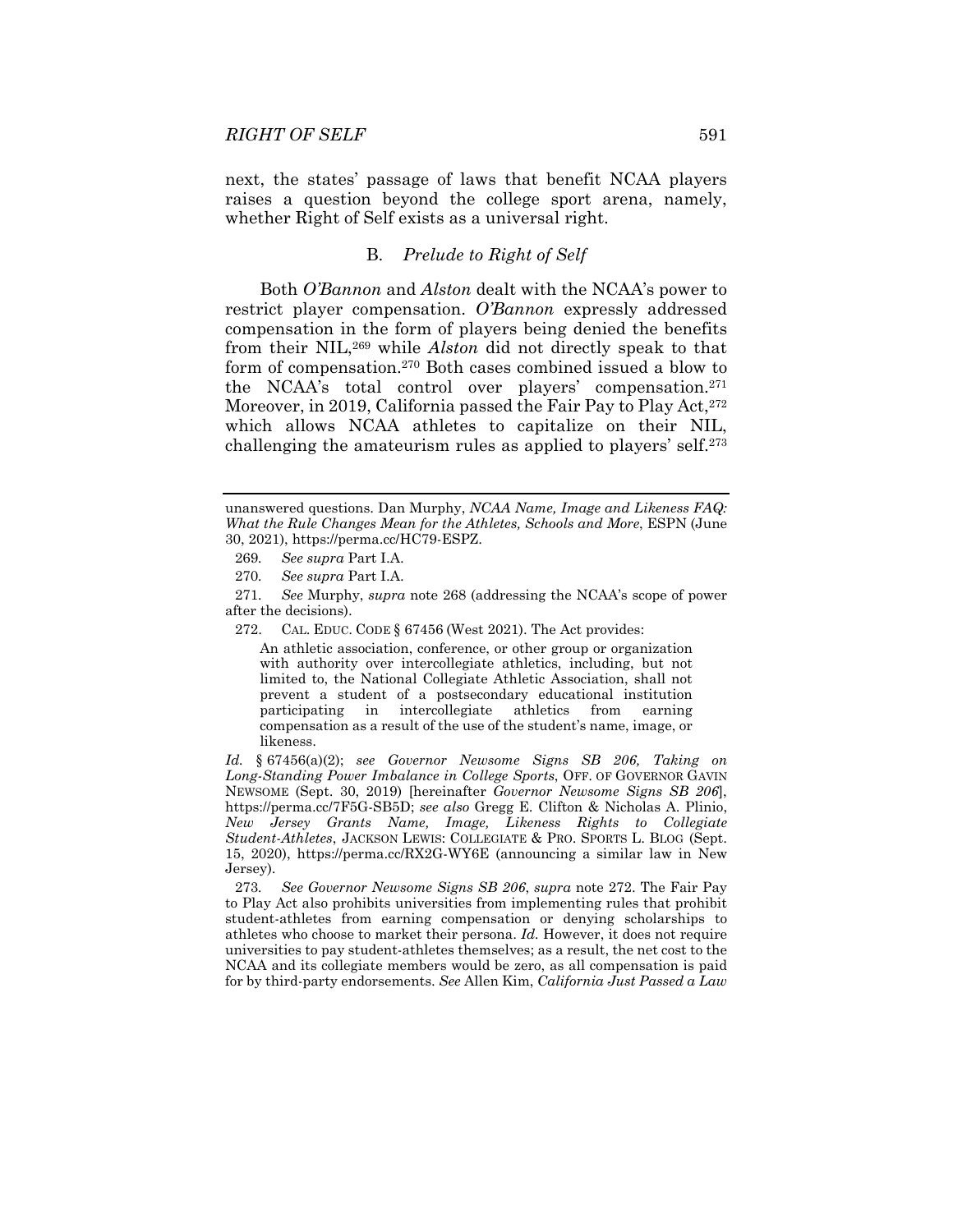next, the states' passage of laws that benefit NCAA players raises a question beyond the college sport arena, namely, whether Right of Self exists as a universal right.

### B. *Prelude to Right of Self*

Both *O'Bannon* and *Alston* dealt with the NCAA's power to restrict player compensation. *O'Bannon* expressly addressed compensation in the form of players being denied the benefits from their NIL,[269] while *Alston* did not directly speak to that form of compensation.[270] Both cases combined issued a blow to the NCAA's total control over players' compensation.[271] Moreover, in 2019, California passed the Fair Pay to Play Act,[272] which allows NCAA athletes to capitalize on their NIL, challenging the amateurism rules as applied to players' self.[273]

---

unanswered questions. Dan Murphy, *NCAA Name, Image and Likeness FAQ: What the Rule Changes Mean for the Athletes, Schools and More*, ESPN (June 30, 2021), https://perma.cc/HC79-ESPZ.

269. *See supra* Part I.A.

270. *See supra* Part I.A.

271. *See* Murphy, *supra* note 268 (addressing the NCAA's scope of power after the decisions).

272. CAL. EDUC. CODE § 67456 (West 2021). The Act provides:

> An athletic association, conference, or other group or organization with authority over intercollegiate athletics, including, but not limited to, the National Collegiate Athletic Association, shall not prevent a student of a postsecondary educational institution participating in intercollegiate athletics from earning compensation as a result of the use of the student's name, image, or likeness.

*Id.* § 67456(a)(2); *see Governor Newsome Signs SB 206, Taking on Long-Standing Power Imbalance in College Sports*, OFF. OF GOVERNOR GAVIN NEWSOME (Sept. 30, 2019) [hereinafter *Governor Newsome Signs SB 206*], https://perma.cc/7F5G-SB5D; *see also* Gregg E. Clifton & Nicholas A. Plinio, *New Jersey Grants Name, Image, Likeness Rights to Collegiate Student-Athletes*, JACKSON LEWIS: COLLEGIATE & PRO. SPORTS L. BLOG (Sept. 15, 2020), https://perma.cc/RX2G-WY6E (announcing a similar law in New Jersey).

273. *See Governor Newsome Signs SB 206*, *supra* note 272. The Fair Pay to Play Act also prohibits universities from implementing rules that prohibit student-athletes from earning compensation or denying scholarships to athletes who choose to market their persona. *Id.* However, it does not require universities to pay student-athletes themselves; as a result, the net cost to the NCAA and its collegiate members would be zero, as all compensation is paid for by third-party endorsements. *See* Allen Kim, *California Just Passed a Law*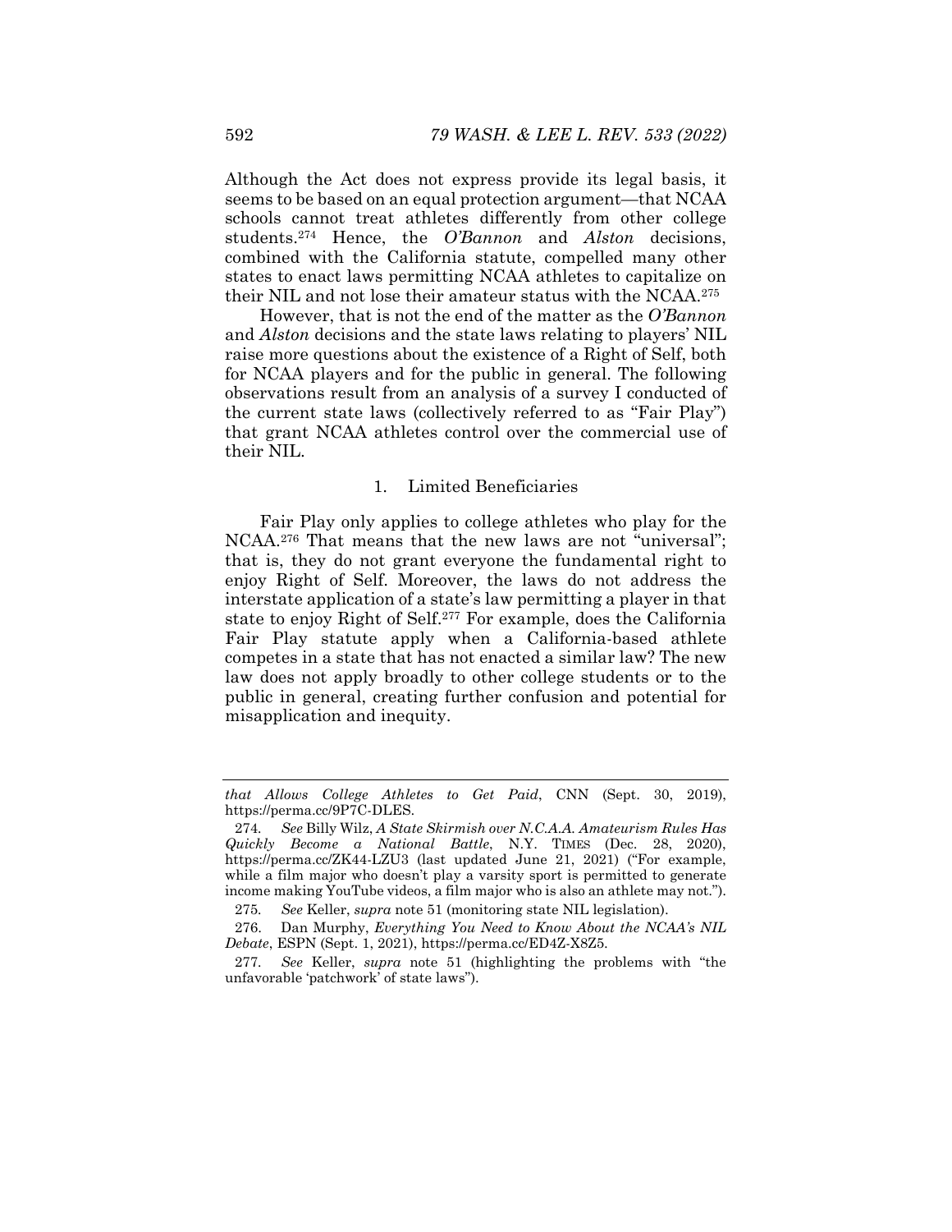Although the Act does not express provide its legal basis, it seems to be based on an equal protection argument—that NCAA schools cannot treat athletes differently from other college students.[274] Hence, the *O'Bannon* and *Alston* decisions, combined with the California statute, compelled many other states to enact laws permitting NCAA athletes to capitalize on their NIL and not lose their amateur status with the NCAA.[275]

However, that is not the end of the matter as the *O'Bannon* and *Alston* decisions and the state laws relating to players' NIL raise more questions about the existence of a Right of Self, both for NCAA players and for the public in general. The following observations result from an analysis of a survey I conducted of the current state laws (collectively referred to as "Fair Play") that grant NCAA athletes control over the commercial use of their NIL.

### 1. Limited Beneficiaries

Fair Play only applies to college athletes who play for the NCAA.[276] That means that the new laws are not "universal"; that is, they do not grant everyone the fundamental right to enjoy Right of Self. Moreover, the laws do not address the interstate application of a state's law permitting a player in that state to enjoy Right of Self.[277] For example, does the California Fair Play statute apply when a California-based athlete competes in a state that has not enacted a similar law? The new law does not apply broadly to other college students or to the public in general, creating further confusion and potential for misapplication and inequity.

---

*that Allows College Athletes to Get Paid*, CNN (Sept. 30, 2019), https://perma.cc/9P7C-DLES.

274. *See* Billy Wilz, *A State Skirmish over N.C.A.A. Amateurism Rules Has Quickly Become a National Battle*, N.Y. TIMES (Dec. 28, 2020), https://perma.cc/ZK44-LZU3 (last updated June 21, 2021) ("For example, while a film major who doesn't play a varsity sport is permitted to generate income making YouTube videos, a film major who is also an athlete may not.").

275. *See* Keller, *supra* note 51 (monitoring state NIL legislation).

276. Dan Murphy, *Everything You Need to Know About the NCAA's NIL Debate*, ESPN (Sept. 1, 2021), https://perma.cc/ED4Z-X8Z5.

277. *See* Keller, *supra* note 51 (highlighting the problems with "the unfavorable 'patchwork' of state laws").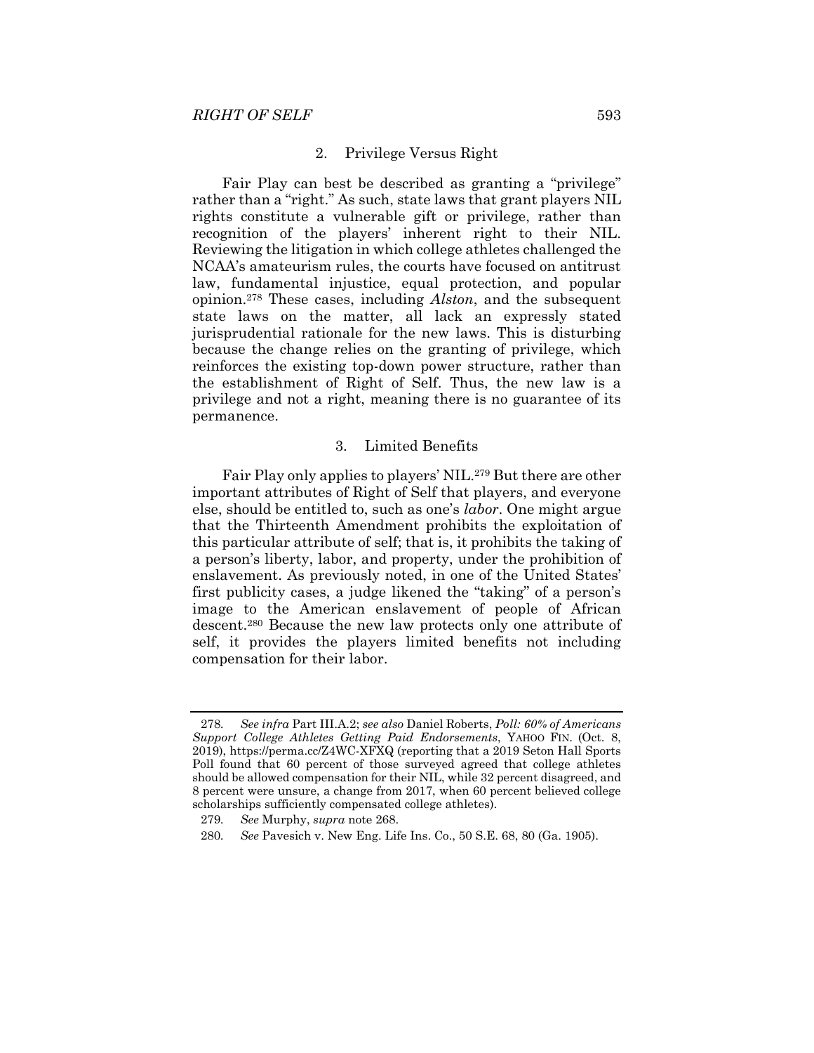### 2. Privilege Versus Right

Fair Play can best be described as granting a "privilege" rather than a "right." As such, state laws that grant players NIL rights constitute a vulnerable gift or privilege, rather than recognition of the players' inherent right to their NIL. Reviewing the litigation in which college athletes challenged the NCAA's amateurism rules, the courts have focused on antitrust law, fundamental injustice, equal protection, and popular opinion.[278] These cases, including *Alston*, and the subsequent state laws on the matter, all lack an expressly stated jurisprudential rationale for the new laws. This is disturbing because the change relies on the granting of privilege, which reinforces the existing top-down power structure, rather than the establishment of Right of Self. Thus, the new law is a privilege and not a right, meaning there is no guarantee of its permanence.

### 3. Limited Benefits

Fair Play only applies to players' NIL.[279] But there are other important attributes of Right of Self that players, and everyone else, should be entitled to, such as one's *labor*. One might argue that the Thirteenth Amendment prohibits the exploitation of this particular attribute of self; that is, it prohibits the taking of a person's liberty, labor, and property, under the prohibition of enslavement. As previously noted, in one of the United States' first publicity cases, a judge likened the "taking" of a person's image to the American enslavement of people of African descent.[280] Because the new law protects only one attribute of self, it provides the players limited benefits not including compensation for their labor.

---

278. *See infra* Part III.A.2; *see also* Daniel Roberts, *Poll: 60% of Americans Support College Athletes Getting Paid Endorsements*, YAHOO FIN. (Oct. 8, 2019), https://perma.cc/Z4WC-XFXQ (reporting that a 2019 Seton Hall Sports Poll found that 60 percent of those surveyed agreed that college athletes should be allowed compensation for their NIL, while 32 percent disagreed, and 8 percent were unsure, a change from 2017, when 60 percent believed college scholarships sufficiently compensated college athletes).

279. *See* Murphy, *supra* note 268.

280. *See* Pavesich v. New Eng. Life Ins. Co., 50 S.E. 68, 80 (Ga. 1905).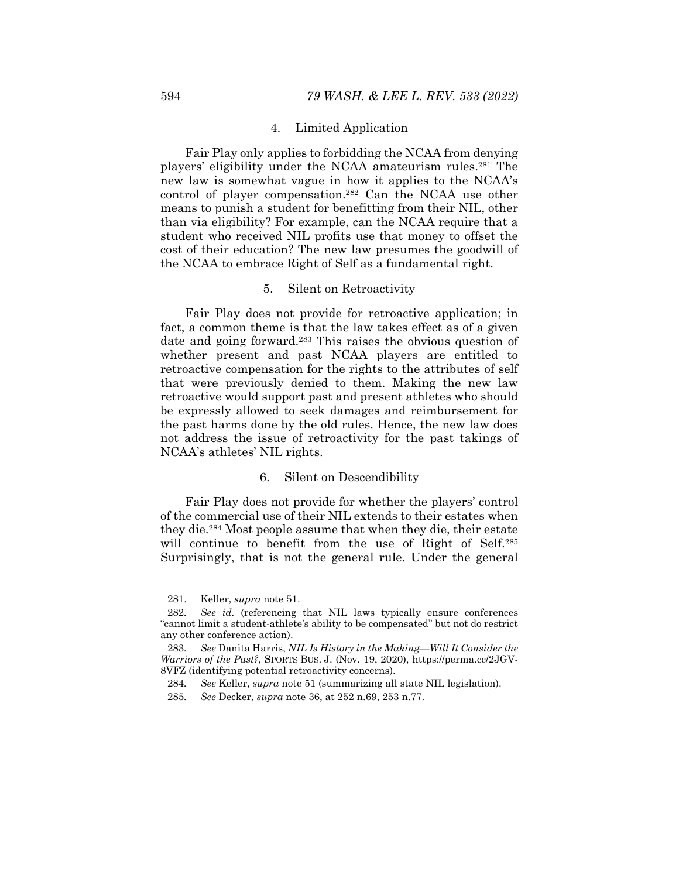#### 4. Limited Application

Fair Play only applies to forbidding the NCAA from denying players' eligibility under the NCAA amateurism rules.[281] The new law is somewhat vague in how it applies to the NCAA's control of player compensation.[282] Can the NCAA use other means to punish a student for benefitting from their NIL, other than via eligibility? For example, can the NCAA require that a student who received NIL profits use that money to offset the cost of their education? The new law presumes the goodwill of the NCAA to embrace Right of Self as a fundamental right.

#### 5. Silent on Retroactivity

Fair Play does not provide for retroactive application; in fact, a common theme is that the law takes effect as of a given date and going forward.[283] This raises the obvious question of whether present and past NCAA players are entitled to retroactive compensation for the rights to the attributes of self that were previously denied to them. Making the new law retroactive would support past and present athletes who should be expressly allowed to seek damages and reimbursement for the past harms done by the old rules. Hence, the new law does not address the issue of retroactivity for the past takings of NCAA's athletes' NIL rights.

#### 6. Silent on Descendibility

Fair Play does not provide for whether the players' control of the commercial use of their NIL extends to their estates when they die.[284] Most people assume that when they die, their estate will continue to benefit from the use of Right of Self.[285] Surprisingly, that is not the general rule. Under the general

---

281. Keller, *supra* note 51.

282. *See id.* (referencing that NIL laws typically ensure conferences "cannot limit a student-athlete's ability to be compensated" but not do restrict any other conference action).

283. *See* Danita Harris, *NIL Is History in the Making—Will It Consider the Warriors of the Past?*, SPORTS BUS. J. (Nov. 19, 2020), https://perma.cc/2JGV-8VFZ (identifying potential retroactivity concerns).

284. *See* Keller, *supra* note 51 (summarizing all state NIL legislation).

285. *See* Decker, *supra* note 36, at 252 n.69, 253 n.77.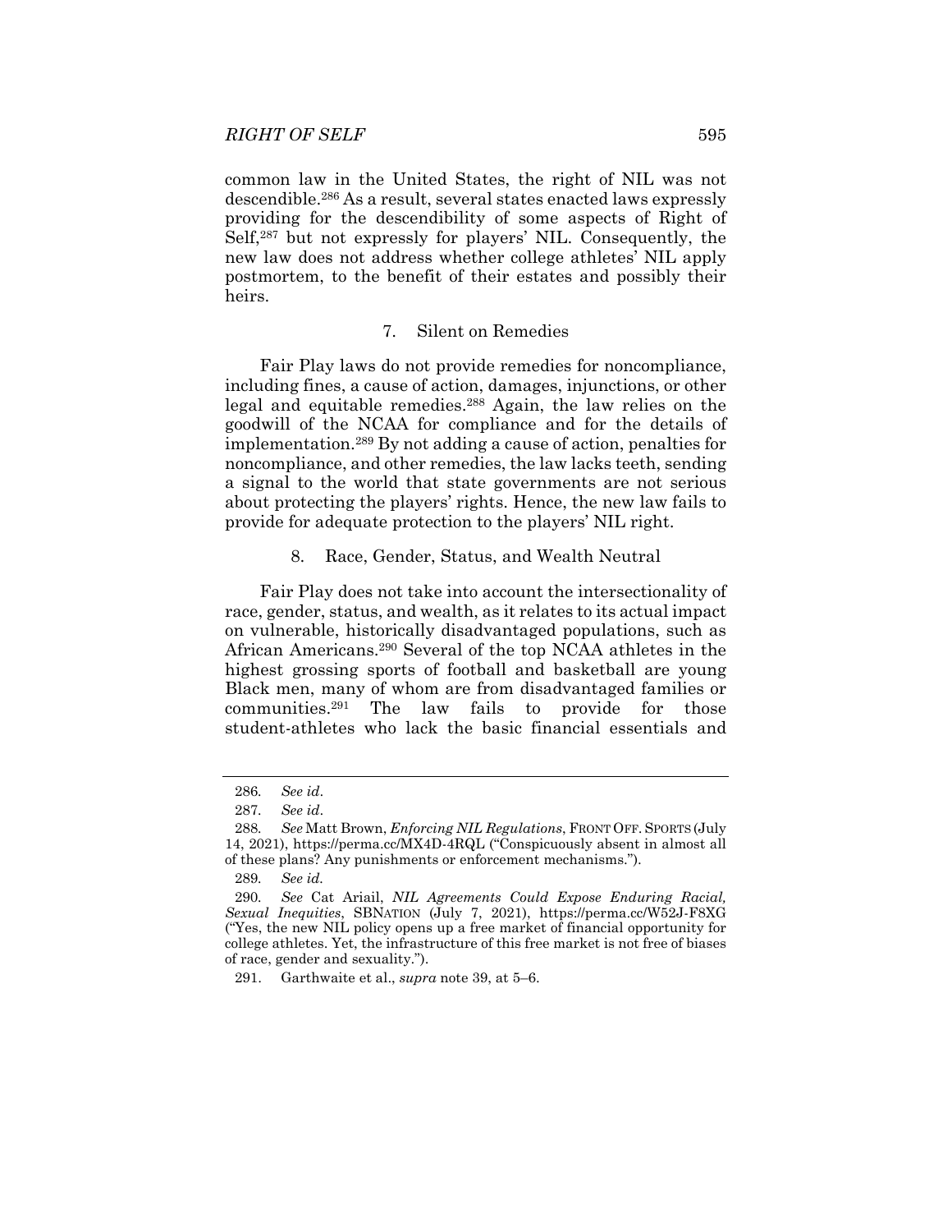common law in the United States, the right of NIL was not descendible.[286] As a result, several states enacted laws expressly providing for the descendibility of some aspects of Right of Self,[287] but not expressly for players' NIL. Consequently, the new law does not address whether college athletes' NIL apply postmortem, to the benefit of their estates and possibly their heirs.

### 7. Silent on Remedies

Fair Play laws do not provide remedies for noncompliance, including fines, a cause of action, damages, injunctions, or other legal and equitable remedies.[288] Again, the law relies on the goodwill of the NCAA for compliance and for the details of implementation.[289] By not adding a cause of action, penalties for noncompliance, and other remedies, the law lacks teeth, sending a signal to the world that state governments are not serious about protecting the players' rights. Hence, the new law fails to provide for adequate protection to the players' NIL right.

### 8. Race, Gender, Status, and Wealth Neutral

Fair Play does not take into account the intersectionality of race, gender, status, and wealth, as it relates to its actual impact on vulnerable, historically disadvantaged populations, such as African Americans.[290] Several of the top NCAA athletes in the highest grossing sports of football and basketball are young Black men, many of whom are from disadvantaged families or communities.[291] The law fails to provide for those student-athletes who lack the basic financial essentials and

---

286. *See id*.

287. *See id*.

288. *See* Matt Brown, *Enforcing NIL Regulations*, FRONT OFF. SPORTS (July 14, 2021), https://perma.cc/MX4D-4RQL ("Conspicuously absent in almost all of these plans? Any punishments or enforcement mechanisms.").

289. *See id.*

290. *See* Cat Ariail, *NIL Agreements Could Expose Enduring Racial, Sexual Inequities*, SBNATION (July 7, 2021), https://perma.cc/W52J-F8XG ("Yes, the new NIL policy opens up a free market of financial opportunity for college athletes. Yet, the infrastructure of this free market is not free of biases of race, gender and sexuality.").

291. Garthwaite et al., *supra* note 39, at 5–6.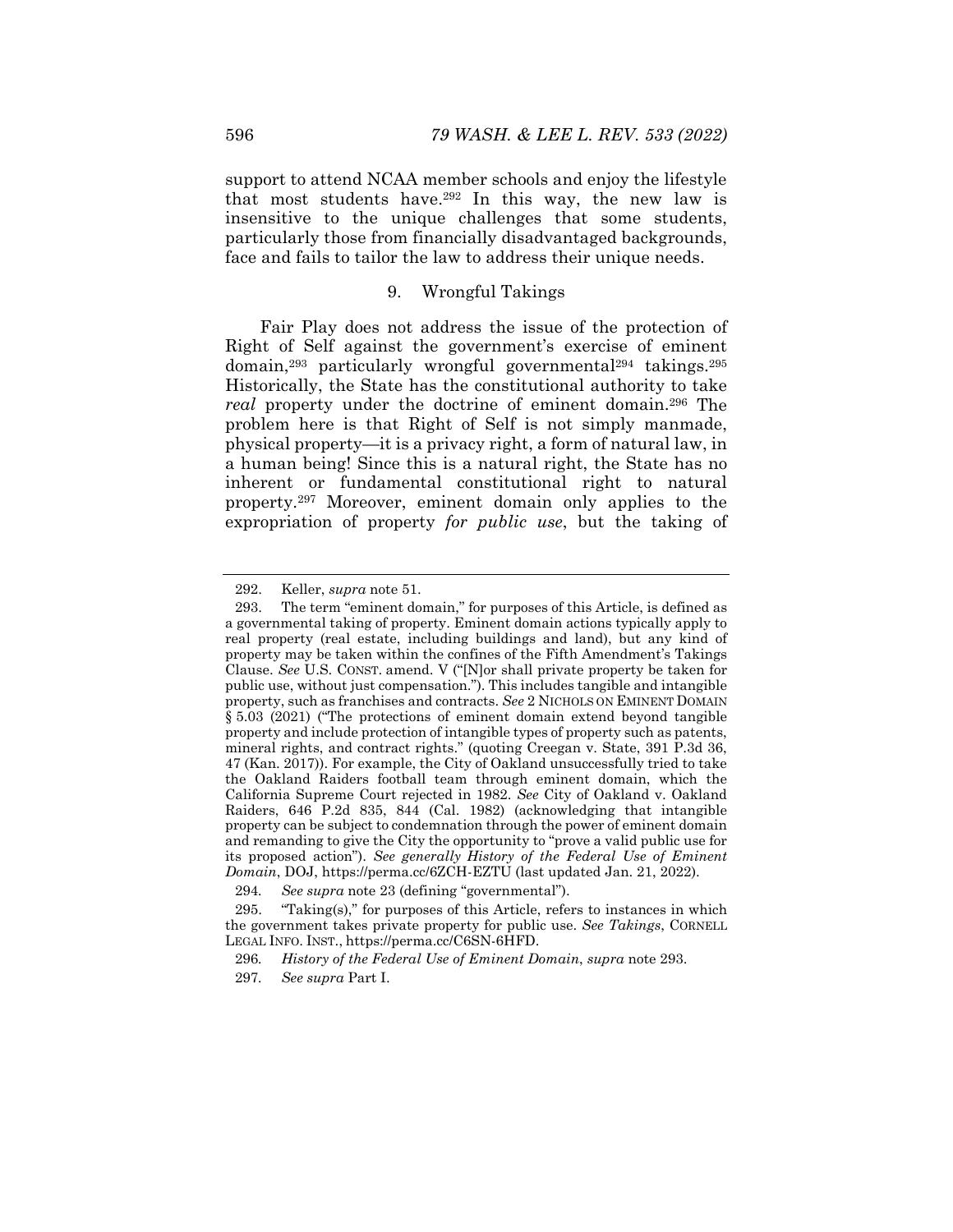support to attend NCAA member schools and enjoy the lifestyle that most students have.[292] In this way, the new law is insensitive to the unique challenges that some students, particularly those from financially disadvantaged backgrounds, face and fails to tailor the law to address their unique needs.

### 9. Wrongful Takings

Fair Play does not address the issue of the protection of Right of Self against the government's exercise of eminent domain,[293] particularly wrongful governmental[294] takings.[295] Historically, the State has the constitutional authority to take *real* property under the doctrine of eminent domain.[296] The problem here is that Right of Self is not simply manmade, physical property—it is a privacy right, a form of natural law, in a human being! Since this is a natural right, the State has no inherent or fundamental constitutional right to natural property.[297] Moreover, eminent domain only applies to the expropriation of property *for public use*, but the taking of

---

292. Keller, *supra* note 51.

293. The term "eminent domain," for purposes of this Article, is defined as a governmental taking of property. Eminent domain actions typically apply to real property (real estate, including buildings and land), but any kind of property may be taken within the confines of the Fifth Amendment's Takings Clause. *See* U.S. CONST. amend. V ("[N]or shall private property be taken for public use, without just compensation."). This includes tangible and intangible property, such as franchises and contracts. *See* 2 NICHOLS ON EMINENT DOMAIN § 5.03 (2021) ("The protections of eminent domain extend beyond tangible property and include protection of intangible types of property such as patents, mineral rights, and contract rights." (quoting Creegan v. State, 391 P.3d 36, 47 (Kan. 2017)). For example, the City of Oakland unsuccessfully tried to take the Oakland Raiders football team through eminent domain, which the California Supreme Court rejected in 1982. *See* City of Oakland v. Oakland Raiders, 646 P.2d 835, 844 (Cal. 1982) (acknowledging that intangible property can be subject to condemnation through the power of eminent domain and remanding to give the City the opportunity to "prove a valid public use for its proposed action"). *See generally History of the Federal Use of Eminent Domain*, DOJ, https://perma.cc/6ZCH-EZTU (last updated Jan. 21, 2022).

294. *See supra* note 23 (defining "governmental").

295. "Taking(s)," for purposes of this Article, refers to instances in which the government takes private property for public use. *See Takings*, CORNELL LEGAL INFO. INST., https://perma.cc/C6SN-6HFD.

296. *History of the Federal Use of Eminent Domain*, *supra* note 293.

297. *See supra* Part I.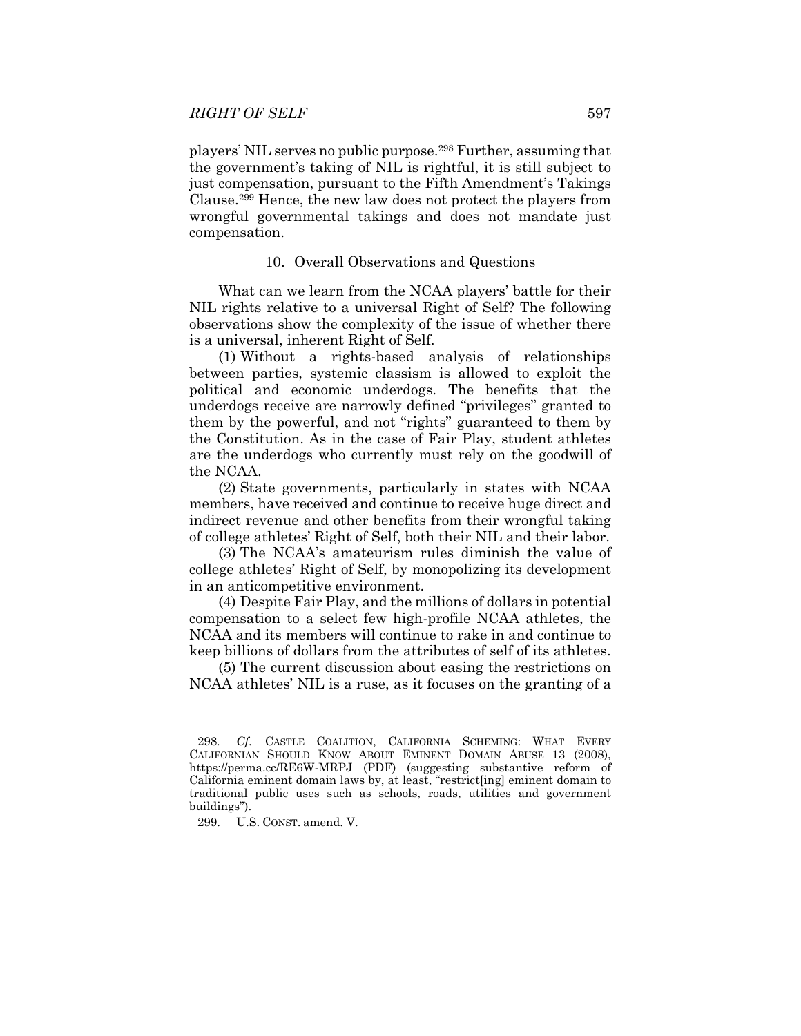players' NIL serves no public purpose.[298] Further, assuming that the government's taking of NIL is rightful, it is still subject to just compensation, pursuant to the Fifth Amendment's Takings Clause.[299] Hence, the new law does not protect the players from wrongful governmental takings and does not mandate just compensation.

#### 10. Overall Observations and Questions

What can we learn from the NCAA players' battle for their NIL rights relative to a universal Right of Self? The following observations show the complexity of the issue of whether there is a universal, inherent Right of Self.

(1) Without a rights-based analysis of relationships between parties, systemic classism is allowed to exploit the political and economic underdogs. The benefits that the underdogs receive are narrowly defined "privileges" granted to them by the powerful, and not "rights" guaranteed to them by the Constitution. As in the case of Fair Play, student athletes are the underdogs who currently must rely on the goodwill of the NCAA.

(2) State governments, particularly in states with NCAA members, have received and continue to receive huge direct and indirect revenue and other benefits from their wrongful taking of college athletes' Right of Self, both their NIL and their labor.

(3) The NCAA's amateurism rules diminish the value of college athletes' Right of Self, by monopolizing its development in an anticompetitive environment.

(4) Despite Fair Play, and the millions of dollars in potential compensation to a select few high-profile NCAA athletes, the NCAA and its members will continue to rake in and continue to keep billions of dollars from the attributes of self of its athletes.

(5) The current discussion about easing the restrictions on NCAA athletes' NIL is a ruse, as it focuses on the granting of a

---

298. *Cf.* CASTLE COALITION, CALIFORNIA SCHEMING: WHAT EVERY CALIFORNIAN SHOULD KNOW ABOUT EMINENT DOMAIN ABUSE 13 (2008), https://perma.cc/RE6W-MRPJ (PDF) (suggesting substantive reform of California eminent domain laws by, at least, "restrict[ing] eminent domain to traditional public uses such as schools, roads, utilities and government buildings").

299. U.S. CONST. amend. V.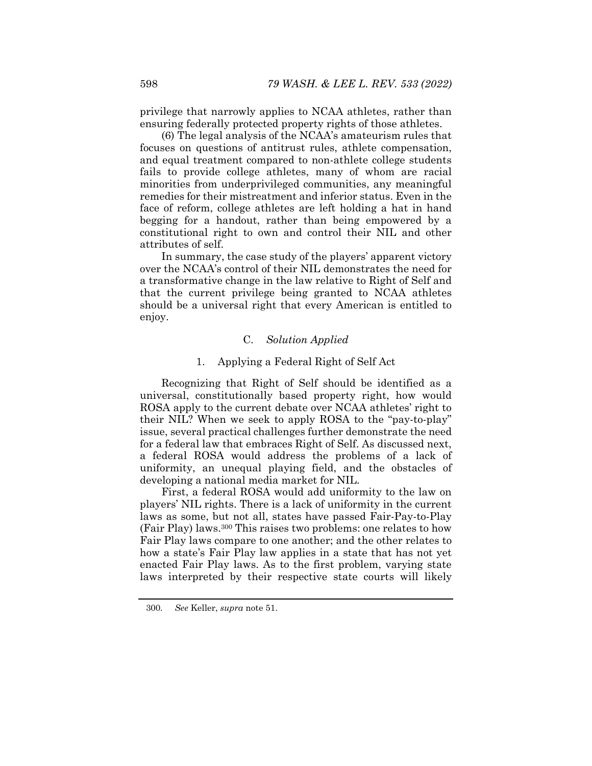privilege that narrowly applies to NCAA athletes, rather than ensuring federally protected property rights of those athletes.

(6) The legal analysis of the NCAA's amateurism rules that focuses on questions of antitrust rules, athlete compensation, and equal treatment compared to non-athlete college students fails to provide college athletes, many of whom are racial minorities from underprivileged communities, any meaningful remedies for their mistreatment and inferior status. Even in the face of reform, college athletes are left holding a hat in hand begging for a handout, rather than being empowered by a constitutional right to own and control their NIL and other attributes of self.

In summary, the case study of the players' apparent victory over the NCAA's control of their NIL demonstrates the need for a transformative change in the law relative to Right of Self and that the current privilege being granted to NCAA athletes should be a universal right that every American is entitled to enjoy.

### C. *Solution Applied*

#### 1. Applying a Federal Right of Self Act

Recognizing that Right of Self should be identified as a universal, constitutionally based property right, how would ROSA apply to the current debate over NCAA athletes' right to their NIL? When we seek to apply ROSA to the "pay-to-play" issue, several practical challenges further demonstrate the need for a federal law that embraces Right of Self. As discussed next, a federal ROSA would address the problems of a lack of uniformity, an unequal playing field, and the obstacles of developing a national media market for NIL.

First, a federal ROSA would add uniformity to the law on players' NIL rights. There is a lack of uniformity in the current laws as some, but not all, states have passed Fair-Pay-to-Play (Fair Play) laws.[300] This raises two problems: one relates to how Fair Play laws compare to one another; and the other relates to how a state's Fair Play law applies in a state that has not yet enacted Fair Play laws. As to the first problem, varying state laws interpreted by their respective state courts will likely

---

300. *See* Keller, *supra* note 51.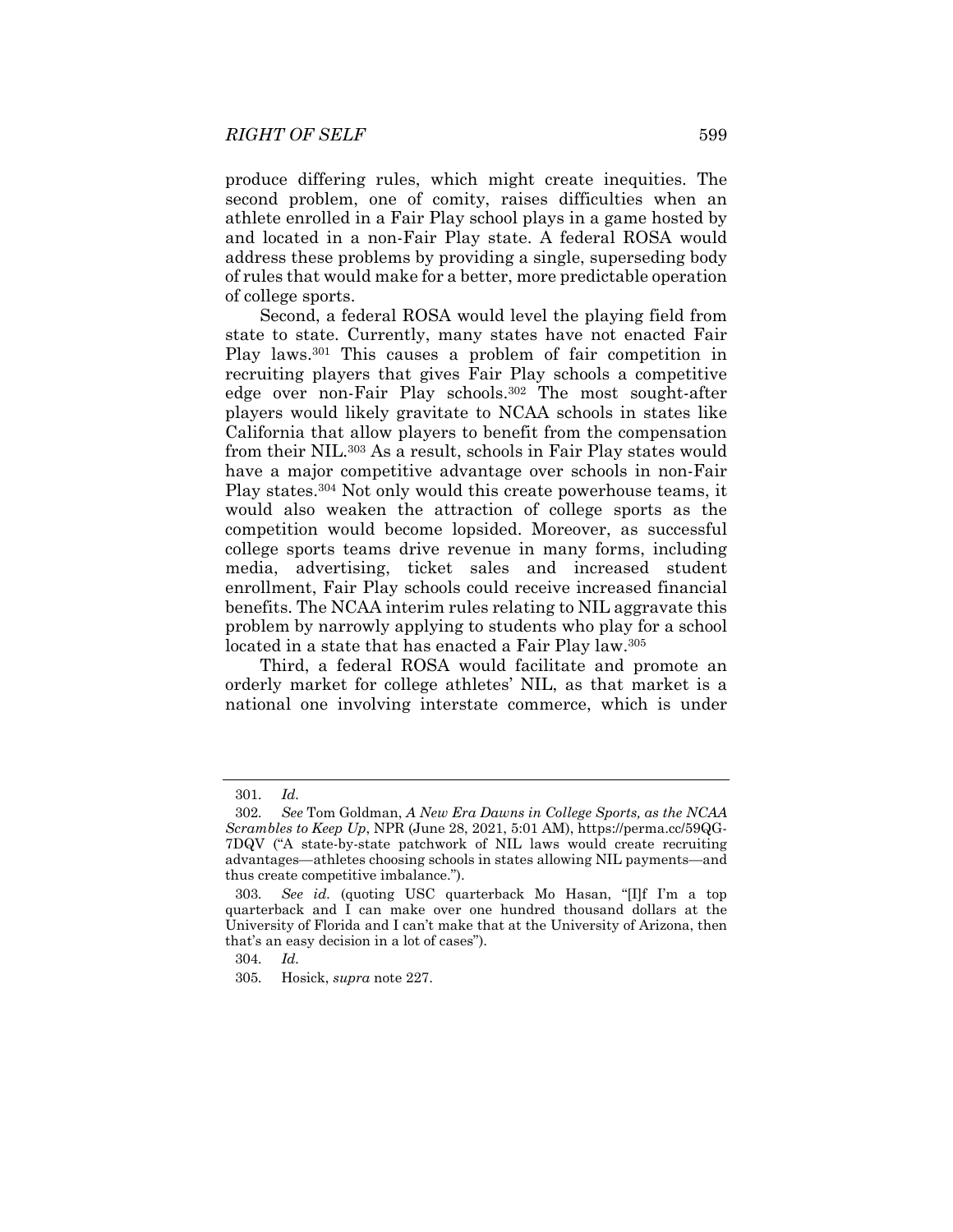produce differing rules, which might create inequities. The second problem, one of comity, raises difficulties when an athlete enrolled in a Fair Play school plays in a game hosted by and located in a non-Fair Play state. A federal ROSA would address these problems by providing a single, superseding body of rules that would make for a better, more predictable operation of college sports.

Second, a federal ROSA would level the playing field from state to state. Currently, many states have not enacted Fair Play laws.[301] This causes a problem of fair competition in recruiting players that gives Fair Play schools a competitive edge over non-Fair Play schools.[302] The most sought-after players would likely gravitate to NCAA schools in states like California that allow players to benefit from the compensation from their NIL.[303] As a result, schools in Fair Play states would have a major competitive advantage over schools in non-Fair Play states.[304] Not only would this create powerhouse teams, it would also weaken the attraction of college sports as the competition would become lopsided. Moreover, as successful college sports teams drive revenue in many forms, including media, advertising, ticket sales and increased student enrollment, Fair Play schools could receive increased financial benefits. The NCAA interim rules relating to NIL aggravate this problem by narrowly applying to students who play for a school located in a state that has enacted a Fair Play law.[305]

Third, a federal ROSA would facilitate and promote an orderly market for college athletes' NIL, as that market is a national one involving interstate commerce, which is under

---

301. *Id.*

302. *See* Tom Goldman, *A New Era Dawns in College Sports, as the NCAA Scrambles to Keep Up*, NPR (June 28, 2021, 5:01 AM), https://perma.cc/59QG-7DQV ("A state-by-state patchwork of NIL laws would create recruiting advantages—athletes choosing schools in states allowing NIL payments—and thus create competitive imbalance.").

303. *See id.* (quoting USC quarterback Mo Hasan, "[I]f I'm a top quarterback and I can make over one hundred thousand dollars at the University of Florida and I can't make that at the University of Arizona, then that's an easy decision in a lot of cases").

304. *Id.*

305. Hosick, *supra* note 227.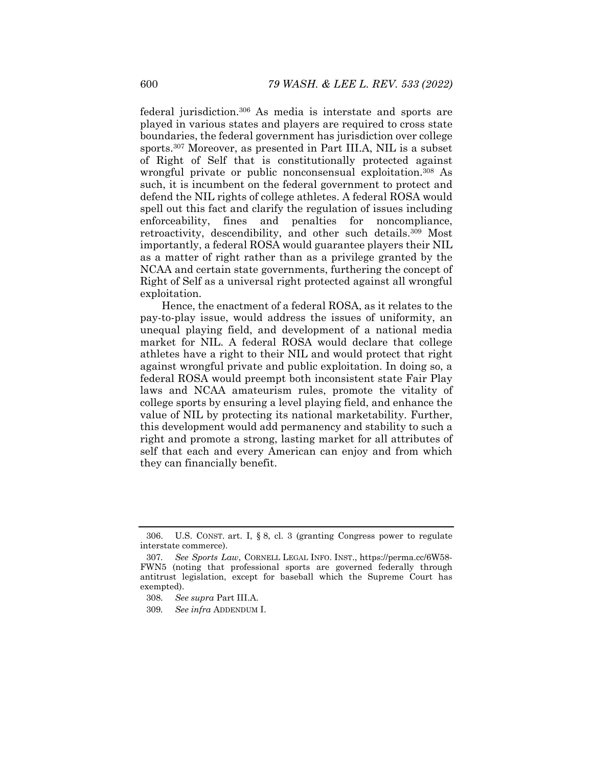federal jurisdiction.[306] As media is interstate and sports are played in various states and players are required to cross state boundaries, the federal government has jurisdiction over college sports.[307] Moreover, as presented in Part III.A, NIL is a subset of Right of Self that is constitutionally protected against wrongful private or public nonconsensual exploitation.[308] As such, it is incumbent on the federal government to protect and defend the NIL rights of college athletes. A federal ROSA would spell out this fact and clarify the regulation of issues including enforceability, fines and penalties for noncompliance, retroactivity, descendibility, and other such details.[309] Most importantly, a federal ROSA would guarantee players their NIL as a matter of right rather than as a privilege granted by the NCAA and certain state governments, furthering the concept of Right of Self as a universal right protected against all wrongful exploitation.

Hence, the enactment of a federal ROSA, as it relates to the pay-to-play issue, would address the issues of uniformity, an unequal playing field, and development of a national media market for NIL. A federal ROSA would declare that college athletes have a right to their NIL and would protect that right against wrongful private and public exploitation. In doing so, a federal ROSA would preempt both inconsistent state Fair Play laws and NCAA amateurism rules, promote the vitality of college sports by ensuring a level playing field, and enhance the value of NIL by protecting its national marketability. Further, this development would add permanency and stability to such a right and promote a strong, lasting market for all attributes of self that each and every American can enjoy and from which they can financially benefit.

---

306. U.S. CONST. art. I, § 8, cl. 3 (granting Congress power to regulate interstate commerce).

307. *See Sports Law*, CORNELL LEGAL INFO. INST., https://perma.cc/6W58-FWN5 (noting that professional sports are governed federally through antitrust legislation, except for baseball which the Supreme Court has exempted).

308. *See supra* Part III.A.

309. *See infra* ADDENDUM I.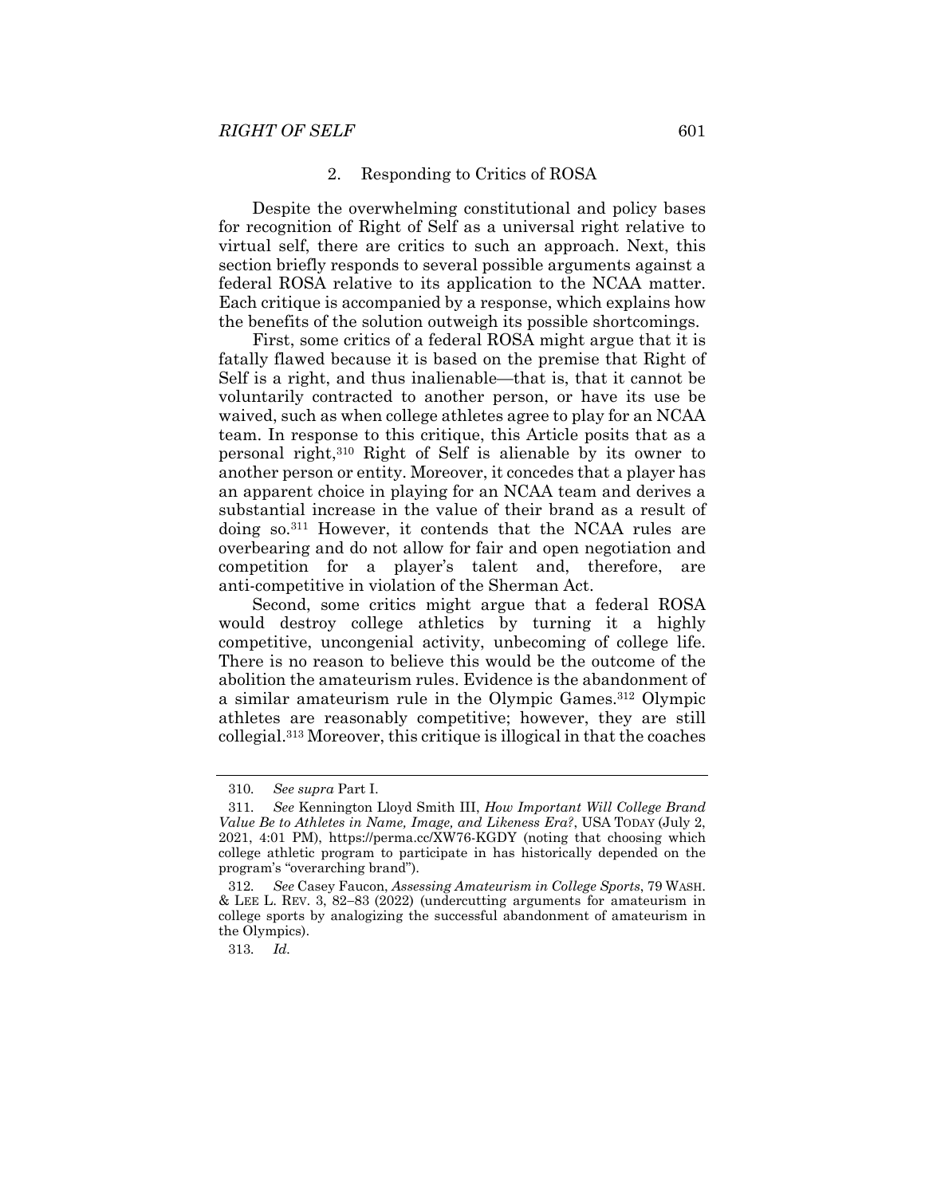### 2. Responding to Critics of ROSA

Despite the overwhelming constitutional and policy bases for recognition of Right of Self as a universal right relative to virtual self, there are critics to such an approach. Next, this section briefly responds to several possible arguments against a federal ROSA relative to its application to the NCAA matter. Each critique is accompanied by a response, which explains how the benefits of the solution outweigh its possible shortcomings.

First, some critics of a federal ROSA might argue that it is fatally flawed because it is based on the premise that Right of Self is a right, and thus inalienable—that is, that it cannot be voluntarily contracted to another person, or have its use be waived, such as when college athletes agree to play for an NCAA team. In response to this critique, this Article posits that as a personal right,[310] Right of Self is alienable by its owner to another person or entity. Moreover, it concedes that a player has an apparent choice in playing for an NCAA team and derives a substantial increase in the value of their brand as a result of doing so.[311] However, it contends that the NCAA rules are overbearing and do not allow for fair and open negotiation and competition for a player's talent and, therefore, are anti-competitive in violation of the Sherman Act.

Second, some critics might argue that a federal ROSA would destroy college athletics by turning it a highly competitive, uncongenial activity, unbecoming of college life. There is no reason to believe this would be the outcome of the abolition the amateurism rules. Evidence is the abandonment of a similar amateurism rule in the Olympic Games.[312] Olympic athletes are reasonably competitive; however, they are still collegial.[313] Moreover, this critique is illogical in that the coaches

---

310. *See supra* Part I.

311. *See* Kennington Lloyd Smith III, *How Important Will College Brand Value Be to Athletes in Name, Image, and Likeness Era?*, USA TODAY (July 2, 2021, 4:01 PM), https://perma.cc/XW76-KGDY (noting that choosing which college athletic program to participate in has historically depended on the program's "overarching brand").

312. *See* Casey Faucon, *Assessing Amateurism in College Sports*, 79 WASH. & LEE L. REV. 3, 82–83 (2022) (undercutting arguments for amateurism in college sports by analogizing the successful abandonment of amateurism in the Olympics).

313. *Id.*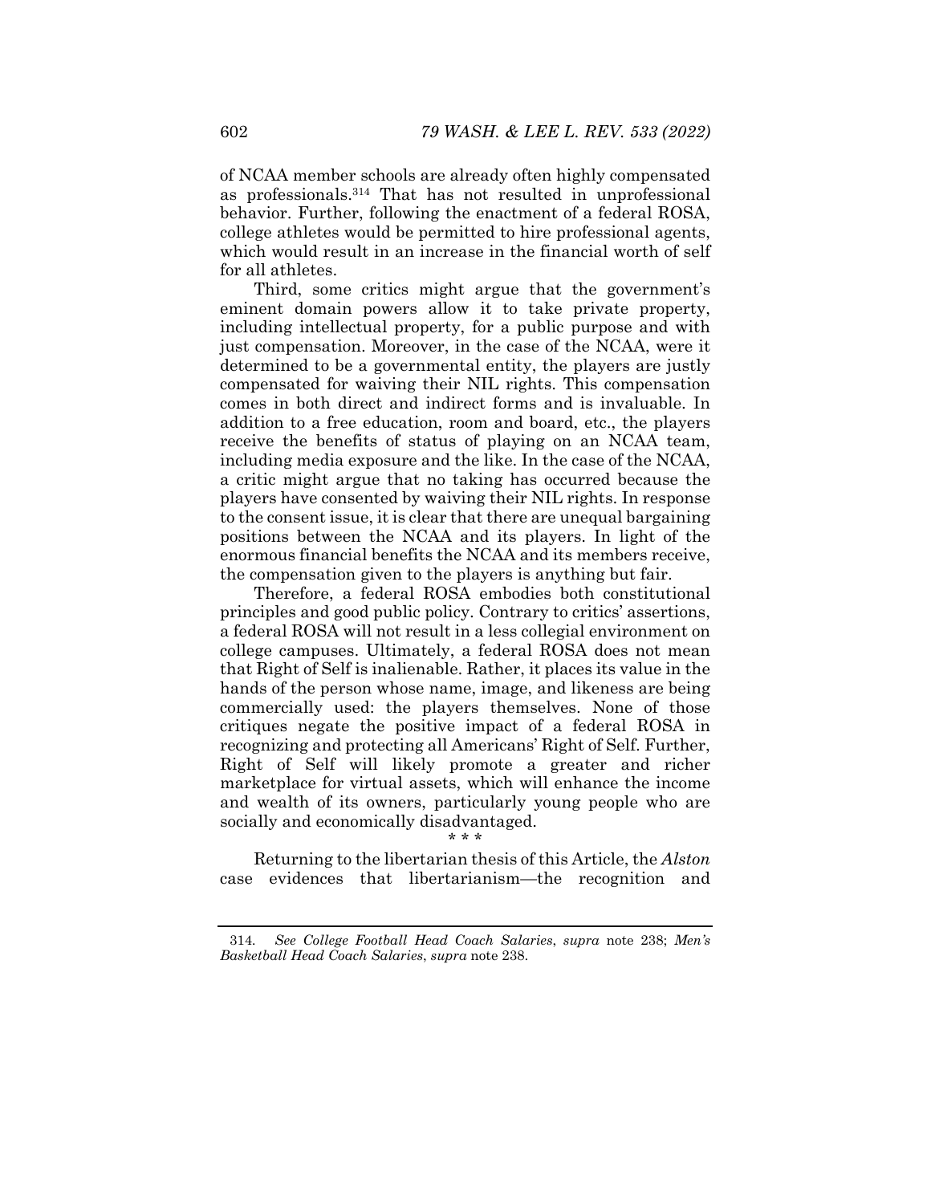of NCAA member schools are already often highly compensated as professionals.[314] That has not resulted in unprofessional behavior. Further, following the enactment of a federal ROSA, college athletes would be permitted to hire professional agents, which would result in an increase in the financial worth of self for all athletes.

Third, some critics might argue that the government's eminent domain powers allow it to take private property, including intellectual property, for a public purpose and with just compensation. Moreover, in the case of the NCAA, were it determined to be a governmental entity, the players are justly compensated for waiving their NIL rights. This compensation comes in both direct and indirect forms and is invaluable. In addition to a free education, room and board, etc., the players receive the benefits of status of playing on an NCAA team, including media exposure and the like. In the case of the NCAA, a critic might argue that no taking has occurred because the players have consented by waiving their NIL rights. In response to the consent issue, it is clear that there are unequal bargaining positions between the NCAA and its players. In light of the enormous financial benefits the NCAA and its members receive, the compensation given to the players is anything but fair.

Therefore, a federal ROSA embodies both constitutional principles and good public policy. Contrary to critics' assertions, a federal ROSA will not result in a less collegial environment on college campuses. Ultimately, a federal ROSA does not mean that Right of Self is inalienable. Rather, it places its value in the hands of the person whose name, image, and likeness are being commercially used: the players themselves. None of those critiques negate the positive impact of a federal ROSA in recognizing and protecting all Americans' Right of Self. Further, Right of Self will likely promote a greater and richer marketplace for virtual assets, which will enhance the income and wealth of its owners, particularly young people who are socially and economically disadvantaged.

\* \* \*

Returning to the libertarian thesis of this Article, the *Alston* case evidences that libertarianism—the recognition and

---

314. *See College Football Head Coach Salaries*, *supra* note 238; *Men's Basketball Head Coach Salaries*, *supra* note 238.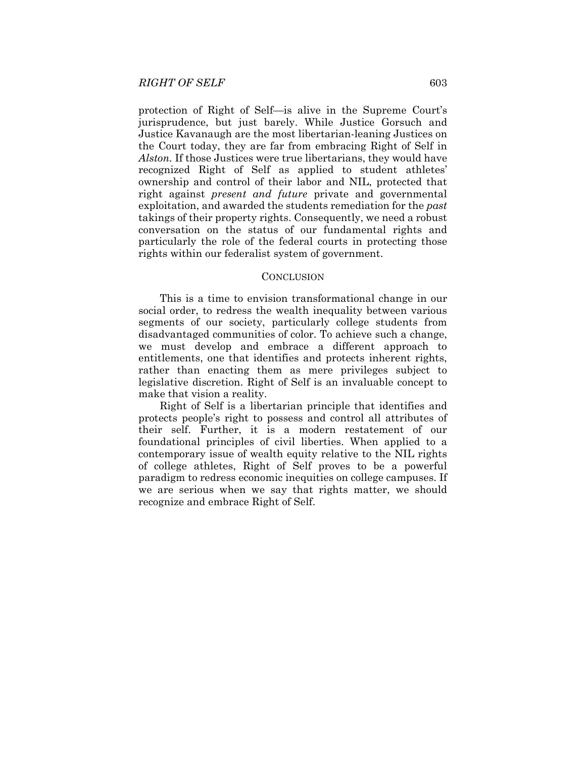protection of Right of Self—is alive in the Supreme Court's jurisprudence, but just barely. While Justice Gorsuch and Justice Kavanaugh are the most libertarian-leaning Justices on the Court today, they are far from embracing Right of Self in *Alston*. If those Justices were true libertarians, they would have recognized Right of Self as applied to student athletes' ownership and control of their labor and NIL, protected that right against *present and future* private and governmental exploitation, and awarded the students remediation for the *past* takings of their property rights. Consequently, we need a robust conversation on the status of our fundamental rights and particularly the role of the federal courts in protecting those rights within our federalist system of government.

## CONCLUSION

This is a time to envision transformational change in our social order, to redress the wealth inequality between various segments of our society, particularly college students from disadvantaged communities of color. To achieve such a change, we must develop and embrace a different approach to entitlements, one that identifies and protects inherent rights, rather than enacting them as mere privileges subject to legislative discretion. Right of Self is an invaluable concept to make that vision a reality.

Right of Self is a libertarian principle that identifies and protects people's right to possess and control all attributes of their self. Further, it is a modern restatement of our foundational principles of civil liberties. When applied to a contemporary issue of wealth equity relative to the NIL rights of college athletes, Right of Self proves to be a powerful paradigm to redress economic inequities on college campuses. If we are serious when we say that rights matter, we should recognize and embrace Right of Self.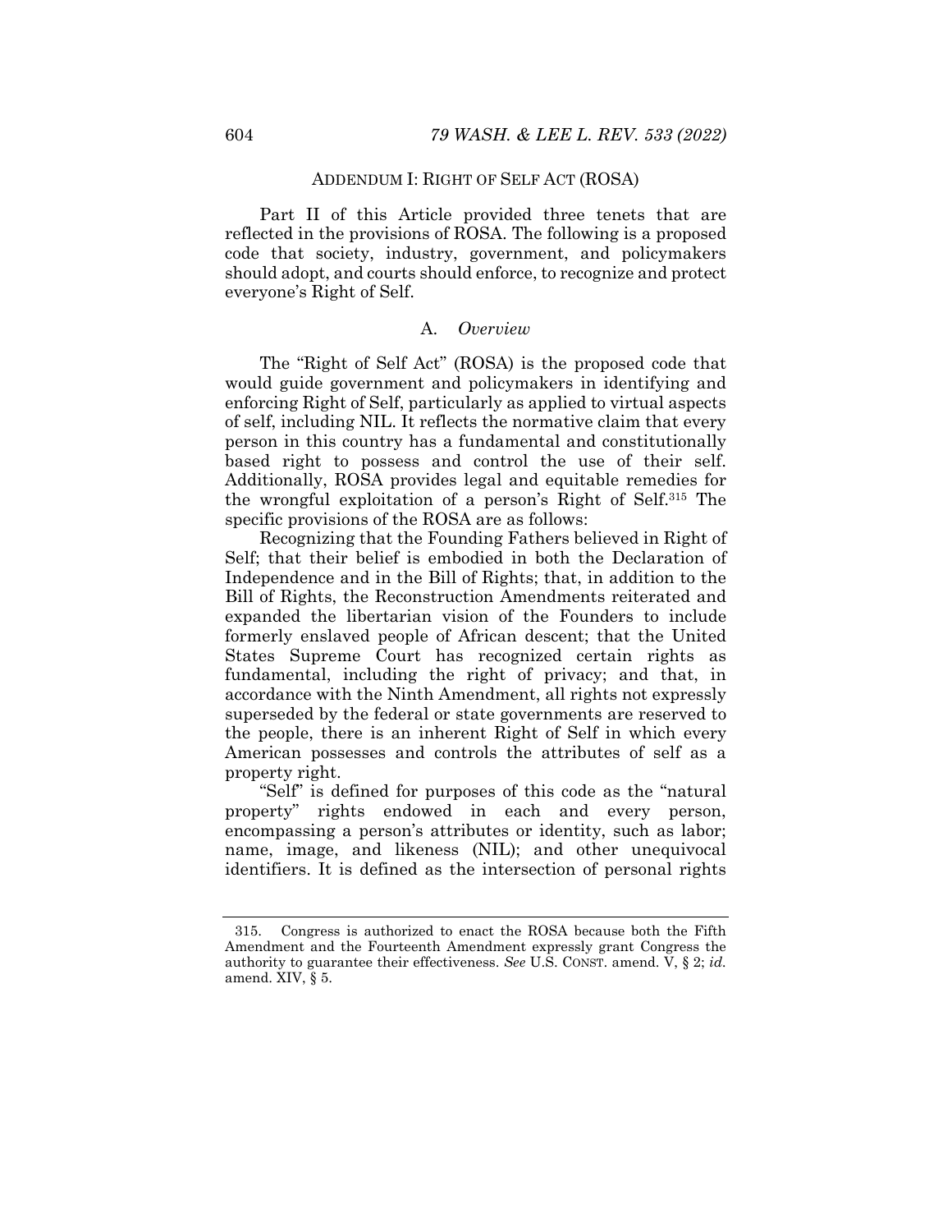## ADDENDUM I: RIGHT OF SELF ACT (ROSA)

Part II of this Article provided three tenets that are reflected in the provisions of ROSA. The following is a proposed code that society, industry, government, and policymakers should adopt, and courts should enforce, to recognize and protect everyone's Right of Self.

### A. *Overview*

The "Right of Self Act" (ROSA) is the proposed code that would guide government and policymakers in identifying and enforcing Right of Self, particularly as applied to virtual aspects of self, including NIL. It reflects the normative claim that every person in this country has a fundamental and constitutionally based right to possess and control the use of their self. Additionally, ROSA provides legal and equitable remedies for the wrongful exploitation of a person's Right of Self.[315] The specific provisions of the ROSA are as follows:

Recognizing that the Founding Fathers believed in Right of Self; that their belief is embodied in both the Declaration of Independence and in the Bill of Rights; that, in addition to the Bill of Rights, the Reconstruction Amendments reiterated and expanded the libertarian vision of the Founders to include formerly enslaved people of African descent; that the United States Supreme Court has recognized certain rights as fundamental, including the right of privacy; and that, in accordance with the Ninth Amendment, all rights not expressly superseded by the federal or state governments are reserved to the people, there is an inherent Right of Self in which every American possesses and controls the attributes of self as a property right.

"Self" is defined for purposes of this code as the "natural property" rights endowed in each and every person, encompassing a person's attributes or identity, such as labor; name, image, and likeness (NIL); and other unequivocal identifiers. It is defined as the intersection of personal rights

---

315. Congress is authorized to enact the ROSA because both the Fifth Amendment and the Fourteenth Amendment expressly grant Congress the authority to guarantee their effectiveness. *See* U.S. CONST. amend. V, § 2; *id.* amend. XIV, § 5.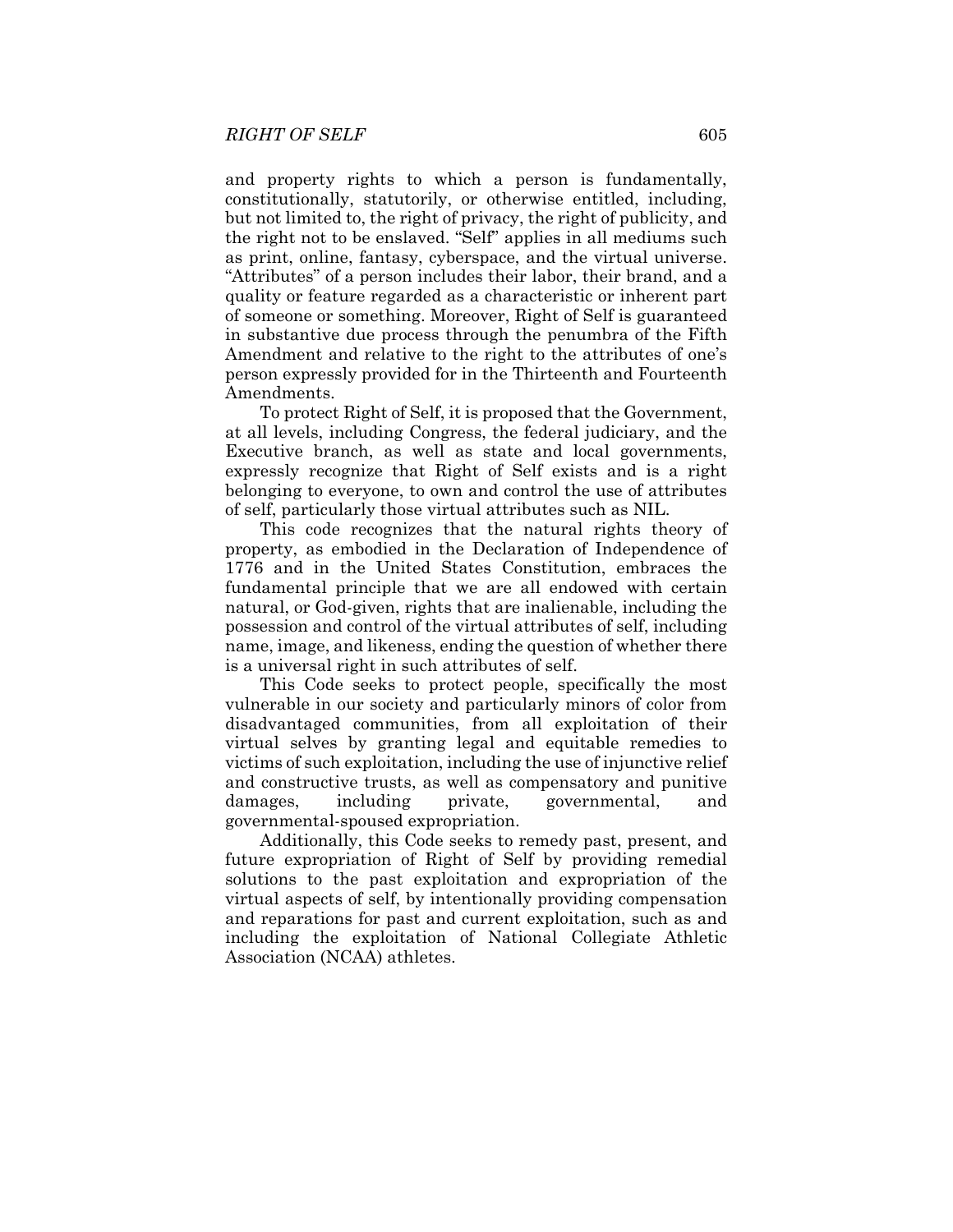and property rights to which a person is fundamentally, constitutionally, statutorily, or otherwise entitled, including, but not limited to, the right of privacy, the right of publicity, and the right not to be enslaved. "Self" applies in all mediums such as print, online, fantasy, cyberspace, and the virtual universe. "Attributes" of a person includes their labor, their brand, and a quality or feature regarded as a characteristic or inherent part of someone or something. Moreover, Right of Self is guaranteed in substantive due process through the penumbra of the Fifth Amendment and relative to the right to the attributes of one's person expressly provided for in the Thirteenth and Fourteenth Amendments.

To protect Right of Self, it is proposed that the Government, at all levels, including Congress, the federal judiciary, and the Executive branch, as well as state and local governments, expressly recognize that Right of Self exists and is a right belonging to everyone, to own and control the use of attributes of self, particularly those virtual attributes such as NIL.

This code recognizes that the natural rights theory of property, as embodied in the Declaration of Independence of 1776 and in the United States Constitution, embraces the fundamental principle that we are all endowed with certain natural, or God-given, rights that are inalienable, including the possession and control of the virtual attributes of self, including name, image, and likeness, ending the question of whether there is a universal right in such attributes of self.

This Code seeks to protect people, specifically the most vulnerable in our society and particularly minors of color from disadvantaged communities, from all exploitation of their virtual selves by granting legal and equitable remedies to victims of such exploitation, including the use of injunctive relief and constructive trusts, as well as compensatory and punitive damages, including private, governmental, and governmental-spoused expropriation.

Additionally, this Code seeks to remedy past, present, and future expropriation of Right of Self by providing remedial solutions to the past exploitation and expropriation of the virtual aspects of self, by intentionally providing compensation and reparations for past and current exploitation, such as and including the exploitation of National Collegiate Athletic Association (NCAA) athletes.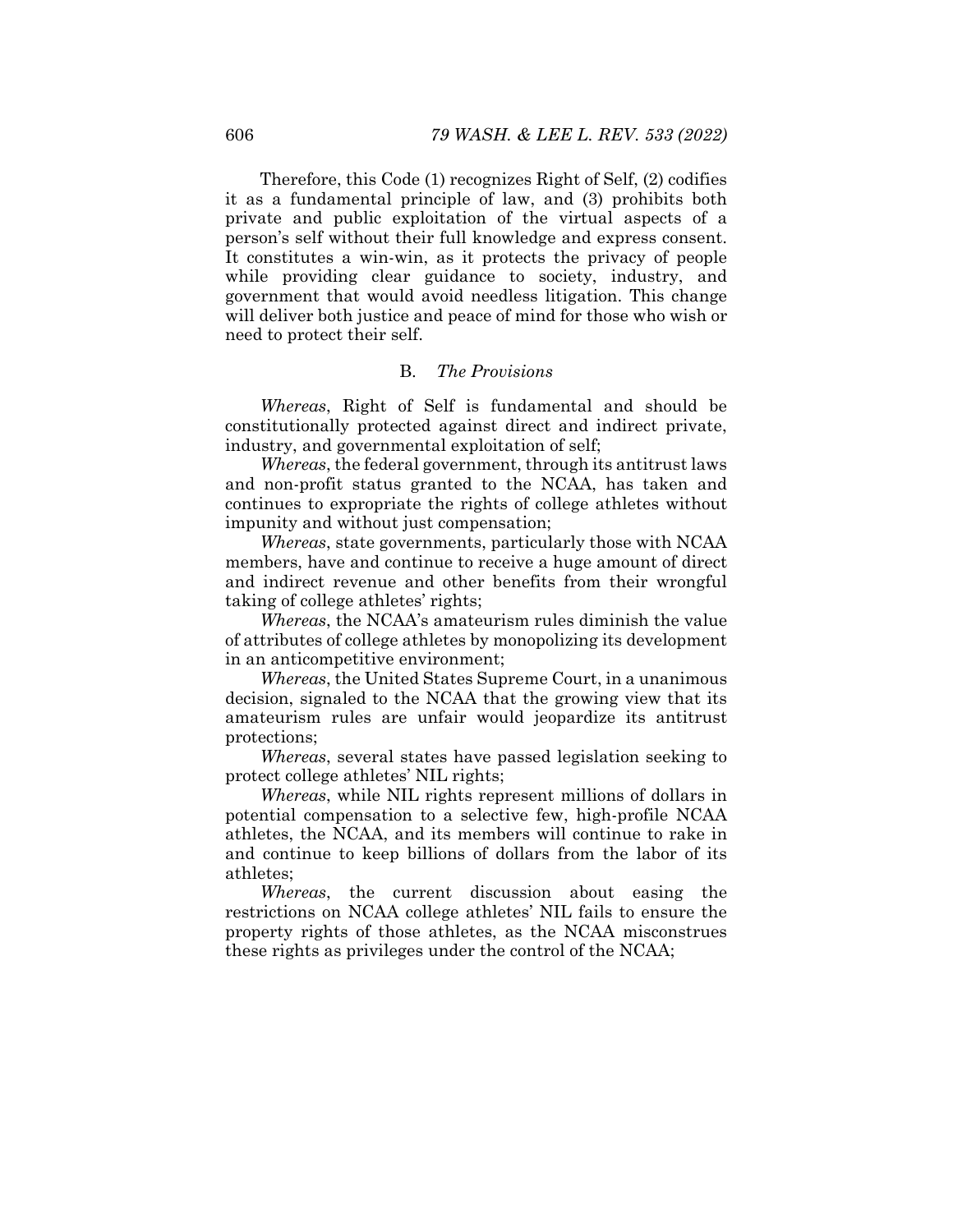Therefore, this Code (1) recognizes Right of Self, (2) codifies it as a fundamental principle of law, and (3) prohibits both private and public exploitation of the virtual aspects of a person's self without their full knowledge and express consent. It constitutes a win-win, as it protects the privacy of people while providing clear guidance to society, industry, and government that would avoid needless litigation. This change will deliver both justice and peace of mind for those who wish or need to protect their self.

### B. *The Provisions*

*Whereas*, Right of Self is fundamental and should be constitutionally protected against direct and indirect private, industry, and governmental exploitation of self;

*Whereas*, the federal government, through its antitrust laws and non-profit status granted to the NCAA, has taken and continues to expropriate the rights of college athletes without impunity and without just compensation;

*Whereas*, state governments, particularly those with NCAA members, have and continue to receive a huge amount of direct and indirect revenue and other benefits from their wrongful taking of college athletes' rights;

*Whereas*, the NCAA's amateurism rules diminish the value of attributes of college athletes by monopolizing its development in an anticompetitive environment;

*Whereas*, the United States Supreme Court, in a unanimous decision, signaled to the NCAA that the growing view that its amateurism rules are unfair would jeopardize its antitrust protections;

*Whereas*, several states have passed legislation seeking to protect college athletes' NIL rights;

*Whereas*, while NIL rights represent millions of dollars in potential compensation to a selective few, high-profile NCAA athletes, the NCAA, and its members will continue to rake in and continue to keep billions of dollars from the labor of its athletes;

*Whereas*, the current discussion about easing the restrictions on NCAA college athletes' NIL fails to ensure the property rights of those athletes, as the NCAA misconstrues these rights as privileges under the control of the NCAA;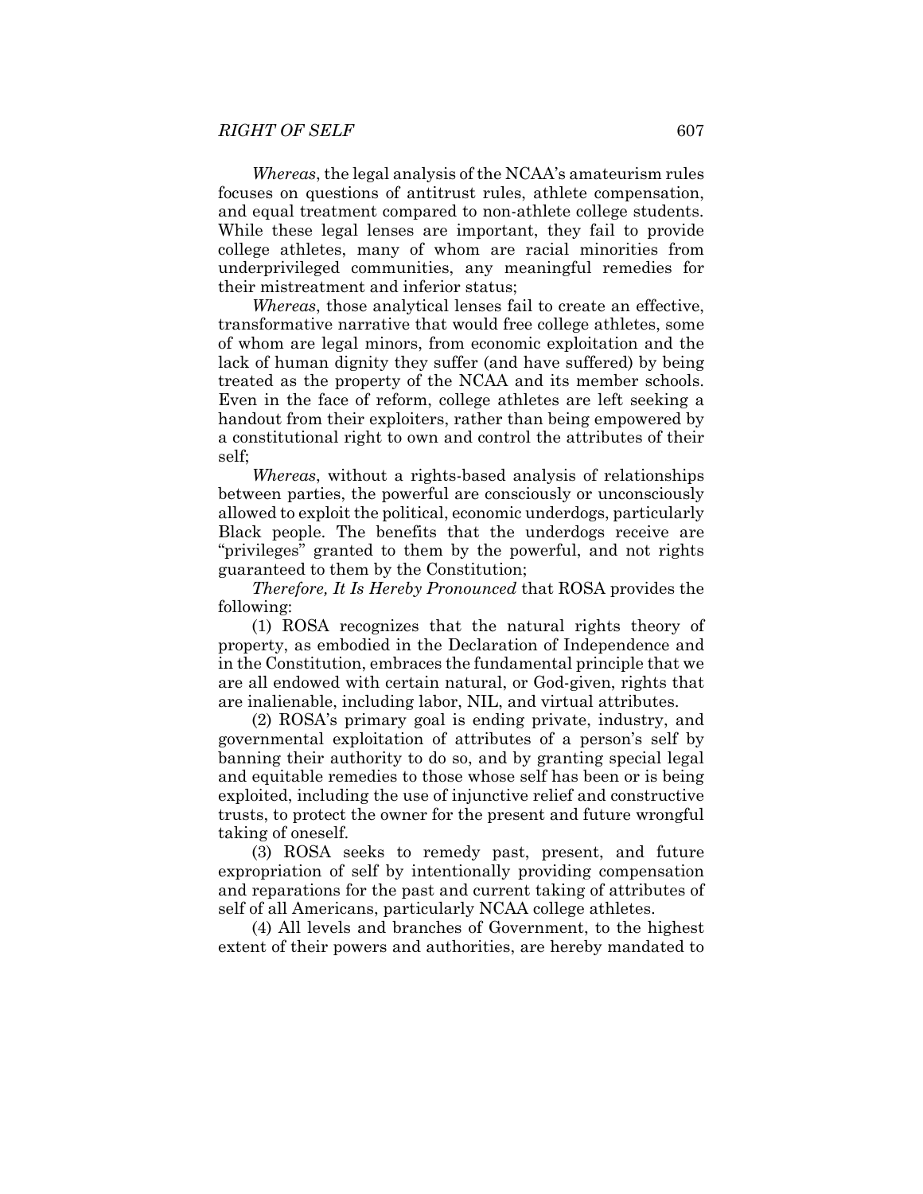*Whereas*, the legal analysis of the NCAA's amateurism rules focuses on questions of antitrust rules, athlete compensation, and equal treatment compared to non-athlete college students. While these legal lenses are important, they fail to provide college athletes, many of whom are racial minorities from underprivileged communities, any meaningful remedies for their mistreatment and inferior status;

*Whereas*, those analytical lenses fail to create an effective, transformative narrative that would free college athletes, some of whom are legal minors, from economic exploitation and the lack of human dignity they suffer (and have suffered) by being treated as the property of the NCAA and its member schools. Even in the face of reform, college athletes are left seeking a handout from their exploiters, rather than being empowered by a constitutional right to own and control the attributes of their self;

*Whereas*, without a rights-based analysis of relationships between parties, the powerful are consciously or unconsciously allowed to exploit the political, economic underdogs, particularly Black people. The benefits that the underdogs receive are "privileges" granted to them by the powerful, and not rights guaranteed to them by the Constitution;

*Therefore, It Is Hereby Pronounced* that ROSA provides the following:

(1) ROSA recognizes that the natural rights theory of property, as embodied in the Declaration of Independence and in the Constitution, embraces the fundamental principle that we are all endowed with certain natural, or God-given, rights that are inalienable, including labor, NIL, and virtual attributes.

(2) ROSA's primary goal is ending private, industry, and governmental exploitation of attributes of a person's self by banning their authority to do so, and by granting special legal and equitable remedies to those whose self has been or is being exploited, including the use of injunctive relief and constructive trusts, to protect the owner for the present and future wrongful taking of oneself.

(3) ROSA seeks to remedy past, present, and future expropriation of self by intentionally providing compensation and reparations for the past and current taking of attributes of self of all Americans, particularly NCAA college athletes.

(4) All levels and branches of Government, to the highest extent of their powers and authorities, are hereby mandated to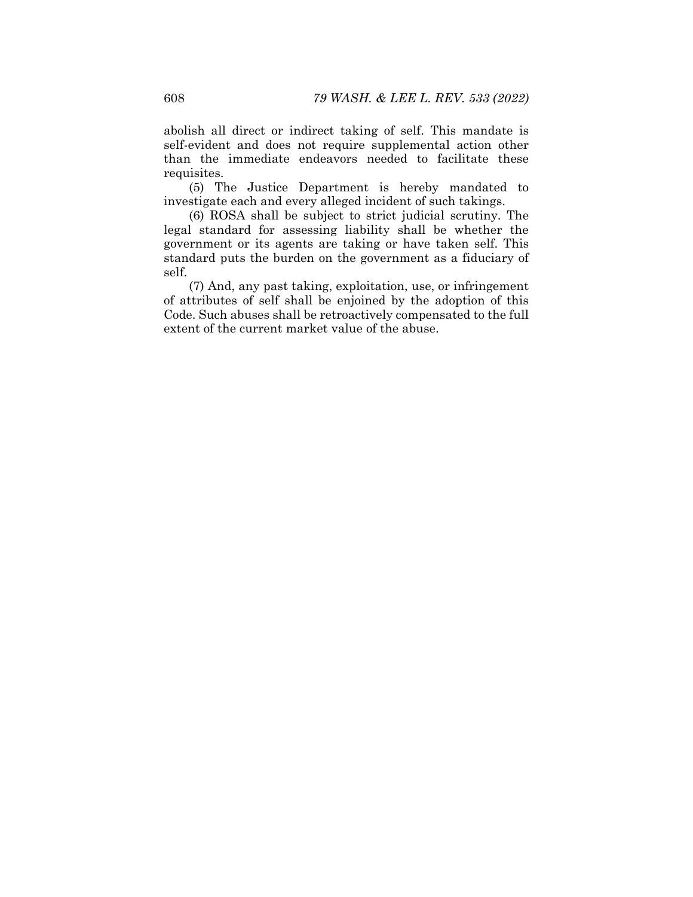abolish all direct or indirect taking of self. This mandate is self-evident and does not require supplemental action other than the immediate endeavors needed to facilitate these requisites.

(5) The Justice Department is hereby mandated to investigate each and every alleged incident of such takings.

(6) ROSA shall be subject to strict judicial scrutiny. The legal standard for assessing liability shall be whether the government or its agents are taking or have taken self. This standard puts the burden on the government as a fiduciary of self.

(7) And, any past taking, exploitation, use, or infringement of attributes of self shall be enjoined by the adoption of this Code. Such abuses shall be retroactively compensated to the full extent of the current market value of the abuse.